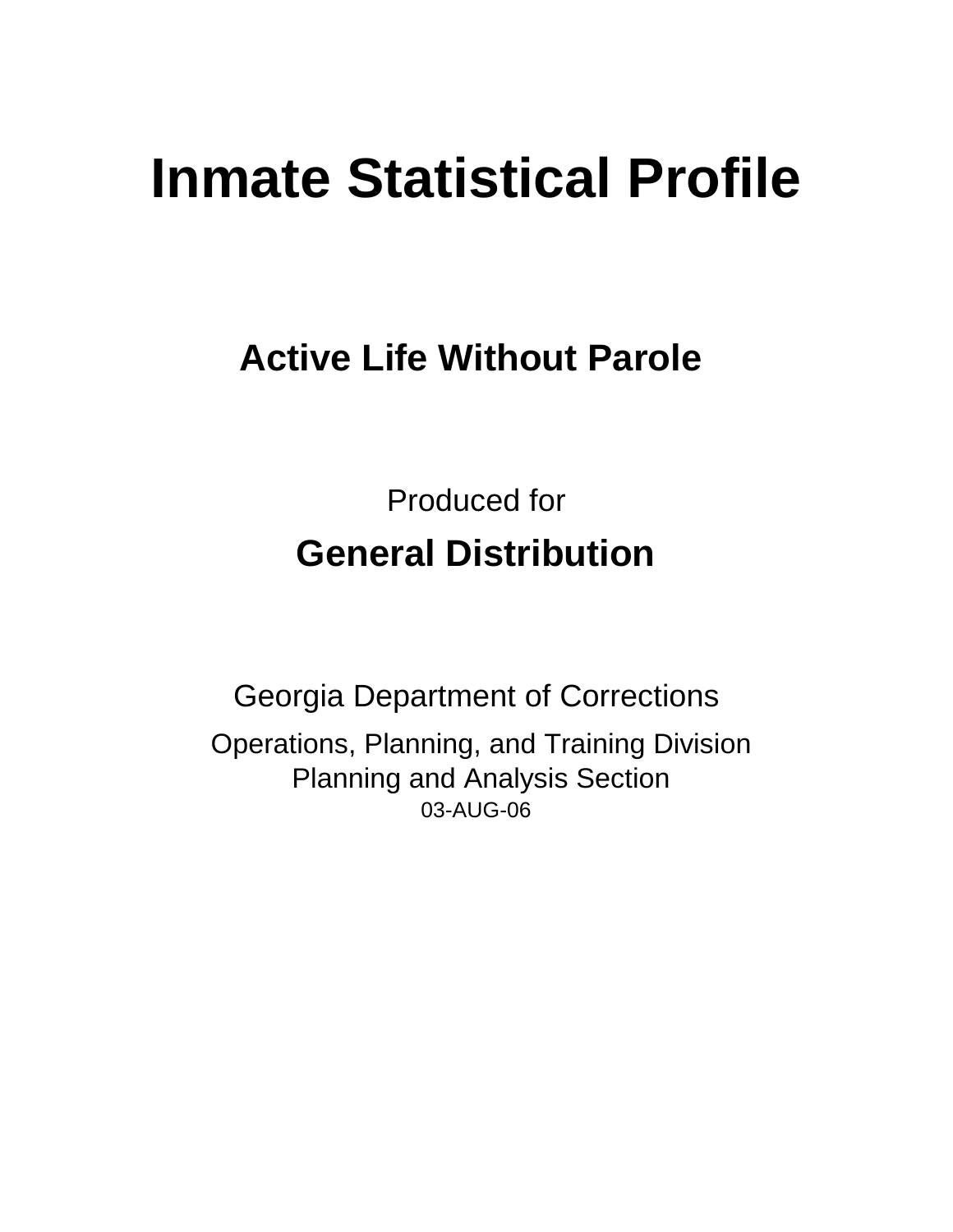# Inmate Statistical Profile

## Active Life Without Parole

Produced for

**General Distribution**

Georgia Department of Corrections

Operations, Planning, and Training Division
Planning and Analysis Section
03-AUG-06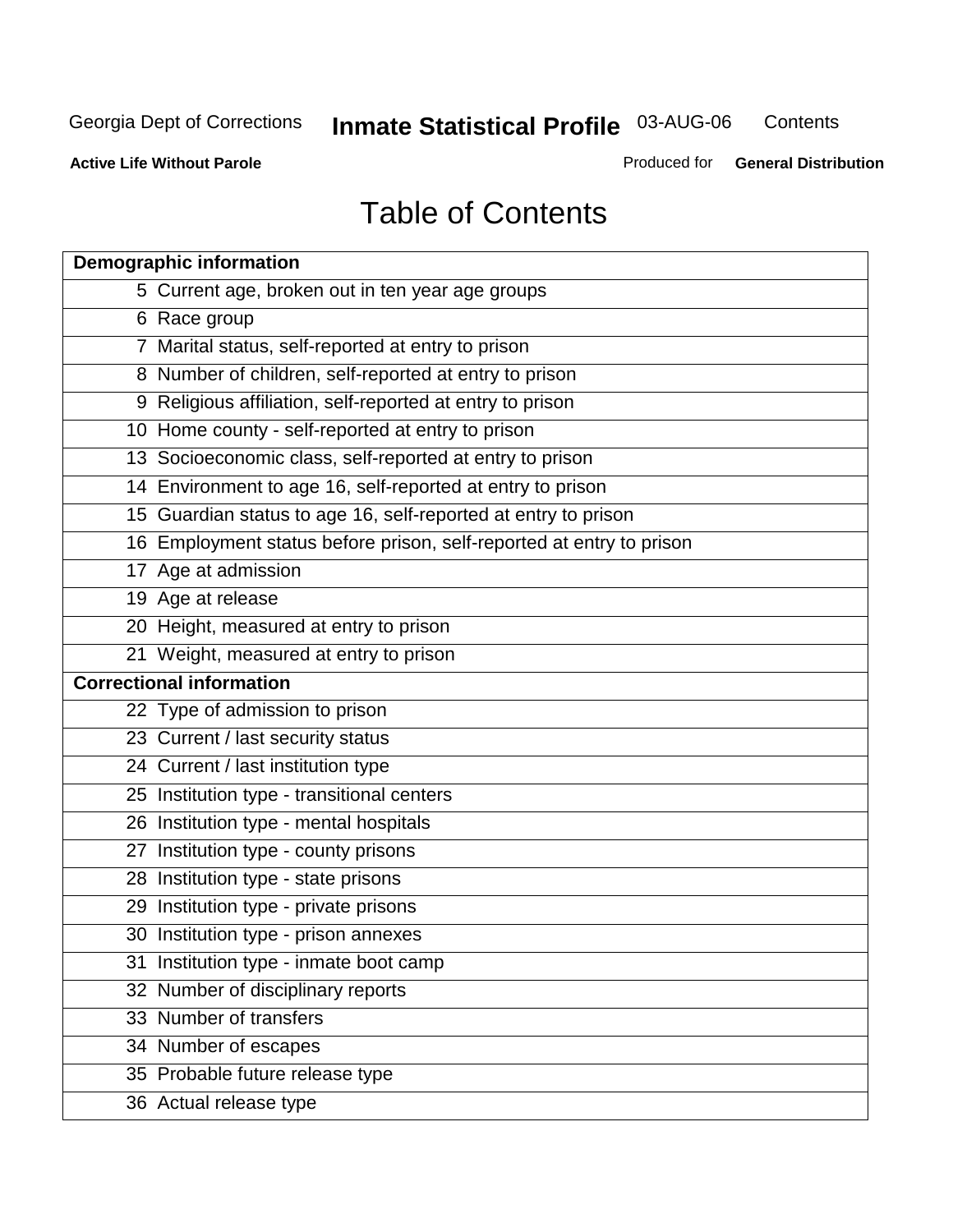# Table of Contents

| Page | Section |
|---|---|
| **Demographic information** | |
| 5 | Current age, broken out in ten year age groups |
| 6 | Race group |
| 7 | Marital status, self-reported at entry to prison |
| 8 | Number of children, self-reported at entry to prison |
| 9 | Religious affiliation, self-reported at entry to prison |
| 10 | Home county - self-reported at entry to prison |
| 13 | Socioeconomic class, self-reported at entry to prison |
| 14 | Environment to age 16, self-reported at entry to prison |
| 15 | Guardian status to age 16, self-reported at entry to prison |
| 16 | Employment status before prison, self-reported at entry to prison |
| 17 | Age at admission |
| 19 | Age at release |
| 20 | Height, measured at entry to prison |
| 21 | Weight, measured at entry to prison |
| **Correctional information** | |
| 22 | Type of admission to prison |
| 23 | Current / last security status |
| 24 | Current / last institution type |
| 25 | Institution type - transitional centers |
| 26 | Institution type - mental hospitals |
| 27 | Institution type - county prisons |
| 28 | Institution type - state prisons |
| 29 | Institution type - private prisons |
| 30 | Institution type - prison annexes |
| 31 | Institution type - inmate boot camp |
| 32 | Number of disciplinary reports |
| 33 | Number of transfers |
| 34 | Number of escapes |
| 35 | Probable future release type |
| 36 | Actual release type |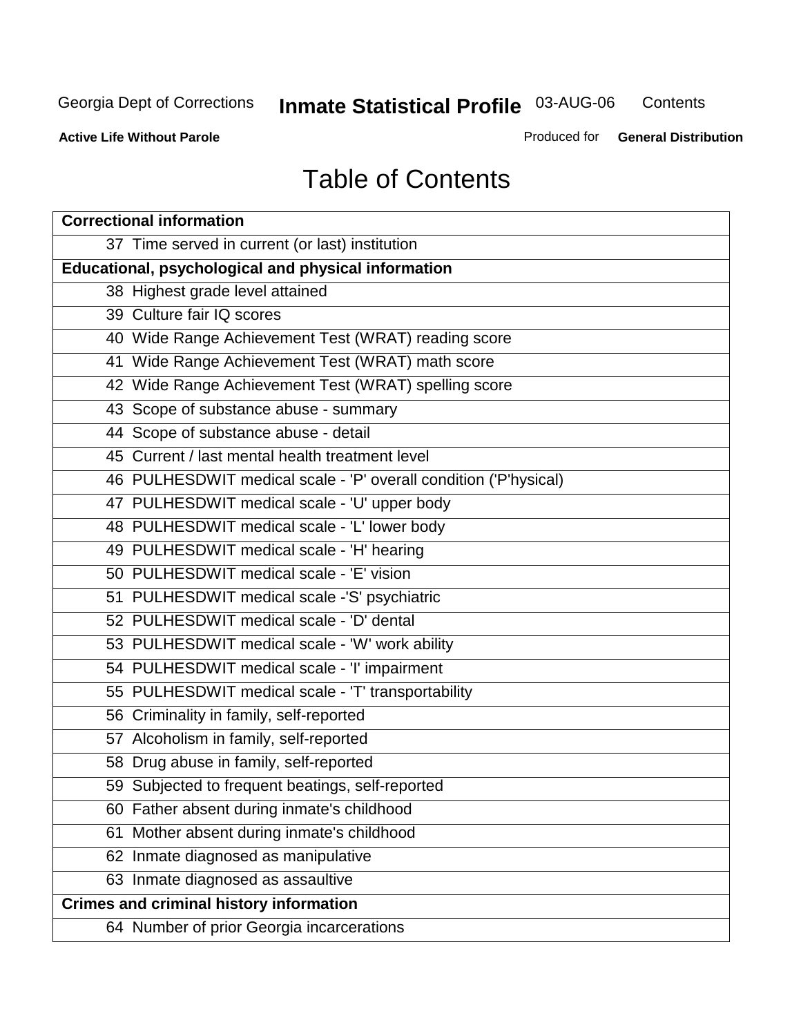# Table of Contents

| Correctional information |
|---|
| 37 Time served in current (or last) institution |
| **Educational, psychological and physical information** |
| 38 Highest grade level attained |
| 39 Culture fair IQ scores |
| 40 Wide Range Achievement Test (WRAT) reading score |
| 41 Wide Range Achievement Test (WRAT) math score |
| 42 Wide Range Achievement Test (WRAT) spelling score |
| 43 Scope of substance abuse - summary |
| 44 Scope of substance abuse - detail |
| 45 Current / last mental health treatment level |
| 46 PULHESDWIT medical scale - 'P' overall condition ('P'hysical) |
| 47 PULHESDWIT medical scale - 'U' upper body |
| 48 PULHESDWIT medical scale - 'L' lower body |
| 49 PULHESDWIT medical scale - 'H' hearing |
| 50 PULHESDWIT medical scale - 'E' vision |
| 51 PULHESDWIT medical scale -'S' psychiatric |
| 52 PULHESDWIT medical scale - 'D' dental |
| 53 PULHESDWIT medical scale - 'W' work ability |
| 54 PULHESDWIT medical scale - 'I' impairment |
| 55 PULHESDWIT medical scale - 'T' transportability |
| 56 Criminality in family, self-reported |
| 57 Alcoholism in family, self-reported |
| 58 Drug abuse in family, self-reported |
| 59 Subjected to frequent beatings, self-reported |
| 60 Father absent during inmate's childhood |
| 61 Mother absent during inmate's childhood |
| 62 Inmate diagnosed as manipulative |
| 63 Inmate diagnosed as assaultive |
| **Crimes and criminal history information** |
| 64 Number of prior Georgia incarcerations |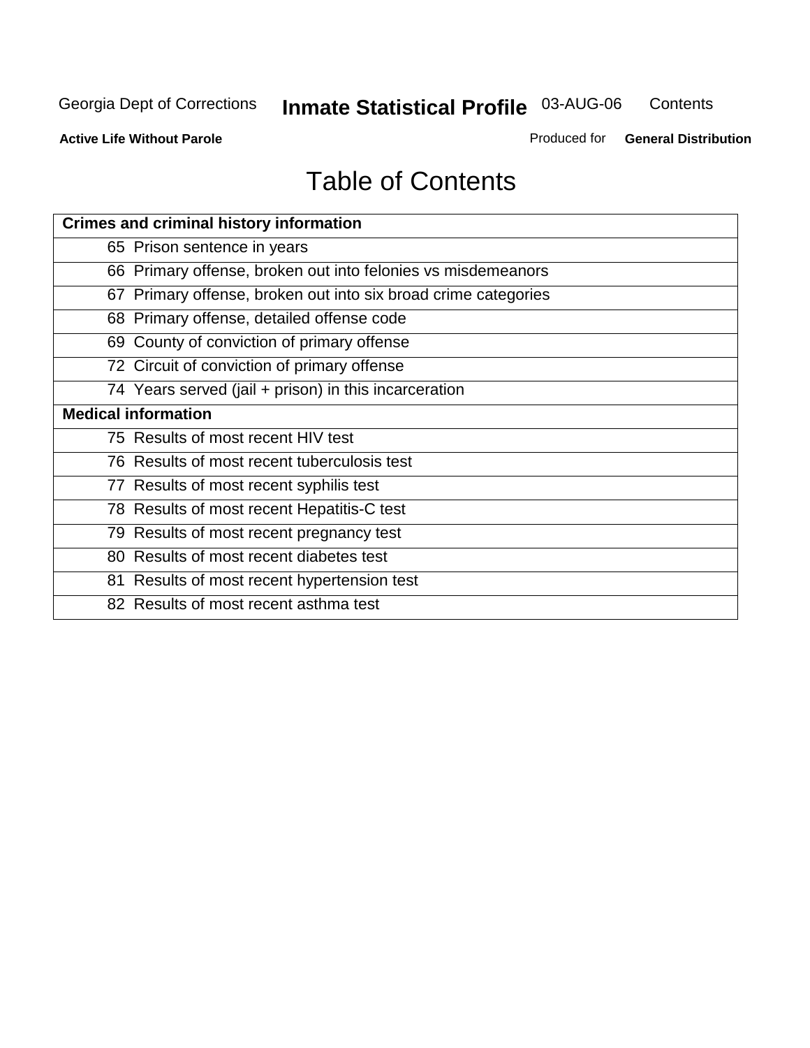# Table of Contents

| Crimes and criminal history information |
|---|
| 65 Prison sentence in years |
| 66 Primary offense, broken out into felonies vs misdemeanors |
| 67 Primary offense, broken out into six broad crime categories |
| 68 Primary offense, detailed offense code |
| 69 County of conviction of primary offense |
| 72 Circuit of conviction of primary offense |
| 74 Years served (jail + prison) in this incarceration |
| **Medical information** |
| 75 Results of most recent HIV test |
| 76 Results of most recent tuberculosis test |
| 77 Results of most recent syphilis test |
| 78 Results of most recent Hepatitis-C test |
| 79 Results of most recent pregnancy test |
| 80 Results of most recent diabetes test |
| 81 Results of most recent hypertension test |
| 82 Results of most recent asthma test |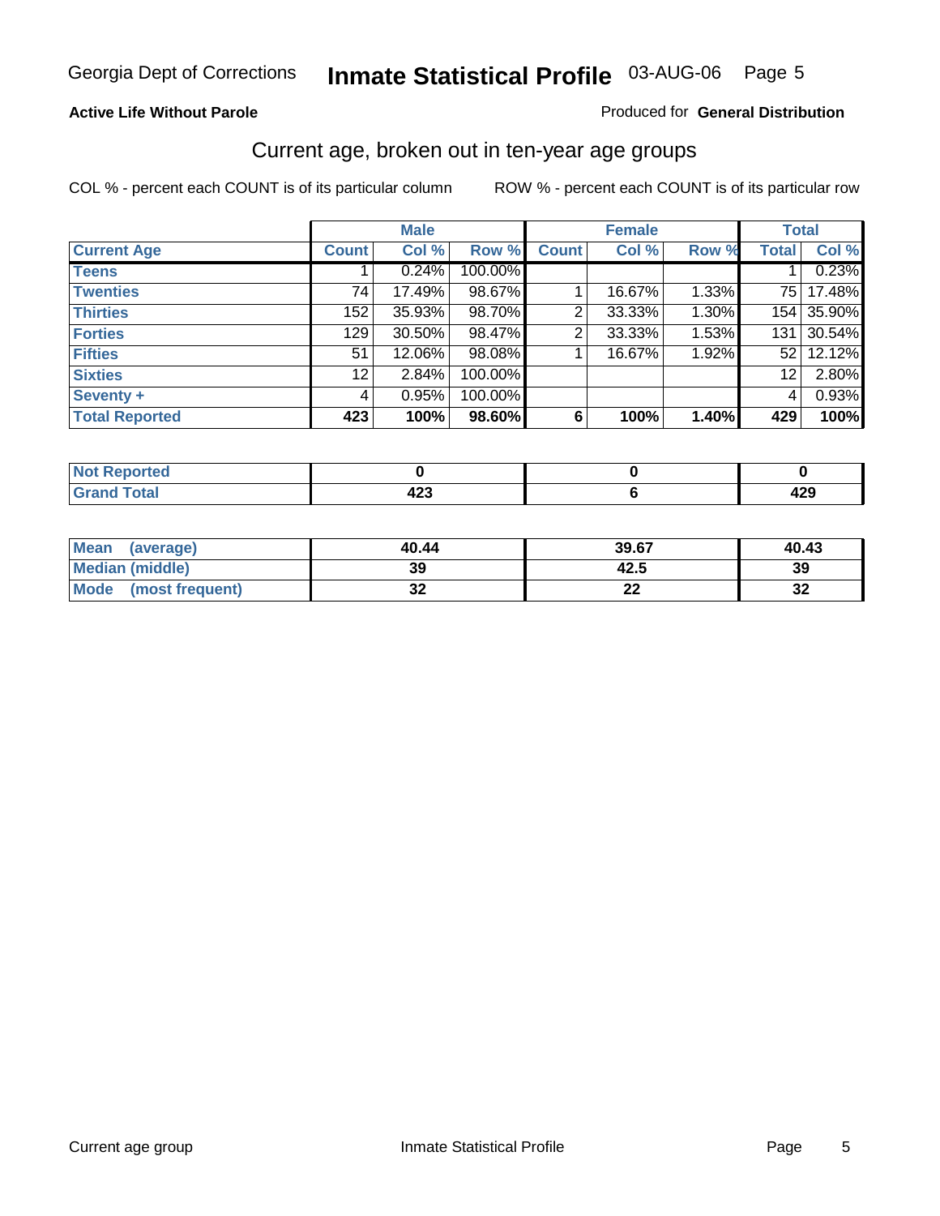Georgia Dept of Corrections **Inmate Statistical Profile** 03-AUG-06

**Active Life Without Parole**

Produced for **General Distribution**

## Current age, broken out in ten-year age groups

COL % - percent each COUNT is of its particular column

ROW % - percent each COUNT is of its particular row

| | Male | | | Female | | | Total | |
|---|---|---|---|---|---|---|---|---|
| **Current Age** | **Count** | **Col %** | **Row %** | **Count** | **Col %** | **Row %** | **Total** | **Col %** |
| **Teens** | 1 | 0.24% | 100.00% | | | | 1 | 0.23% |
| **Twenties** | 74 | 17.49% | 98.67% | 1 | 16.67% | 1.33% | 75 | 17.48% |
| **Thirties** | 152 | 35.93% | 98.70% | 2 | 33.33% | 1.30% | 154 | 35.90% |
| **Forties** | 129 | 30.50% | 98.47% | 2 | 33.33% | 1.53% | 131 | 30.54% |
| **Fifties** | 51 | 12.06% | 98.08% | 1 | 16.67% | 1.92% | 52 | 12.12% |
| **Sixties** | 12 | 2.84% | 100.00% | | | | 12 | 2.80% |
| **Seventy +** | 4 | 0.95% | 100.00% | | | | 4 | 0.93% |
| **Total Reported** | **423** | **100%** | **98.60%** | **6** | **100%** | **1.40%** | **429** | **100%** |

| | Male | Female | Total |
|---|---|---|---|
| **Not Reported** | **0** | **0** | **0** |
| **Grand Total** | **423** | **6** | **429** |

| | Male | Female | Total |
|---|---|---|---|
| **Mean (average)** | **40.44** | **39.67** | **40.43** |
| **Median (middle)** | **39** | **42.5** | **39** |
| **Mode (most frequent)** | **32** | **22** | **32** |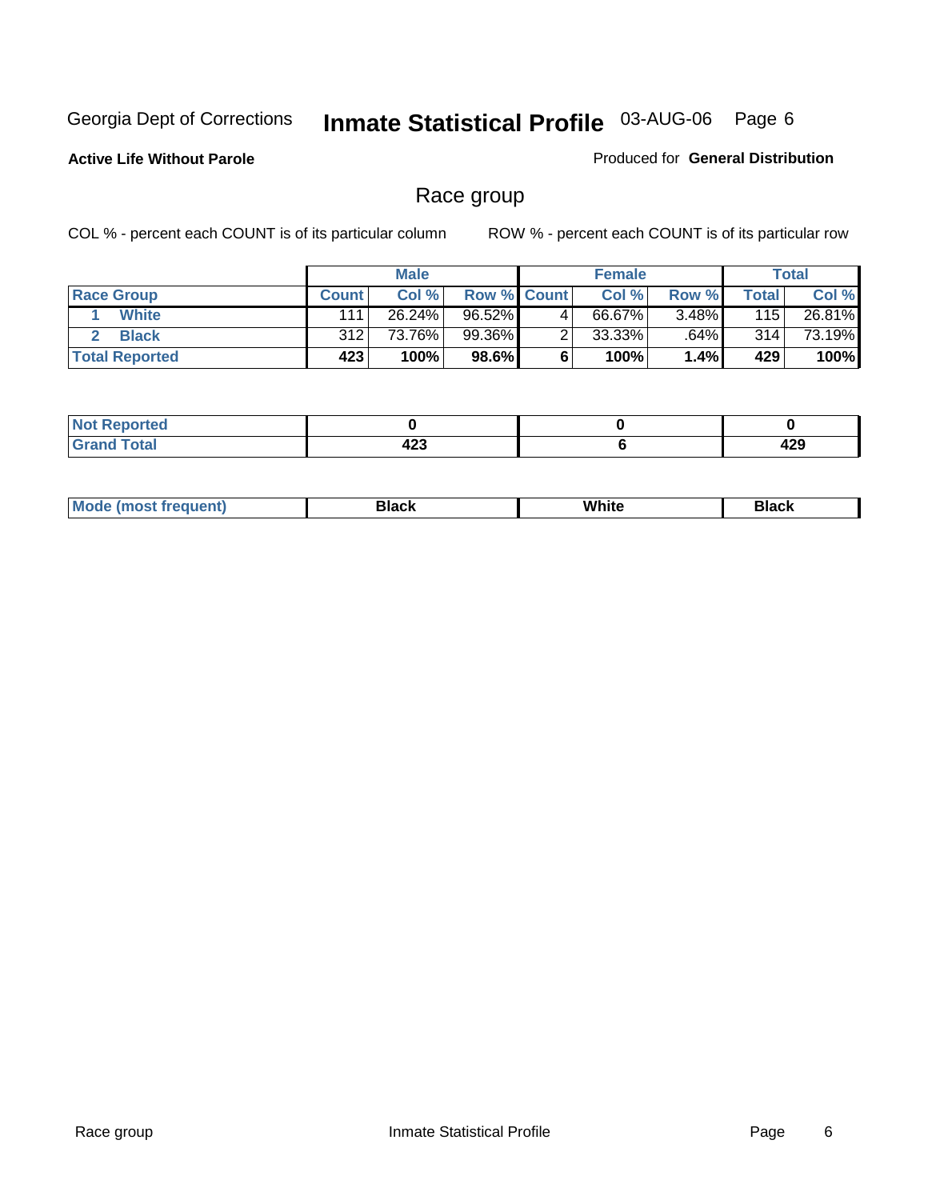Georgia Dept of Corrections **Inmate Statistical Profile** 03-AUG-06

**Active Life Without Parole**

Produced for **General Distribution**

## Race group

COL % - percent each COUNT is of its particular column

ROW % - percent each COUNT is of its particular row

| | Male | | | Female | | | Total | |
|---|---|---|---|---|---|---|---|---|
| Race Group | Count | Col % | Row % | Count | Col % | Row % | Total | Col % |
| 1 White | 111 | 26.24% | 96.52% | 4 | 66.67% | 3.48% | 115 | 26.81% |
| 2 Black | 312 | 73.76% | 99.36% | 2 | 33.33% | .64% | 314 | 73.19% |
| **Total Reported** | **423** | **100%** | **98.6%** | **6** | **100%** | **1.4%** | **429** | **100%** |

| | Male | Female | Total |
|---|---|---|---|
| Not Reported | **0** | **0** | **0** |
| Grand Total | **423** | **6** | **429** |

| | Male | Female | Total |
|---|---|---|---|
| Mode (most frequent) | **Black** | **White** | **Black** |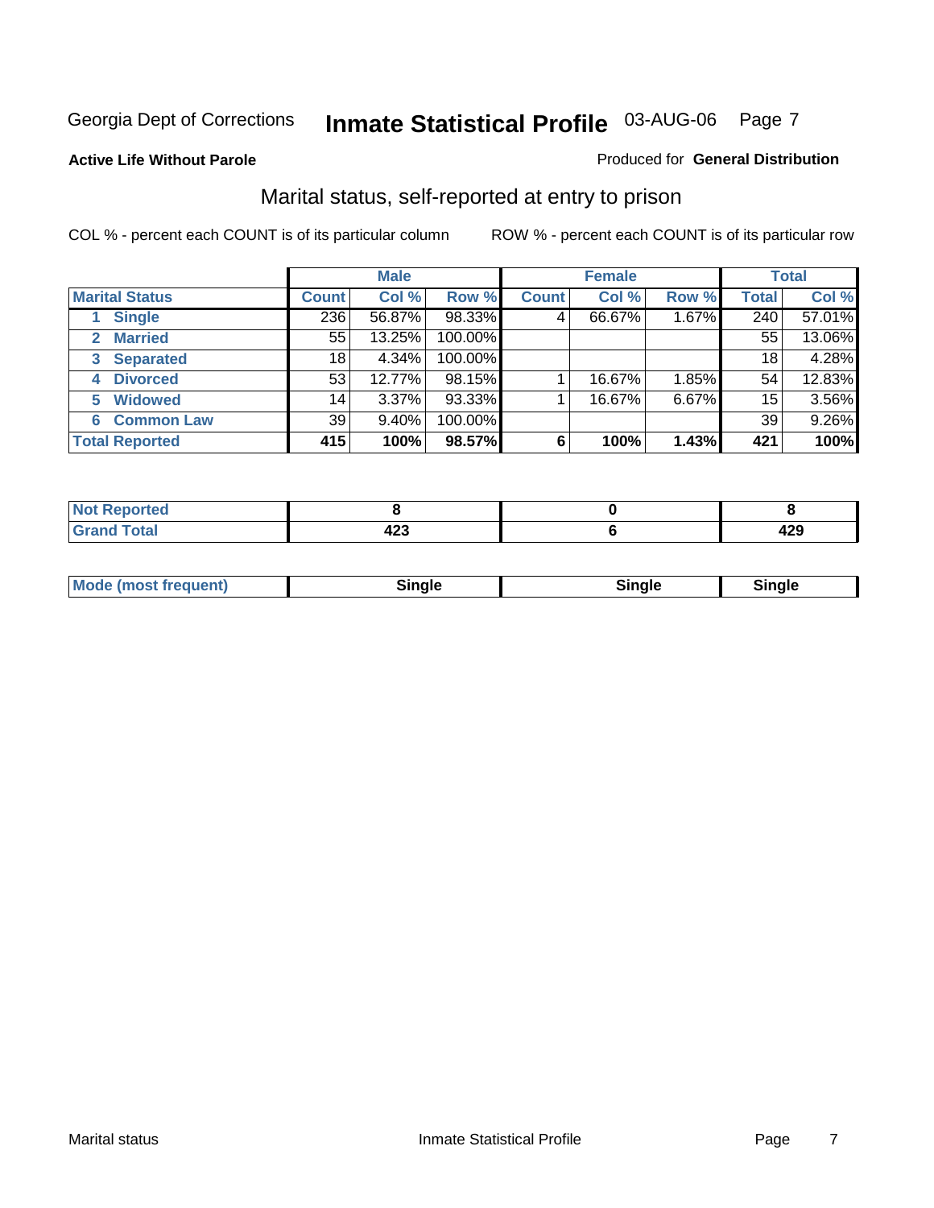Georgia Dept of Corrections **Inmate Statistical Profile** 03-AUG-06

**Active Life Without Parole**

Produced for **General Distribution**

## Marital status, self-reported at entry to prison

COL % - percent each COUNT is of its particular column

ROW % - percent each COUNT is of its particular row

| | Male | | | Female | | | Total | |
|---|---|---|---|---|---|---|---|---|
| **Marital Status** | **Count** | **Col %** | **Row %** | **Count** | **Col %** | **Row %** | **Total** | **Col %** |
| 1 **Single** | 236 | 56.87% | 98.33% | 4 | 66.67% | 1.67% | 240 | 57.01% |
| 2 **Married** | 55 | 13.25% | 100.00% | | | | 55 | 13.06% |
| 3 **Separated** | 18 | 4.34% | 100.00% | | | | 18 | 4.28% |
| 4 **Divorced** | 53 | 12.77% | 98.15% | 1 | 16.67% | 1.85% | 54 | 12.83% |
| 5 **Widowed** | 14 | 3.37% | 93.33% | 1 | 16.67% | 6.67% | 15 | 3.56% |
| 6 **Common Law** | 39 | 9.40% | 100.00% | | | | 39 | 9.26% |
| **Total Reported** | **415** | **100%** | **98.57%** | **6** | **100%** | **1.43%** | **421** | **100%** |

| | Male | Female | Total |
|---|---|---|---|
| **Not Reported** | **8** | **0** | **8** |
| **Grand Total** | **423** | **6** | **429** |

| | Male | Female | Total |
|---|---|---|---|
| **Mode (most frequent)** | **Single** | **Single** | **Single** |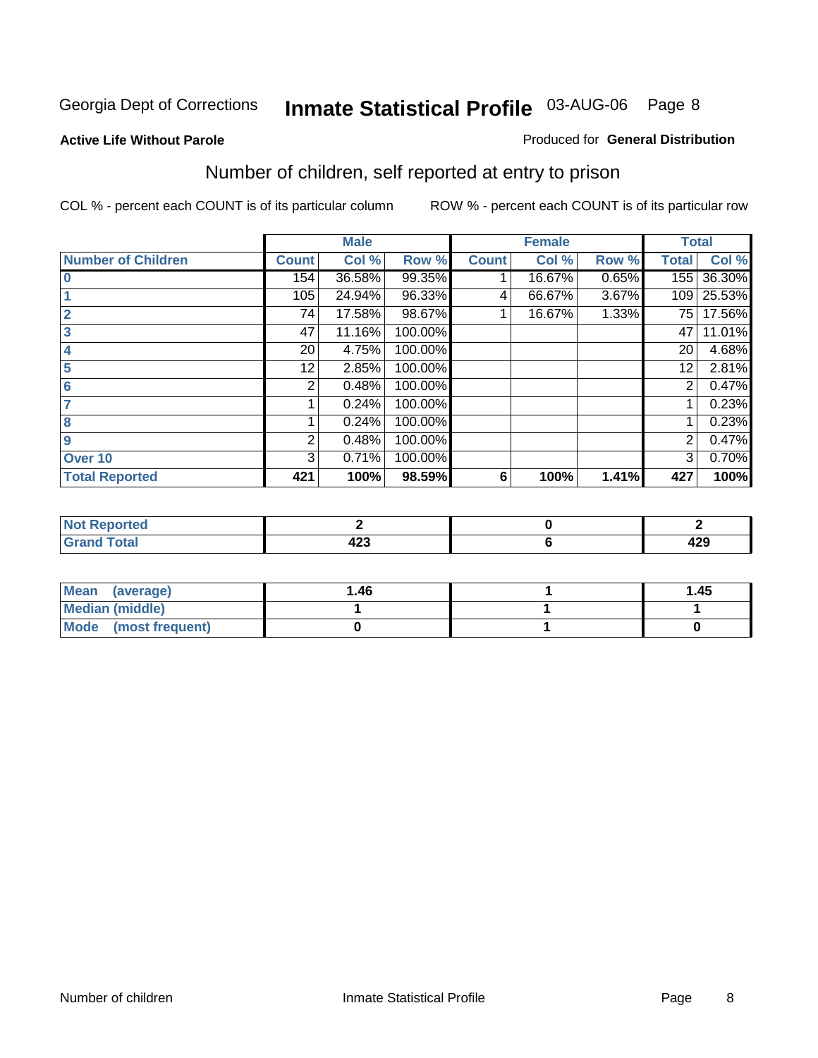Georgia Dept of Corrections **Inmate Statistical Profile** 03-AUG-06

**Active Life Without Parole** Produced for **General Distribution**

## Number of children, self reported at entry to prison

COL % - percent each COUNT is of its particular column ROW % - percent each COUNT is of its particular row

| | Male | | | Female | | | Total | |
|---|---|---|---|---|---|---|---|---|
| **Number of Children** | **Count** | **Col %** | **Row %** | **Count** | **Col %** | **Row %** | **Total** | **Col %** |
| 0 | 154 | 36.58% | 99.35% | 1 | 16.67% | 0.65% | 155 | 36.30% |
| 1 | 105 | 24.94% | 96.33% | 4 | 66.67% | 3.67% | 109 | 25.53% |
| 2 | 74 | 17.58% | 98.67% | 1 | 16.67% | 1.33% | 75 | 17.56% |
| 3 | 47 | 11.16% | 100.00% | | | | 47 | 11.01% |
| 4 | 20 | 4.75% | 100.00% | | | | 20 | 4.68% |
| 5 | 12 | 2.85% | 100.00% | | | | 12 | 2.81% |
| 6 | 2 | 0.48% | 100.00% | | | | 2 | 0.47% |
| 7 | 1 | 0.24% | 100.00% | | | | 1 | 0.23% |
| 8 | 1 | 0.24% | 100.00% | | | | 1 | 0.23% |
| 9 | 2 | 0.48% | 100.00% | | | | 2 | 0.47% |
| Over 10 | 3 | 0.71% | 100.00% | | | | 3 | 0.70% |
| **Total Reported** | **421** | **100%** | **98.59%** | **6** | **100%** | **1.41%** | **427** | **100%** |

| | Male | Female | Total |
|---|---|---|---|
| **Not Reported** | **2** | **0** | **2** |
| **Grand Total** | **423** | **6** | **429** |

| | Male | Female | Total |
|---|---|---|---|
| **Mean (average)** | **1.46** | **1** | **1.45** |
| **Median (middle)** | **1** | **1** | **1** |
| **Mode (most frequent)** | **0** | **1** | **0** |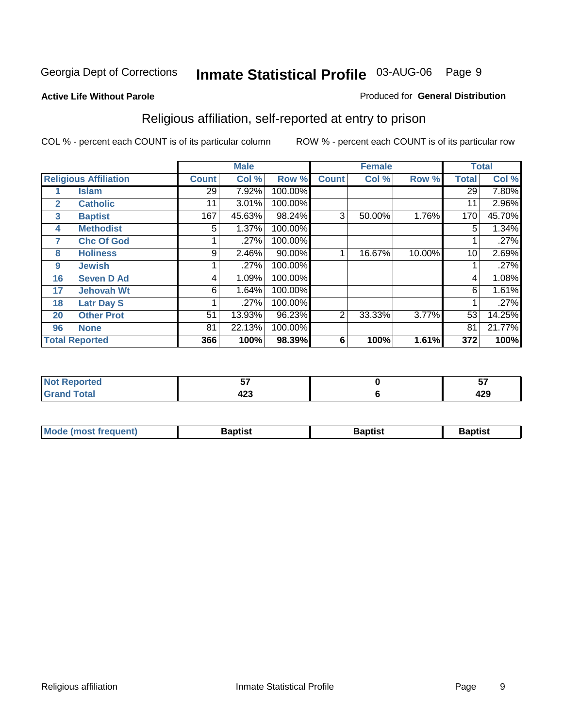Georgia Dept of Corrections **Inmate Statistical Profile** 03-AUG-06

**Active Life Without Parole**

Produced for **General Distribution**

## Religious affiliation, self-reported at entry to prison

COL % - percent each COUNT is of its particular column ROW % - percent each COUNT is of its particular row

| Religious Affiliation | | Male | | | Female | | | Total | |
|---|---|---|---|---|---|---|---|---|---|
| | | Count | Col % | Row % | Count | Col % | Row % | Total | Col % |
| 1 | Islam | 29 | 7.92% | 100.00% | | | | 29 | 7.80% |
| 2 | Catholic | 11 | 3.01% | 100.00% | | | | 11 | 2.96% |
| 3 | Baptist | 167 | 45.63% | 98.24% | 3 | 50.00% | 1.76% | 170 | 45.70% |
| 4 | Methodist | 5 | 1.37% | 100.00% | | | | 5 | 1.34% |
| 7 | Chc Of God | 1 | .27% | 100.00% | | | | 1 | .27% |
| 8 | Holiness | 9 | 2.46% | 90.00% | 1 | 16.67% | 10.00% | 10 | 2.69% |
| 9 | Jewish | 1 | .27% | 100.00% | | | | 1 | .27% |
| 16 | Seven D Ad | 4 | 1.09% | 100.00% | | | | 4 | 1.08% |
| 17 | Jehovah Wt | 6 | 1.64% | 100.00% | | | | 6 | 1.61% |
| 18 | Latr Day S | 1 | .27% | 100.00% | | | | 1 | .27% |
| 20 | Other Prot | 51 | 13.93% | 96.23% | 2 | 33.33% | 3.77% | 53 | 14.25% |
| 96 | None | 81 | 22.13% | 100.00% | | | | 81 | 21.77% |
| **Total Reported** | | **366** | **100%** | **98.39%** | **6** | **100%** | **1.61%** | **372** | **100%** |

| | Male | Female | Total |
|---|---|---|---|
| Not Reported | 57 | 0 | 57 |
| Grand Total | 423 | 6 | 429 |

| | Male | Female | Total |
|---|---|---|---|
| Mode (most frequent) | Baptist | Baptist | Baptist |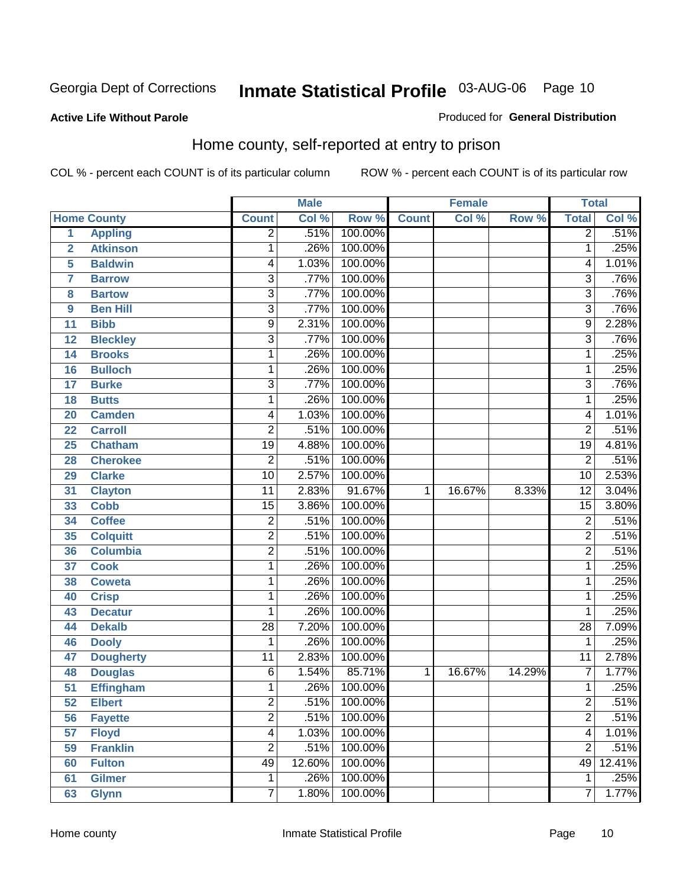Georgia Dept of Corrections **Inmate Statistical Profile** 03-AUG-06

**Active Life Without Parole**

Produced for **General Distribution**

## Home county, self-reported at entry to prison

COL % - percent each COUNT is of its particular column ROW % - percent each COUNT is of its particular row

| | | Male | | | Female | | | Total | |
|---|---|---|---|---|---|---|---|---|---|
| **Home County** | | **Count** | **Col %** | **Row %** | **Count** | **Col %** | **Row %** | **Total** | **Col %** |
| 1 | Appling | 2 | .51% | 100.00% | | | | 2 | .51% |
| 2 | Atkinson | 1 | .26% | 100.00% | | | | 1 | .25% |
| 5 | Baldwin | 4 | 1.03% | 100.00% | | | | 4 | 1.01% |
| 7 | Barrow | 3 | .77% | 100.00% | | | | 3 | .76% |
| 8 | Bartow | 3 | .77% | 100.00% | | | | 3 | .76% |
| 9 | Ben Hill | 3 | .77% | 100.00% | | | | 3 | .76% |
| 11 | Bibb | 9 | 2.31% | 100.00% | | | | 9 | 2.28% |
| 12 | Bleckley | 3 | .77% | 100.00% | | | | 3 | .76% |
| 14 | Brooks | 1 | .26% | 100.00% | | | | 1 | .25% |
| 16 | Bulloch | 1 | .26% | 100.00% | | | | 1 | .25% |
| 17 | Burke | 3 | .77% | 100.00% | | | | 3 | .76% |
| 18 | Butts | 1 | .26% | 100.00% | | | | 1 | .25% |
| 20 | Camden | 4 | 1.03% | 100.00% | | | | 4 | 1.01% |
| 22 | Carroll | 2 | .51% | 100.00% | | | | 2 | .51% |
| 25 | Chatham | 19 | 4.88% | 100.00% | | | | 19 | 4.81% |
| 28 | Cherokee | 2 | .51% | 100.00% | | | | 2 | .51% |
| 29 | Clarke | 10 | 2.57% | 100.00% | | | | 10 | 2.53% |
| 31 | Clayton | 11 | 2.83% | 91.67% | 1 | 16.67% | 8.33% | 12 | 3.04% |
| 33 | Cobb | 15 | 3.86% | 100.00% | | | | 15 | 3.80% |
| 34 | Coffee | 2 | .51% | 100.00% | | | | 2 | .51% |
| 35 | Colquitt | 2 | .51% | 100.00% | | | | 2 | .51% |
| 36 | Columbia | 2 | .51% | 100.00% | | | | 2 | .51% |
| 37 | Cook | 1 | .26% | 100.00% | | | | 1 | .25% |
| 38 | Coweta | 1 | .26% | 100.00% | | | | 1 | .25% |
| 40 | Crisp | 1 | .26% | 100.00% | | | | 1 | .25% |
| 43 | Decatur | 1 | .26% | 100.00% | | | | 1 | .25% |
| 44 | Dekalb | 28 | 7.20% | 100.00% | | | | 28 | 7.09% |
| 46 | Dooly | 1 | .26% | 100.00% | | | | 1 | .25% |
| 47 | Dougherty | 11 | 2.83% | 100.00% | | | | 11 | 2.78% |
| 48 | Douglas | 6 | 1.54% | 85.71% | 1 | 16.67% | 14.29% | 7 | 1.77% |
| 51 | Effingham | 1 | .26% | 100.00% | | | | 1 | .25% |
| 52 | Elbert | 2 | .51% | 100.00% | | | | 2 | .51% |
| 56 | Fayette | 2 | .51% | 100.00% | | | | 2 | .51% |
| 57 | Floyd | 4 | 1.03% | 100.00% | | | | 4 | 1.01% |
| 59 | Franklin | 2 | .51% | 100.00% | | | | 2 | .51% |
| 60 | Fulton | 49 | 12.60% | 100.00% | | | | 49 | 12.41% |
| 61 | Gilmer | 1 | .26% | 100.00% | | | | 1 | .25% |
| 63 | Glynn | 7 | 1.80% | 100.00% | | | | 7 | 1.77% |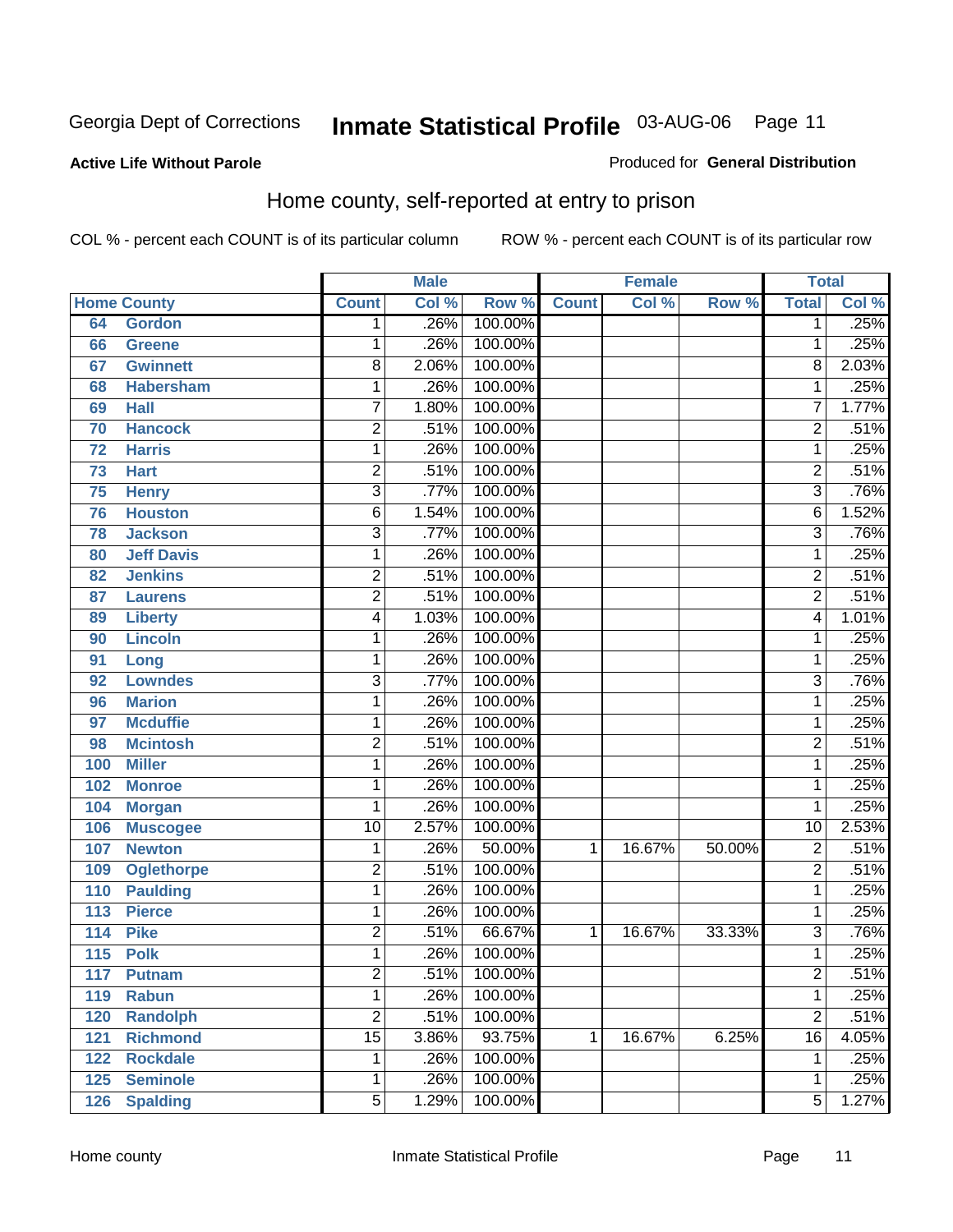Georgia Dept of Corrections **Inmate Statistical Profile** 03-AUG-06

**Active Life Without Parole**

Produced for **General Distribution**

## Home county, self-reported at entry to prison

COL % - percent each COUNT is of its particular column ROW % - percent each COUNT is of its particular row

| Home County | | Male | | | Female | | | Total | |
|---|---|---|---|---|---|---|---|---|---|
| | | Count | Col % | Row % | Count | Col % | Row % | Total | Col % |
| 64 | Gordon | 1 | .26% | 100.00% | | | | 1 | .25% |
| 66 | Greene | 1 | .26% | 100.00% | | | | 1 | .25% |
| 67 | Gwinnett | 8 | 2.06% | 100.00% | | | | 8 | 2.03% |
| 68 | Habersham | 1 | .26% | 100.00% | | | | 1 | .25% |
| 69 | Hall | 7 | 1.80% | 100.00% | | | | 7 | 1.77% |
| 70 | Hancock | 2 | .51% | 100.00% | | | | 2 | .51% |
| 72 | Harris | 1 | .26% | 100.00% | | | | 1 | .25% |
| 73 | Hart | 2 | .51% | 100.00% | | | | 2 | .51% |
| 75 | Henry | 3 | .77% | 100.00% | | | | 3 | .76% |
| 76 | Houston | 6 | 1.54% | 100.00% | | | | 6 | 1.52% |
| 78 | Jackson | 3 | .77% | 100.00% | | | | 3 | .76% |
| 80 | Jeff Davis | 1 | .26% | 100.00% | | | | 1 | .25% |
| 82 | Jenkins | 2 | .51% | 100.00% | | | | 2 | .51% |
| 87 | Laurens | 2 | .51% | 100.00% | | | | 2 | .51% |
| 89 | Liberty | 4 | 1.03% | 100.00% | | | | 4 | 1.01% |
| 90 | Lincoln | 1 | .26% | 100.00% | | | | 1 | .25% |
| 91 | Long | 1 | .26% | 100.00% | | | | 1 | .25% |
| 92 | Lowndes | 3 | .77% | 100.00% | | | | 3 | .76% |
| 96 | Marion | 1 | .26% | 100.00% | | | | 1 | .25% |
| 97 | Mcduffie | 1 | .26% | 100.00% | | | | 1 | .25% |
| 98 | Mcintosh | 2 | .51% | 100.00% | | | | 2 | .51% |
| 100 | Miller | 1 | .26% | 100.00% | | | | 1 | .25% |
| 102 | Monroe | 1 | .26% | 100.00% | | | | 1 | .25% |
| 104 | Morgan | 1 | .26% | 100.00% | | | | 1 | .25% |
| 106 | Muscogee | 10 | 2.57% | 100.00% | | | | 10 | 2.53% |
| 107 | Newton | 1 | .26% | 50.00% | 1 | 16.67% | 50.00% | 2 | .51% |
| 109 | Oglethorpe | 2 | .51% | 100.00% | | | | 2 | .51% |
| 110 | Paulding | 1 | .26% | 100.00% | | | | 1 | .25% |
| 113 | Pierce | 1 | .26% | 100.00% | | | | 1 | .25% |
| 114 | Pike | 2 | .51% | 66.67% | 1 | 16.67% | 33.33% | 3 | .76% |
| 115 | Polk | 1 | .26% | 100.00% | | | | 1 | .25% |
| 117 | Putnam | 2 | .51% | 100.00% | | | | 2 | .51% |
| 119 | Rabun | 1 | .26% | 100.00% | | | | 1 | .25% |
| 120 | Randolph | 2 | .51% | 100.00% | | | | 2 | .51% |
| 121 | Richmond | 15 | 3.86% | 93.75% | 1 | 16.67% | 6.25% | 16 | 4.05% |
| 122 | Rockdale | 1 | .26% | 100.00% | | | | 1 | .25% |
| 125 | Seminole | 1 | .26% | 100.00% | | | | 1 | .25% |
| 126 | Spalding | 5 | 1.29% | 100.00% | | | | 5 | 1.27% |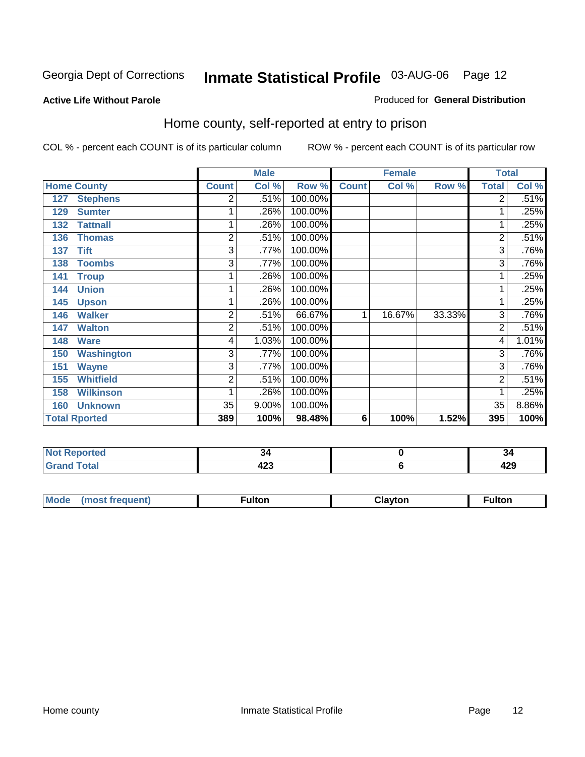Georgia Dept of Corrections **Inmate Statistical Profile** 03-AUG-06

**Active Life Without Parole**

Produced for **General Distribution**

## Home county, self-reported at entry to prison

COL % - percent each COUNT is of its particular column    ROW % - percent each COUNT is of its particular row

| Home County | Male | | | Female | | | Total | |
|---|---|---|---|---|---|---|---|---|
| | Count | Col % | Row % | Count | Col % | Row % | Total | Col % |
| 127 Stephens | 2 | .51% | 100.00% | | | | 2 | .51% |
| 129 Sumter | 1 | .26% | 100.00% | | | | 1 | .25% |
| 132 Tattnall | 1 | .26% | 100.00% | | | | 1 | .25% |
| 136 Thomas | 2 | .51% | 100.00% | | | | 2 | .51% |
| 137 Tift | 3 | .77% | 100.00% | | | | 3 | .76% |
| 138 Toombs | 3 | .77% | 100.00% | | | | 3 | .76% |
| 141 Troup | 1 | .26% | 100.00% | | | | 1 | .25% |
| 144 Union | 1 | .26% | 100.00% | | | | 1 | .25% |
| 145 Upson | 1 | .26% | 100.00% | | | | 1 | .25% |
| 146 Walker | 2 | .51% | 66.67% | 1 | 16.67% | 33.33% | 3 | .76% |
| 147 Walton | 2 | .51% | 100.00% | | | | 2 | .51% |
| 148 Ware | 4 | 1.03% | 100.00% | | | | 4 | 1.01% |
| 150 Washington | 3 | .77% | 100.00% | | | | 3 | .76% |
| 151 Wayne | 3 | .77% | 100.00% | | | | 3 | .76% |
| 155 Whitfield | 2 | .51% | 100.00% | | | | 2 | .51% |
| 158 Wilkinson | 1 | .26% | 100.00% | | | | 1 | .25% |
| 160 Unknown | 35 | 9.00% | 100.00% | | | | 35 | 8.86% |
| **Total Rported** | **389** | **100%** | **98.48%** | **6** | **100%** | **1.52%** | **395** | **100%** |

| | Male | Female | Total |
|---|---|---|---|
| Not Reported | 34 | 0 | 34 |
| Grand Total | 423 | 6 | 429 |

| | Male | Female | Total |
|---|---|---|---|
| Mode (most frequent) | Fulton | Clayton | Fulton |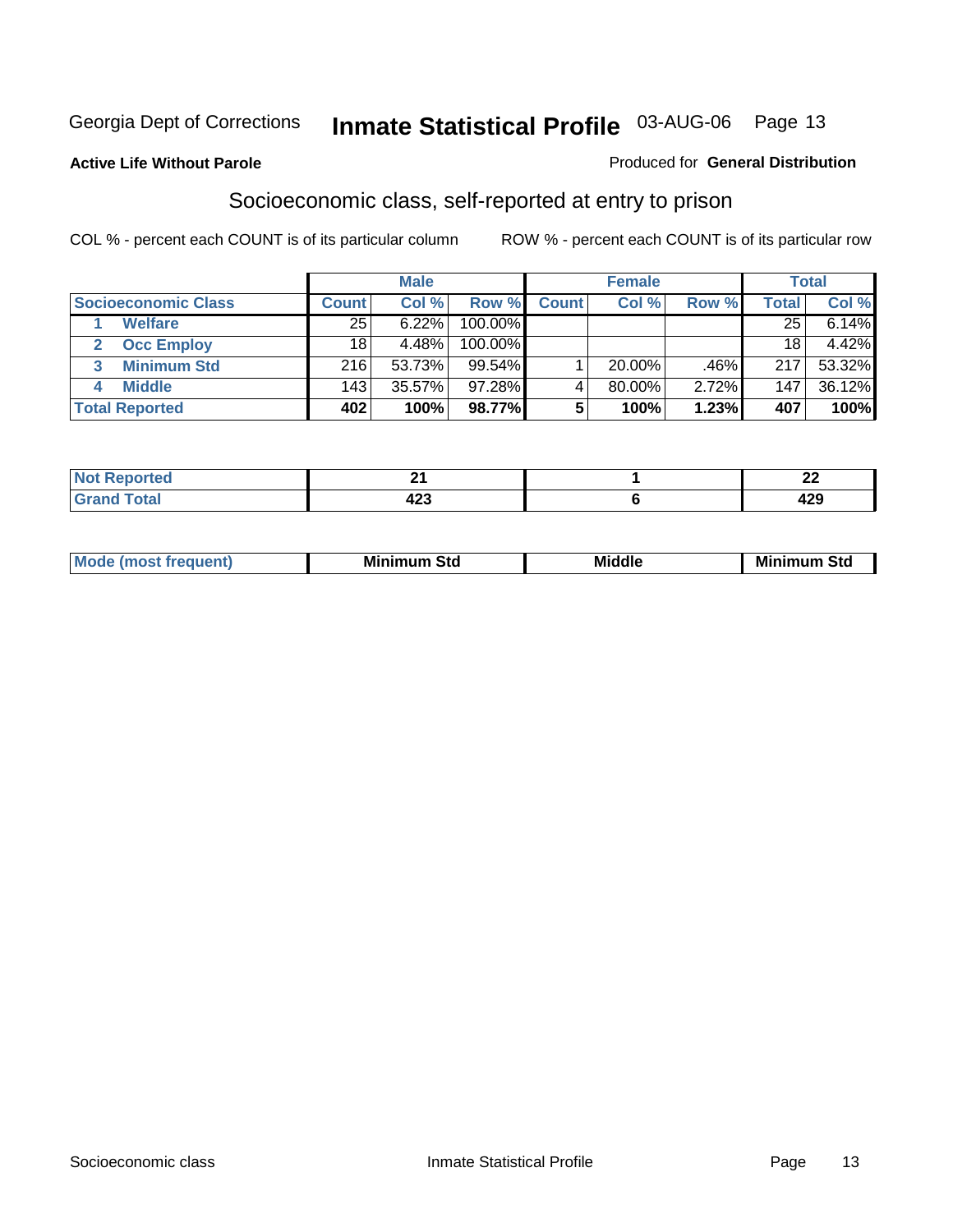Georgia Dept of Corrections **Inmate Statistical Profile** 03-AUG-06 Page 13

**Active Life Without Parole**

Produced for **General Distribution**

## Socioeconomic class, self-reported at entry to prison

COL % - percent each COUNT is of its particular column

ROW % - percent each COUNT is of its particular row

| | Male | | | Female | | | Total | |
|---|---|---|---|---|---|---|---|---|
| **Socioeconomic Class** | **Count** | **Col %** | **Row %** | **Count** | **Col %** | **Row %** | **Total** | **Col %** |
| 1 **Welfare** | 25 | 6.22% | 100.00% | | | | 25 | 6.14% |
| 2 **Occ Employ** | 18 | 4.48% | 100.00% | | | | 18 | 4.42% |
| 3 **Minimum Std** | 216 | 53.73% | 99.54% | 1 | 20.00% | .46% | 217 | 53.32% |
| 4 **Middle** | 143 | 35.57% | 97.28% | 4 | 80.00% | 2.72% | 147 | 36.12% |
| **Total Reported** | **402** | **100%** | **98.77%** | **5** | **100%** | **1.23%** | **407** | **100%** |

| | Male | Female | Total |
|---|---|---|---|
| **Not Reported** | **21** | **1** | **22** |
| **Grand Total** | **423** | **6** | **429** |

| | Male | Female | Total |
|---|---|---|---|
| **Mode (most frequent)** | **Minimum Std** | **Middle** | **Minimum Std** |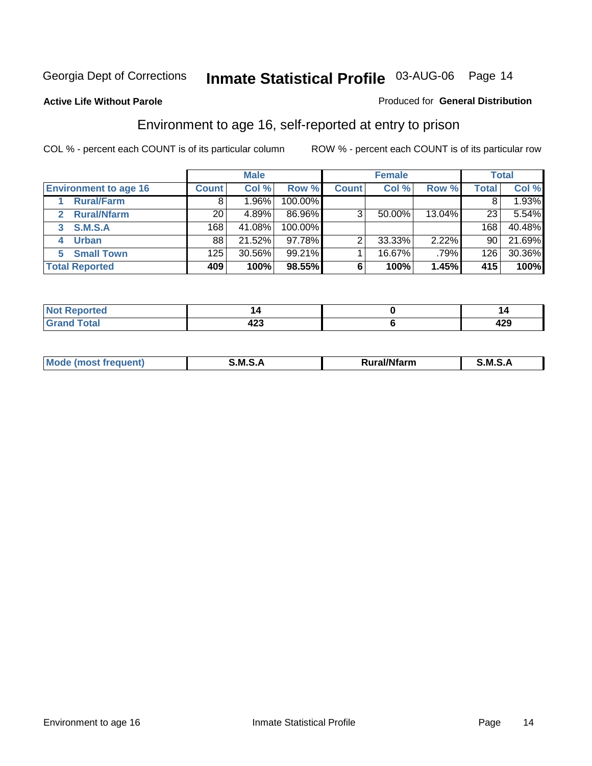Georgia Dept of Corrections **Inmate Statistical Profile** 03-AUG-06

**Active Life Without Parole**

Produced for **General Distribution**

## Environment to age 16, self-reported at entry to prison

COL % - percent each COUNT is of its particular column

ROW % - percent each COUNT is of its particular row

| | Male | | | Female | | | Total | |
|---|---|---|---|---|---|---|---|---|
| **Environment to age 16** | **Count** | **Col %** | **Row %** | **Count** | **Col %** | **Row %** | **Total** | **Col %** |
| **1 Rural/Farm** | 8 | 1.96% | 100.00% | | | | 8 | 1.93% |
| **2 Rural/Nfarm** | 20 | 4.89% | 86.96% | 3 | 50.00% | 13.04% | 23 | 5.54% |
| **3 S.M.S.A** | 168 | 41.08% | 100.00% | | | | 168 | 40.48% |
| **4 Urban** | 88 | 21.52% | 97.78% | 2 | 33.33% | 2.22% | 90 | 21.69% |
| **5 Small Town** | 125 | 30.56% | 99.21% | 1 | 16.67% | .79% | 126 | 30.36% |
| **Total Reported** | **409** | **100%** | **98.55%** | **6** | **100%** | **1.45%** | **415** | **100%** |

| | Male | Female | Total |
|---|---|---|---|
| **Not Reported** | **14** | **0** | **14** |
| **Grand Total** | **423** | **6** | **429** |

| | Male | Female | Total |
|---|---|---|---|
| **Mode (most frequent)** | **S.M.S.A** | **Rural/Nfarm** | **S.M.S.A** |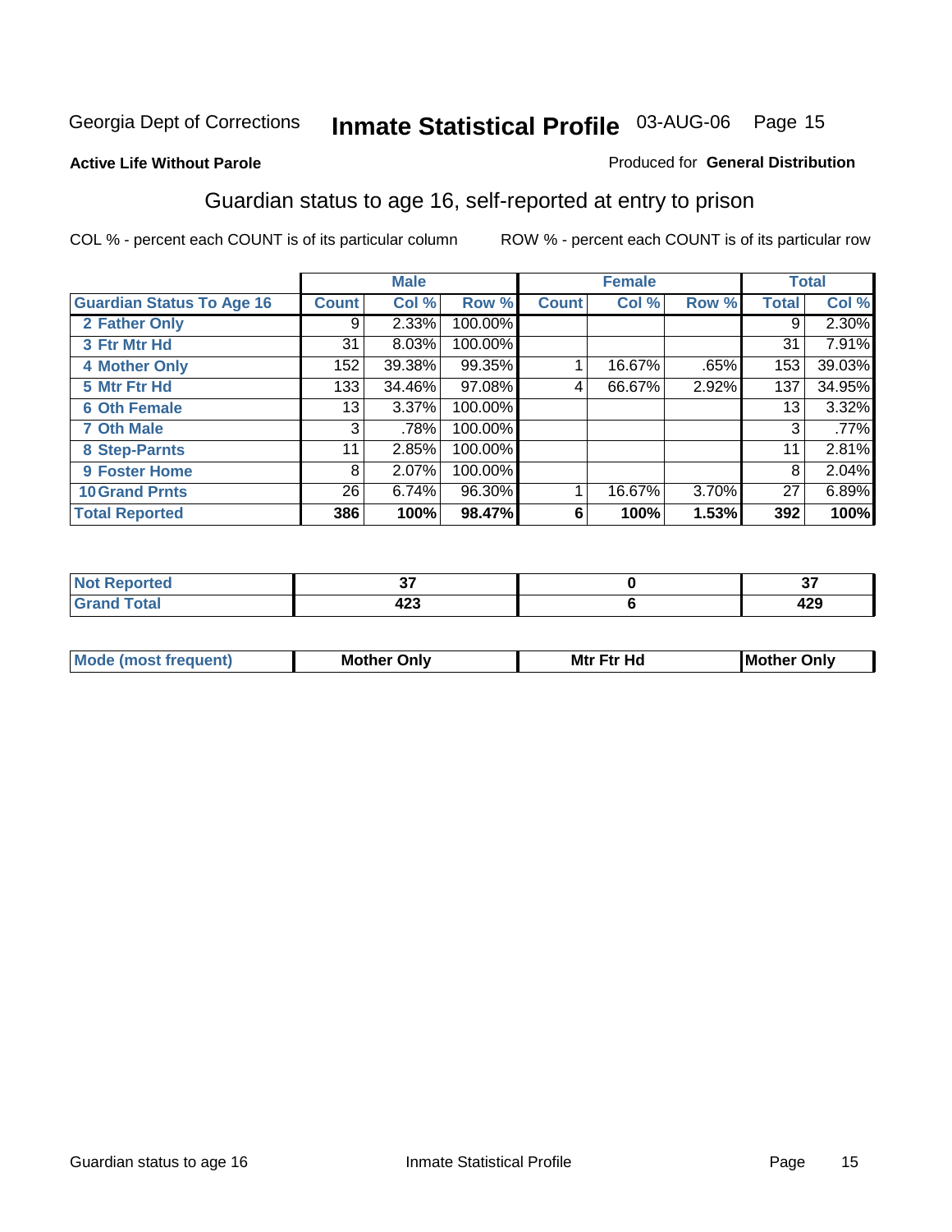Georgia Dept of Corrections **Inmate Statistical Profile** 03-AUG-06 Page 15

**Active Life Without Parole**

Produced for **General Distribution**

## Guardian status to age 16, self-reported at entry to prison

COL % - percent each COUNT is of its particular column ROW % - percent each COUNT is of its particular row

| | Male | | | Female | | | Total | |
|---|---|---|---|---|---|---|---|---|
| **Guardian Status To Age 16** | **Count** | **Col %** | **Row %** | **Count** | **Col %** | **Row %** | **Total** | **Col %** |
| 2 Father Only | 9 | 2.33% | 100.00% | | | | 9 | 2.30% |
| 3 Ftr Mtr Hd | 31 | 8.03% | 100.00% | | | | 31 | 7.91% |
| 4 Mother Only | 152 | 39.38% | 99.35% | 1 | 16.67% | .65% | 153 | 39.03% |
| 5 Mtr Ftr Hd | 133 | 34.46% | 97.08% | 4 | 66.67% | 2.92% | 137 | 34.95% |
| 6 Oth Female | 13 | 3.37% | 100.00% | | | | 13 | 3.32% |
| 7 Oth Male | 3 | .78% | 100.00% | | | | 3 | .77% |
| 8 Step-Parnts | 11 | 2.85% | 100.00% | | | | 11 | 2.81% |
| 9 Foster Home | 8 | 2.07% | 100.00% | | | | 8 | 2.04% |
| 10 Grand Prnts | 26 | 6.74% | 96.30% | 1 | 16.67% | 3.70% | 27 | 6.89% |
| **Total Reported** | **386** | **100%** | **98.47%** | **6** | **100%** | **1.53%** | **392** | **100%** |

| | Male | Female | Total |
|---|---|---|---|
| Not Reported | 37 | 0 | 37 |
| Grand Total | 423 | 6 | 429 |

| | Male | Female | Total |
|---|---|---|---|
| Mode (most frequent) | Mother Only | Mtr Ftr Hd | Mother Only |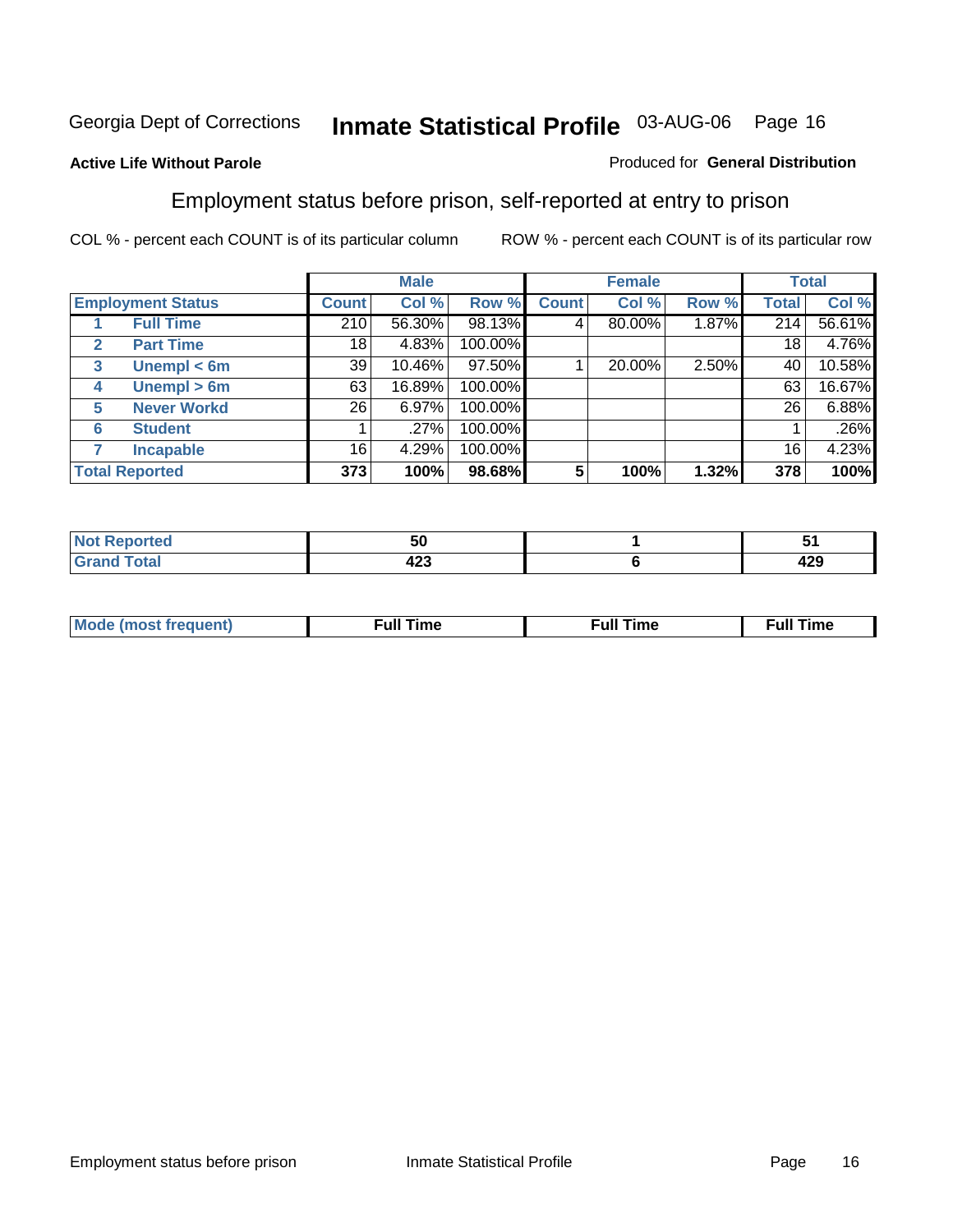Georgia Dept of Corrections **Inmate Statistical Profile** 03-AUG-06

**Active Life Without Parole**

Produced for **General Distribution**

## Employment status before prison, self-reported at entry to prison

COL % - percent each COUNT is of its particular column

ROW % - percent each COUNT is of its particular row

| Employment Status | | Male | | | Female | | | Total | |
|---|---|---|---|---|---|---|---|---|---|
| | | Count | Col % | Row % | Count | Col % | Row % | Total | Col % |
| 1 | Full Time | 210 | 56.30% | 98.13% | 4 | 80.00% | 1.87% | 214 | 56.61% |
| 2 | Part Time | 18 | 4.83% | 100.00% | | | | 18 | 4.76% |
| 3 | Unempl < 6m | 39 | 10.46% | 97.50% | 1 | 20.00% | 2.50% | 40 | 10.58% |
| 4 | Unempl > 6m | 63 | 16.89% | 100.00% | | | | 63 | 16.67% |
| 5 | Never Workd | 26 | 6.97% | 100.00% | | | | 26 | 6.88% |
| 6 | Student | 1 | .27% | 100.00% | | | | 1 | .26% |
| 7 | Incapable | 16 | 4.29% | 100.00% | | | | 16 | 4.23% |
| **Total Reported** | | **373** | **100%** | **98.68%** | **5** | **100%** | **1.32%** | **378** | **100%** |

| | Male | Female | Total |
|---|---|---|---|
| Not Reported | 50 | 1 | 51 |
| Grand Total | 423 | 6 | 429 |

| | Male | Female | Total |
|---|---|---|---|
| Mode (most frequent) | Full Time | Full Time | Full Time |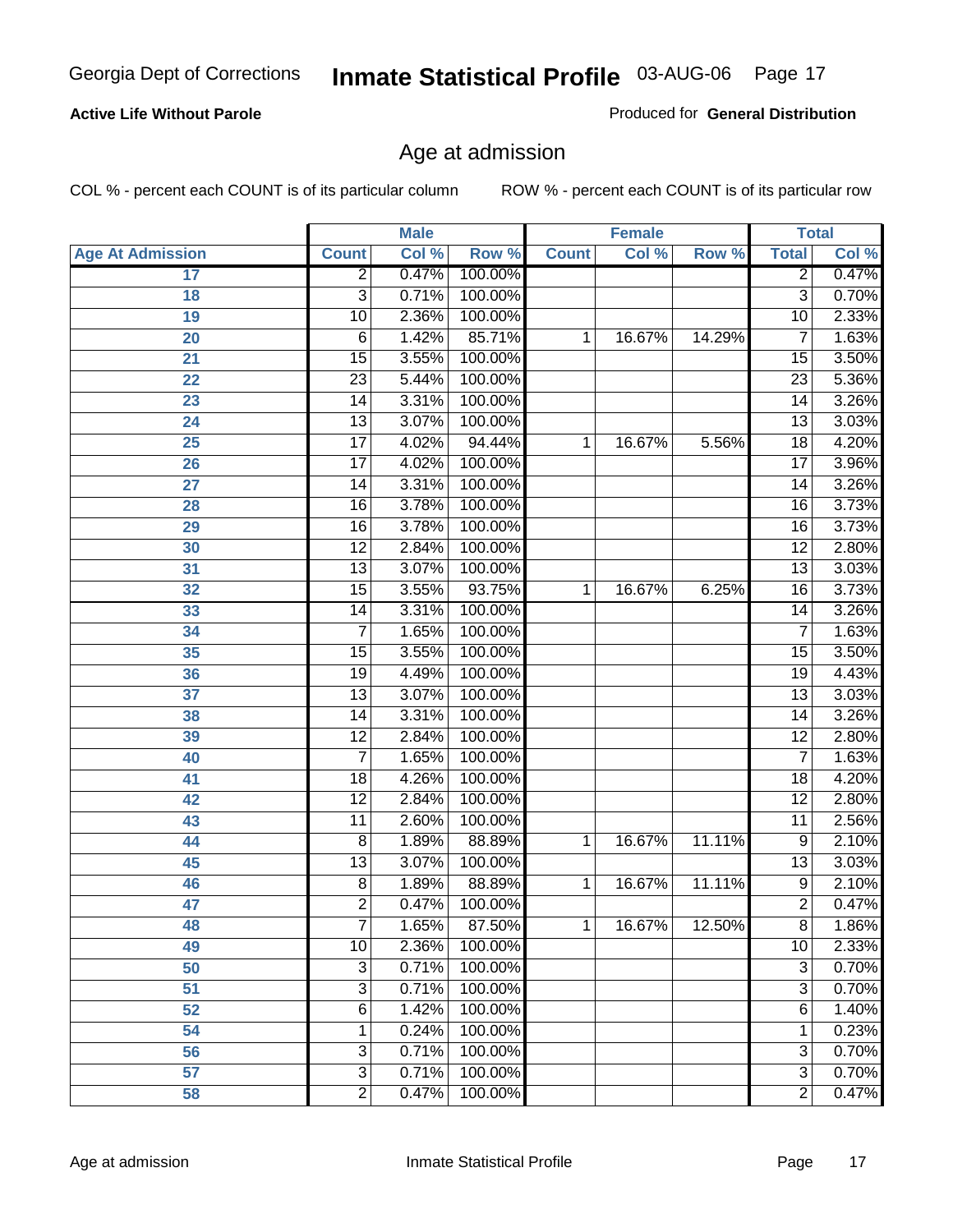**Active Life Without Parole**

Produced for **General Distribution**

## Age at admission

COL % - percent each COUNT is of its particular column

ROW % - percent each COUNT is of its particular row

| | Male | | | Female | | | Total | |
|---|---|---|---|---|---|---|---|---|
| **Age At Admission** | **Count** | **Col %** | **Row %** | **Count** | **Col %** | **Row %** | **Total** | **Col %** |
| 17 | 2 | 0.47% | 100.00% | | | | 2 | 0.47% |
| 18 | 3 | 0.71% | 100.00% | | | | 3 | 0.70% |
| 19 | 10 | 2.36% | 100.00% | | | | 10 | 2.33% |
| 20 | 6 | 1.42% | 85.71% | 1 | 16.67% | 14.29% | 7 | 1.63% |
| 21 | 15 | 3.55% | 100.00% | | | | 15 | 3.50% |
| 22 | 23 | 5.44% | 100.00% | | | | 23 | 5.36% |
| 23 | 14 | 3.31% | 100.00% | | | | 14 | 3.26% |
| 24 | 13 | 3.07% | 100.00% | | | | 13 | 3.03% |
| 25 | 17 | 4.02% | 94.44% | 1 | 16.67% | 5.56% | 18 | 4.20% |
| 26 | 17 | 4.02% | 100.00% | | | | 17 | 3.96% |
| 27 | 14 | 3.31% | 100.00% | | | | 14 | 3.26% |
| 28 | 16 | 3.78% | 100.00% | | | | 16 | 3.73% |
| 29 | 16 | 3.78% | 100.00% | | | | 16 | 3.73% |
| 30 | 12 | 2.84% | 100.00% | | | | 12 | 2.80% |
| 31 | 13 | 3.07% | 100.00% | | | | 13 | 3.03% |
| 32 | 15 | 3.55% | 93.75% | 1 | 16.67% | 6.25% | 16 | 3.73% |
| 33 | 14 | 3.31% | 100.00% | | | | 14 | 3.26% |
| 34 | 7 | 1.65% | 100.00% | | | | 7 | 1.63% |
| 35 | 15 | 3.55% | 100.00% | | | | 15 | 3.50% |
| 36 | 19 | 4.49% | 100.00% | | | | 19 | 4.43% |
| 37 | 13 | 3.07% | 100.00% | | | | 13 | 3.03% |
| 38 | 14 | 3.31% | 100.00% | | | | 14 | 3.26% |
| 39 | 12 | 2.84% | 100.00% | | | | 12 | 2.80% |
| 40 | 7 | 1.65% | 100.00% | | | | 7 | 1.63% |
| 41 | 18 | 4.26% | 100.00% | | | | 18 | 4.20% |
| 42 | 12 | 2.84% | 100.00% | | | | 12 | 2.80% |
| 43 | 11 | 2.60% | 100.00% | | | | 11 | 2.56% |
| 44 | 8 | 1.89% | 88.89% | 1 | 16.67% | 11.11% | 9 | 2.10% |
| 45 | 13 | 3.07% | 100.00% | | | | 13 | 3.03% |
| 46 | 8 | 1.89% | 88.89% | 1 | 16.67% | 11.11% | 9 | 2.10% |
| 47 | 2 | 0.47% | 100.00% | | | | 2 | 0.47% |
| 48 | 7 | 1.65% | 87.50% | 1 | 16.67% | 12.50% | 8 | 1.86% |
| 49 | 10 | 2.36% | 100.00% | | | | 10 | 2.33% |
| 50 | 3 | 0.71% | 100.00% | | | | 3 | 0.70% |
| 51 | 3 | 0.71% | 100.00% | | | | 3 | 0.70% |
| 52 | 6 | 1.42% | 100.00% | | | | 6 | 1.40% |
| 54 | 1 | 0.24% | 100.00% | | | | 1 | 0.23% |
| 56 | 3 | 0.71% | 100.00% | | | | 3 | 0.70% |
| 57 | 3 | 0.71% | 100.00% | | | | 3 | 0.70% |
| 58 | 2 | 0.47% | 100.00% | | | | 2 | 0.47% |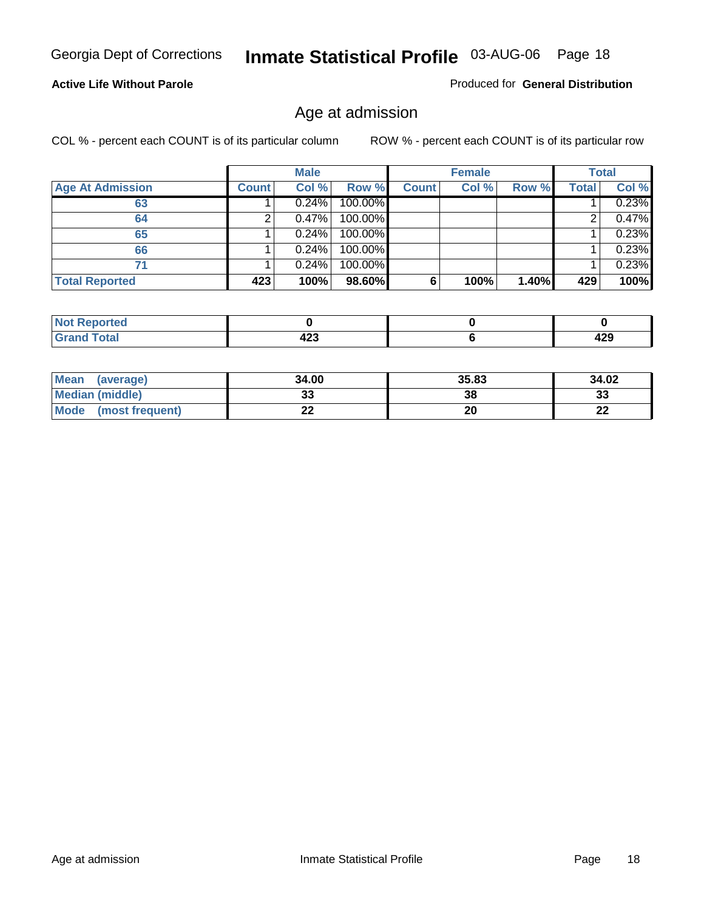Georgia Dept of Corrections **Inmate Statistical Profile** 03-AUG-06

**Active Life Without Parole**

Produced for **General Distribution**

## Age at admission

COL % - percent each COUNT is of its particular column

ROW % - percent each COUNT is of its particular row

| | Male | | | Female | | | Total | |
|---|---|---|---|---|---|---|---|---|
| **Age At Admission** | **Count** | **Col %** | **Row %** | **Count** | **Col %** | **Row %** | **Total** | **Col %** |
| 63 | 1 | 0.24% | 100.00% | | | | 1 | 0.23% |
| 64 | 2 | 0.47% | 100.00% | | | | 2 | 0.47% |
| 65 | 1 | 0.24% | 100.00% | | | | 1 | 0.23% |
| 66 | 1 | 0.24% | 100.00% | | | | 1 | 0.23% |
| 71 | 1 | 0.24% | 100.00% | | | | 1 | 0.23% |
| **Total Reported** | **423** | **100%** | **98.60%** | **6** | **100%** | **1.40%** | **429** | **100%** |

| | Male | Female | Total |
|---|---|---|---|
| **Not Reported** | **0** | **0** | **0** |
| **Grand Total** | **423** | **6** | **429** |

| | Male | Female | Total |
|---|---|---|---|
| **Mean (average)** | **34.00** | **35.83** | **34.02** |
| **Median (middle)** | **33** | **38** | **33** |
| **Mode (most frequent)** | **22** | **20** | **22** |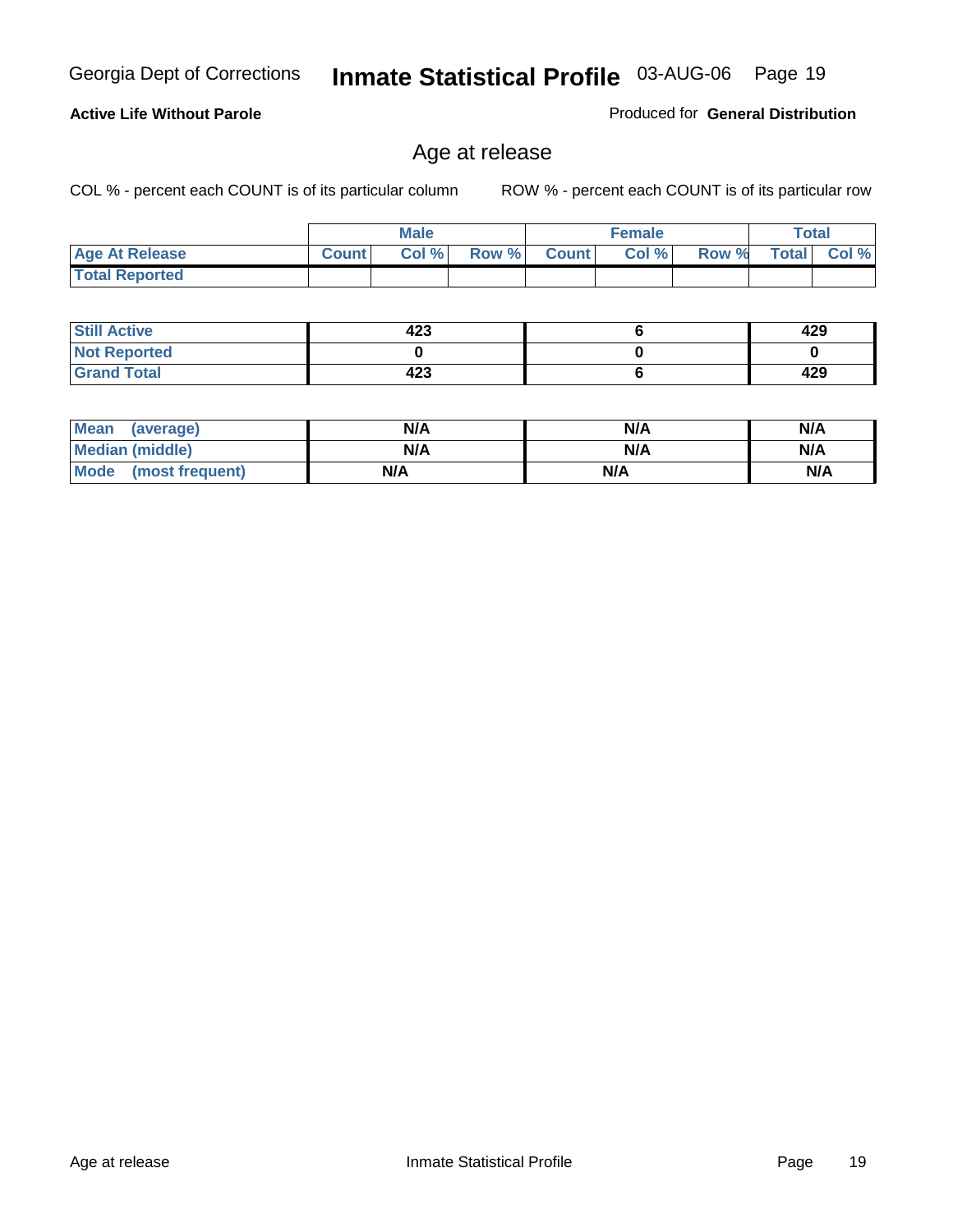Georgia Dept of Corrections **Inmate Statistical Profile** 03-AUG-06

**Active Life Without Parole**

Produced for **General Distribution**

## Age at release

COL % - percent each COUNT is of its particular column

ROW % - percent each COUNT is of its particular row

| | Male | | | Female | | | Total | |
|---|---|---|---|---|---|---|---|---|
| **Age At Release** | **Count** | **Col %** | **Row %** | **Count** | **Col %** | **Row %** | **Total** | **Col %** |
| **Total Reported** | | | | | | | | |

| | Male | Female | Total |
|---|---|---|---|
| **Still Active** | **423** | **6** | **429** |
| **Not Reported** | **0** | **0** | **0** |
| **Grand Total** | **423** | **6** | **429** |

| | Male | Female | Total |
|---|---|---|---|
| **Mean (average)** | **N/A** | **N/A** | **N/A** |
| **Median (middle)** | **N/A** | **N/A** | **N/A** |
| **Mode (most frequent)** | **N/A** | **N/A** | **N/A** |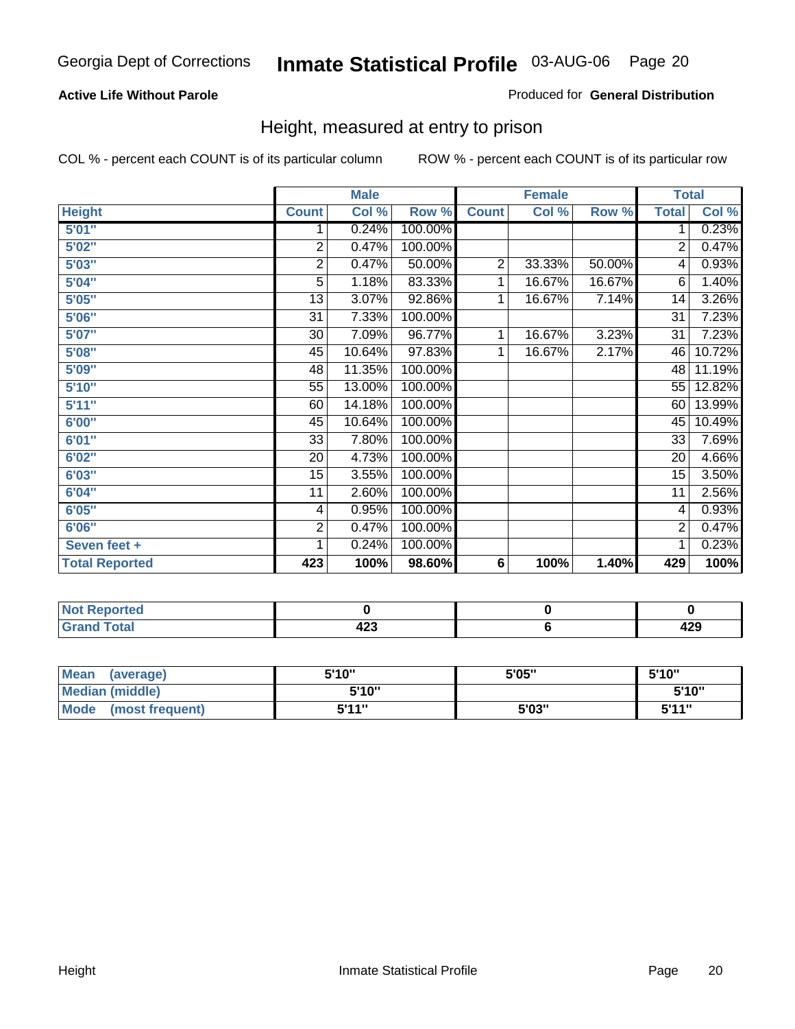Georgia Dept of Corrections **Inmate Statistical Profile** 03-AUG-06

**Active Life Without Parole**

Produced for **General Distribution**

## Height, measured at entry to prison

COL % - percent each COUNT is of its particular column ROW % - percent each COUNT is of its particular row

| Height | Male | | | Female | | | Total | |
|---|---|---|---|---|---|---|---|---|
| | Count | Col % | Row % | Count | Col % | Row % | Total | Col % |
| 5'01" | 1 | 0.24% | 100.00% | | | | 1 | 0.23% |
| 5'02" | 2 | 0.47% | 100.00% | | | | 2 | 0.47% |
| 5'03" | 2 | 0.47% | 50.00% | 2 | 33.33% | 50.00% | 4 | 0.93% |
| 5'04" | 5 | 1.18% | 83.33% | 1 | 16.67% | 16.67% | 6 | 1.40% |
| 5'05" | 13 | 3.07% | 92.86% | 1 | 16.67% | 7.14% | 14 | 3.26% |
| 5'06" | 31 | 7.33% | 100.00% | | | | 31 | 7.23% |
| 5'07" | 30 | 7.09% | 96.77% | 1 | 16.67% | 3.23% | 31 | 7.23% |
| 5'08" | 45 | 10.64% | 97.83% | 1 | 16.67% | 2.17% | 46 | 10.72% |
| 5'09" | 48 | 11.35% | 100.00% | | | | 48 | 11.19% |
| 5'10" | 55 | 13.00% | 100.00% | | | | 55 | 12.82% |
| 5'11" | 60 | 14.18% | 100.00% | | | | 60 | 13.99% |
| 6'00" | 45 | 10.64% | 100.00% | | | | 45 | 10.49% |
| 6'01" | 33 | 7.80% | 100.00% | | | | 33 | 7.69% |
| 6'02" | 20 | 4.73% | 100.00% | | | | 20 | 4.66% |
| 6'03" | 15 | 3.55% | 100.00% | | | | 15 | 3.50% |
| 6'04" | 11 | 2.60% | 100.00% | | | | 11 | 2.56% |
| 6'05" | 4 | 0.95% | 100.00% | | | | 4 | 0.93% |
| 6'06" | 2 | 0.47% | 100.00% | | | | 2 | 0.47% |
| Seven feet + | 1 | 0.24% | 100.00% | | | | 1 | 0.23% |
| **Total Reported** | **423** | **100%** | **98.60%** | **6** | **100%** | **1.40%** | **429** | **100%** |

| | Male | Female | Total |
|---|---|---|---|
| Not Reported | 0 | 0 | 0 |
| Grand Total | 423 | 6 | 429 |

| | Male | Female | Total |
|---|---|---|---|
| Mean (average) | 5'10" | 5'05" | 5'10" |
| Median (middle) | 5'10" | | 5'10" |
| Mode (most frequent) | 5'11" | 5'03" | 5'11" |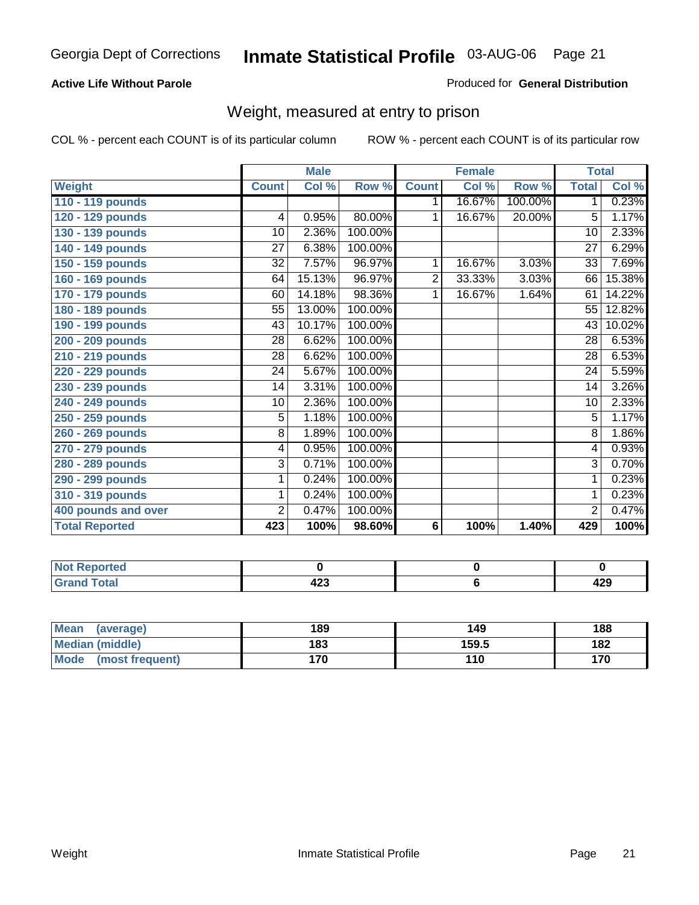Georgia Dept of Corrections **Inmate Statistical Profile** 03-AUG-06

**Active Life Without Parole**

Produced for **General Distribution**

## Weight, measured at entry to prison

COL % - percent each COUNT is of its particular column

ROW % - percent each COUNT is of its particular row

| Weight | Male | | | Female | | | Total | |
|---|---|---|---|---|---|---|---|---|
| | Count | Col % | Row % | Count | Col % | Row % | Total | Col % |
| 110 - 119 pounds | | | | 1 | 16.67% | 100.00% | 1 | 0.23% |
| 120 - 129 pounds | 4 | 0.95% | 80.00% | 1 | 16.67% | 20.00% | 5 | 1.17% |
| 130 - 139 pounds | 10 | 2.36% | 100.00% | | | | 10 | 2.33% |
| 140 - 149 pounds | 27 | 6.38% | 100.00% | | | | 27 | 6.29% |
| 150 - 159 pounds | 32 | 7.57% | 96.97% | 1 | 16.67% | 3.03% | 33 | 7.69% |
| 160 - 169 pounds | 64 | 15.13% | 96.97% | 2 | 33.33% | 3.03% | 66 | 15.38% |
| 170 - 179 pounds | 60 | 14.18% | 98.36% | 1 | 16.67% | 1.64% | 61 | 14.22% |
| 180 - 189 pounds | 55 | 13.00% | 100.00% | | | | 55 | 12.82% |
| 190 - 199 pounds | 43 | 10.17% | 100.00% | | | | 43 | 10.02% |
| 200 - 209 pounds | 28 | 6.62% | 100.00% | | | | 28 | 6.53% |
| 210 - 219 pounds | 28 | 6.62% | 100.00% | | | | 28 | 6.53% |
| 220 - 229 pounds | 24 | 5.67% | 100.00% | | | | 24 | 5.59% |
| 230 - 239 pounds | 14 | 3.31% | 100.00% | | | | 14 | 3.26% |
| 240 - 249 pounds | 10 | 2.36% | 100.00% | | | | 10 | 2.33% |
| 250 - 259 pounds | 5 | 1.18% | 100.00% | | | | 5 | 1.17% |
| 260 - 269 pounds | 8 | 1.89% | 100.00% | | | | 8 | 1.86% |
| 270 - 279 pounds | 4 | 0.95% | 100.00% | | | | 4 | 0.93% |
| 280 - 289 pounds | 3 | 0.71% | 100.00% | | | | 3 | 0.70% |
| 290 - 299 pounds | 1 | 0.24% | 100.00% | | | | 1 | 0.23% |
| 310 - 319 pounds | 1 | 0.24% | 100.00% | | | | 1 | 0.23% |
| 400 pounds and over | 2 | 0.47% | 100.00% | | | | 2 | 0.47% |
| **Total Reported** | **423** | **100%** | **98.60%** | **6** | **100%** | **1.40%** | **429** | **100%** |

| | Male | Female | Total |
|---|---|---|---|
| Not Reported | 0 | 0 | 0 |
| Grand Total | 423 | 6 | 429 |

| | Male | Female | Total |
|---|---|---|---|
| Mean (average) | 189 | 149 | 188 |
| Median (middle) | 183 | 159.5 | 182 |
| Mode (most frequent) | 170 | 110 | 170 |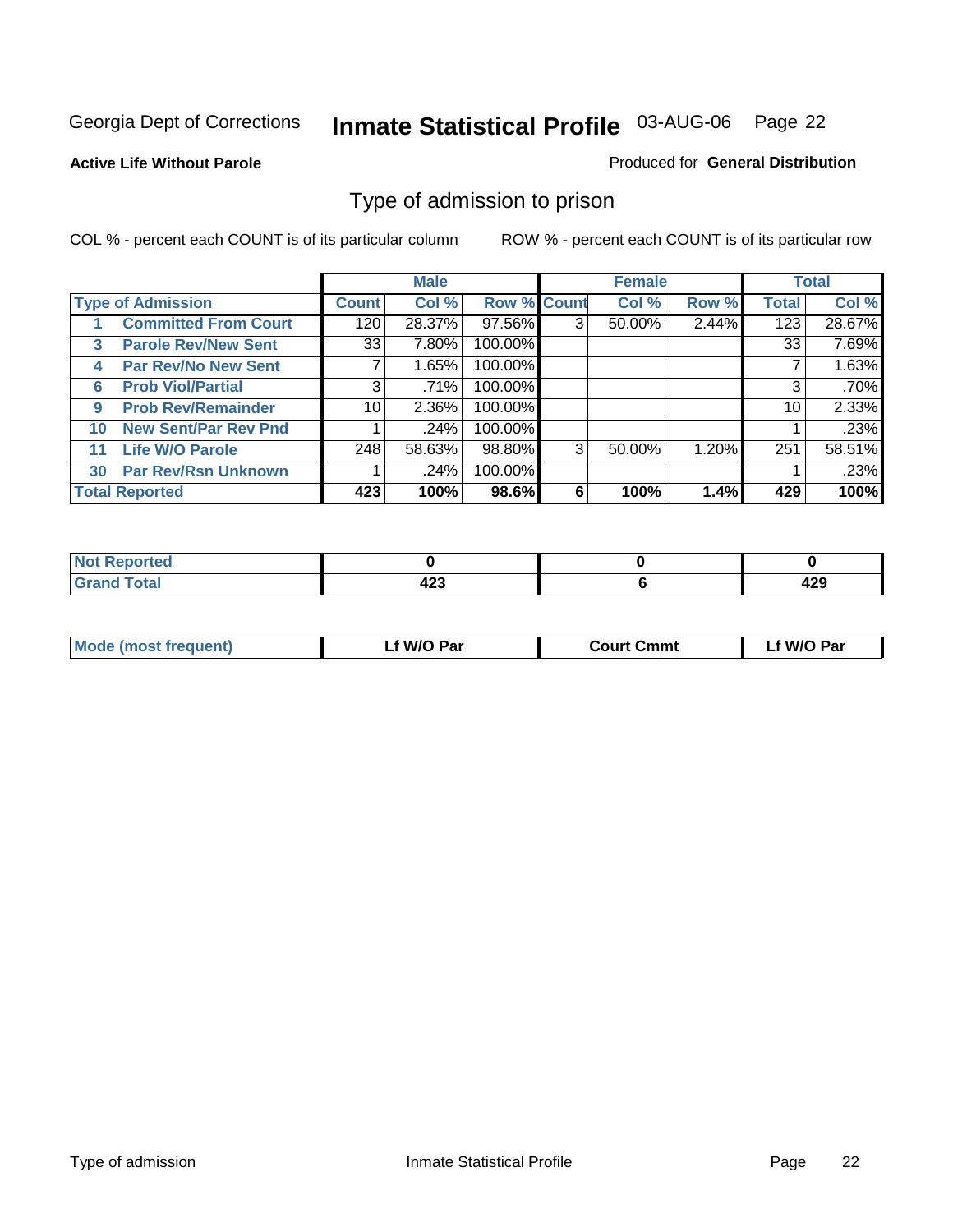Georgia Dept of Corrections **Inmate Statistical Profile** 03-AUG-06

**Active Life Without Parole**

Produced for **General Distribution**

## Type of admission to prison

COL % - percent each COUNT is of its particular column

ROW % - percent each COUNT is of its particular row

| Type of Admission | | Male | | | Female | | | Total | |
|---|---|---|---|---|---|---|---|---|---|
| | | Count | Col % | Row % | Count | Col % | Row % | Total | Col % |
| 1 | Committed From Court | 120 | 28.37% | 97.56% | 3 | 50.00% | 2.44% | 123 | 28.67% |
| 3 | Parole Rev/New Sent | 33 | 7.80% | 100.00% | | | | 33 | 7.69% |
| 4 | Par Rev/No New Sent | 7 | 1.65% | 100.00% | | | | 7 | 1.63% |
| 6 | Prob Viol/Partial | 3 | .71% | 100.00% | | | | 3 | .70% |
| 9 | Prob Rev/Remainder | 10 | 2.36% | 100.00% | | | | 10 | 2.33% |
| 10 | New Sent/Par Rev Pnd | 1 | .24% | 100.00% | | | | 1 | .23% |
| 11 | Life W/O Parole | 248 | 58.63% | 98.80% | 3 | 50.00% | 1.20% | 251 | 58.51% |
| 30 | Par Rev/Rsn Unknown | 1 | .24% | 100.00% | | | | 1 | .23% |
| **Total Reported** | | **423** | **100%** | **98.6%** | **6** | **100%** | **1.4%** | **429** | **100%** |

| | Male | Female | Total |
|---|---|---|---|
| Not Reported | 0 | 0 | 0 |
| Grand Total | 423 | 6 | 429 |

| | Male | Female | Total |
|---|---|---|---|
| Mode (most frequent) | Lf W/O Par | Court Cmmt | Lf W/O Par |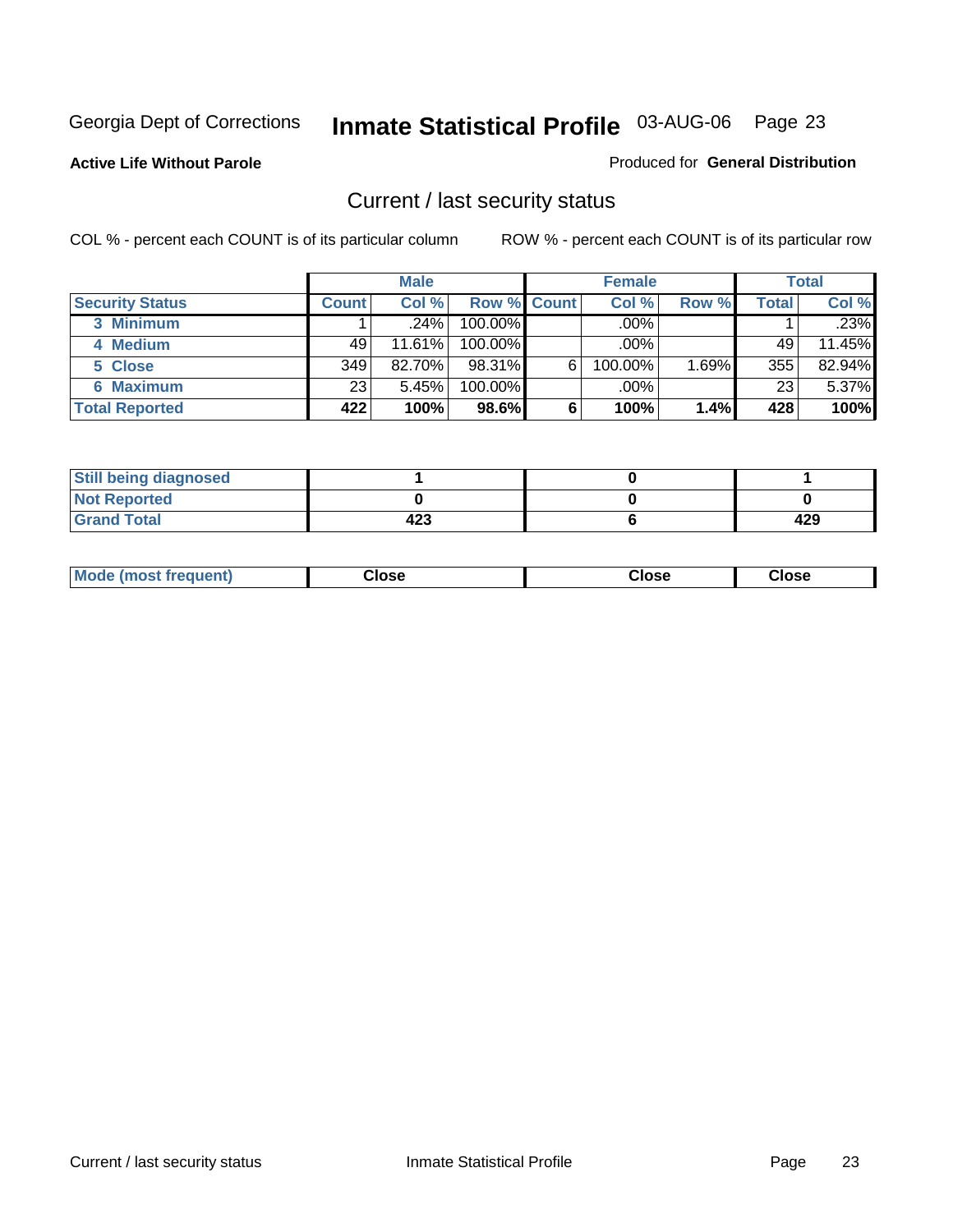Georgia Dept of Corrections **Inmate Statistical Profile** 03-AUG-06

**Active Life Without Parole**

Produced for **General Distribution**

## Current / last security status

COL % - percent each COUNT is of its particular column

ROW % - percent each COUNT is of its particular row

| | Male | | | Female | | | Total | |
|---|---|---|---|---|---|---|---|---|
| **Security Status** | **Count** | **Col %** | **Row %** | **Count** | **Col %** | **Row %** | **Total** | **Col %** |
| **3 Minimum** | 1 | .24% | 100.00% | | .00% | | 1 | .23% |
| **4 Medium** | 49 | 11.61% | 100.00% | | .00% | | 49 | 11.45% |
| **5 Close** | 349 | 82.70% | 98.31% | 6 | 100.00% | 1.69% | 355 | 82.94% |
| **6 Maximum** | 23 | 5.45% | 100.00% | | .00% | | 23 | 5.37% |
| **Total Reported** | **422** | **100%** | **98.6%** | **6** | **100%** | **1.4%** | **428** | **100%** |

| | Male | Female | Total |
|---|---|---|---|
| **Still being diagnosed** | **1** | **0** | **1** |
| **Not Reported** | **0** | **0** | **0** |
| **Grand Total** | **423** | **6** | **429** |

| | Male | Female | Total |
|---|---|---|---|
| **Mode (most frequent)** | **Close** | **Close** | **Close** |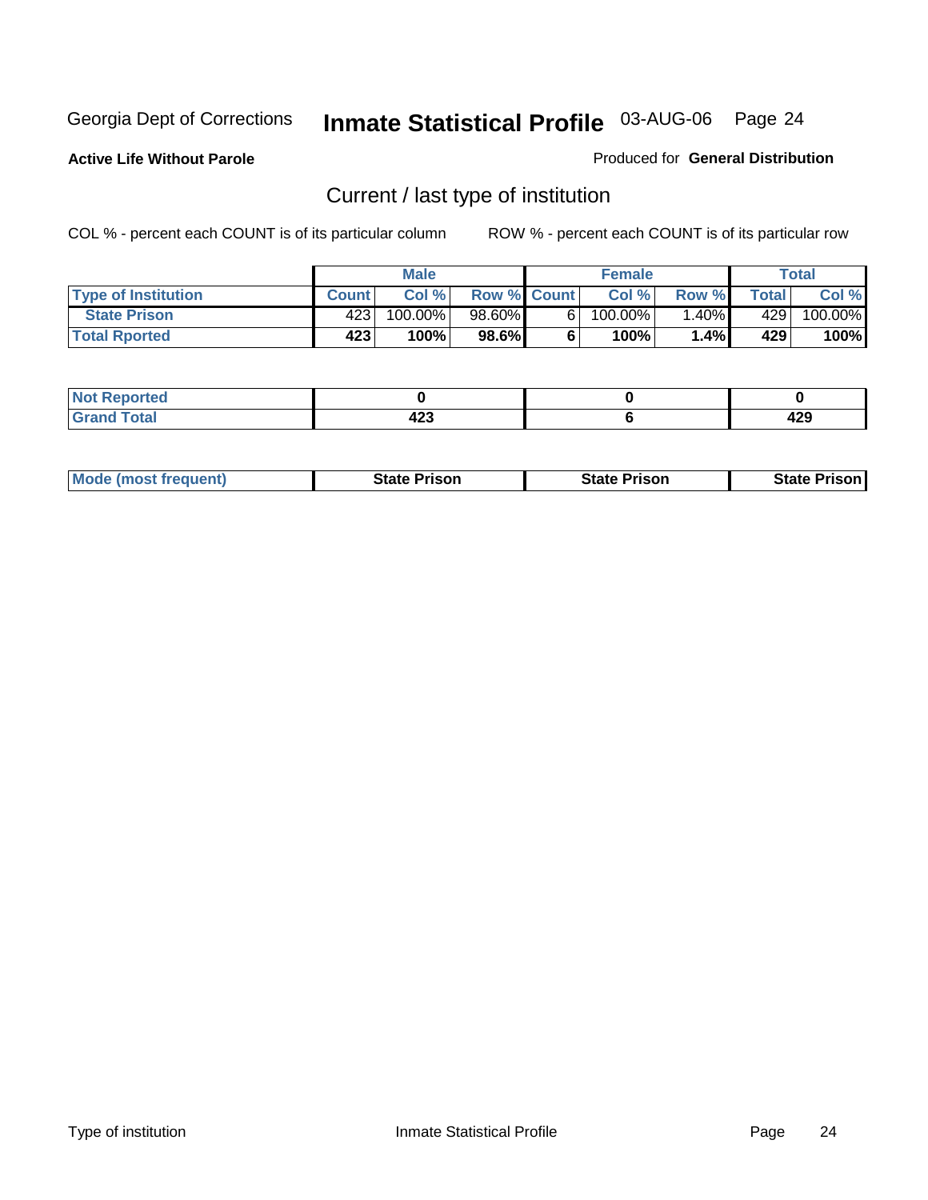Georgia Dept of Corrections **Inmate Statistical Profile** 03-AUG-06 Page 24

**Active Life Without Parole**

Produced for **General Distribution**

## Current / last type of institution

COL % - percent each COUNT is of its particular column ROW % - percent each COUNT is of its particular row

| | Male | | | Female | | | Total | |
|---|---|---|---|---|---|---|---|---|
| **Type of Institution** | **Count** | **Col %** | **Row %** | **Count** | **Col %** | **Row %** | **Total** | **Col %** |
| **State Prison** | 423 | 100.00% | 98.60% | 6 | 100.00% | 1.40% | 429 | 100.00% |
| **Total Rported** | **423** | **100%** | **98.6%** | **6** | **100%** | **1.4%** | **429** | **100%** |

| | Male | Female | Total |
|---|---|---|---|
| **Not Reported** | **0** | **0** | **0** |
| **Grand Total** | **423** | **6** | **429** |

| | Male | Female | Total |
|---|---|---|---|
| **Mode (most frequent)** | **State Prison** | **State Prison** | **State Prison** |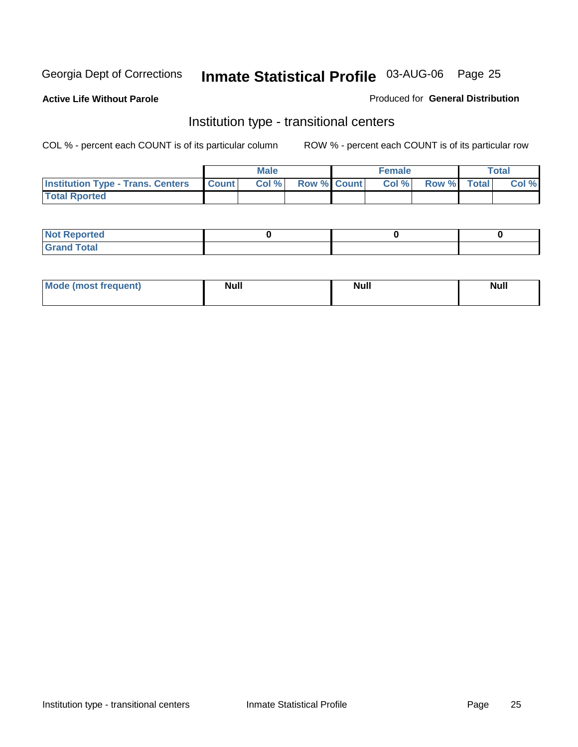Georgia Dept of Corrections **Inmate Statistical Profile** 03-AUG-06

**Active Life Without Parole**

Produced for **General Distribution**

## Institution type - transitional centers

COL % - percent each COUNT is of its particular column

ROW % - percent each COUNT is of its particular row

| | Male | | | Female | | | Total | |
|---|---|---|---|---|---|---|---|---|
| Institution Type - Trans. Centers | Count | Col % | Row % | Count | Col % | Row % | Total | Col % |
| Total Rported | | | | | | | | |

| | Male | Female | Total |
|---|---|---|---|
| Not Reported | 0 | 0 | 0 |
| Grand Total | | | |

| | Male | Female | Total |
|---|---|---|---|
| Mode (most frequent) | Null | Null | Null |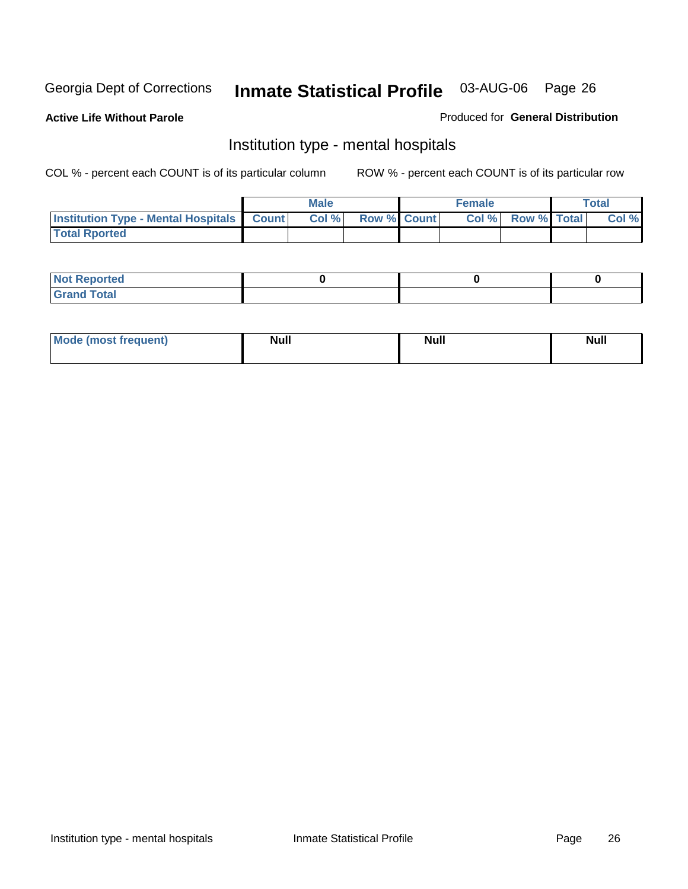Georgia Dept of Corrections **Inmate Statistical Profile** 03-AUG-06

**Active Life Without Parole**

Produced for **General Distribution**

## Institution type - mental hospitals

COL % - percent each COUNT is of its particular column

ROW % - percent each COUNT is of its particular row

| | Male | | | Female | | | Total | |
|---|---|---|---|---|---|---|---|---|
| **Institution Type - Mental Hospitals** | **Count** | **Col %** | **Row %** | **Count** | **Col %** | **Row %** | **Total** | **Col %** |
| **Total Rported** | | | | | | | | |
| **Not Reported** | 0 | | | 0 | | | 0 | |
| **Grand Total** | | | | | | | | |

| | Male | Female | Total |
|---|---|---|---|
| **Mode (most frequent)** | **Null** | **Null** | **Null** |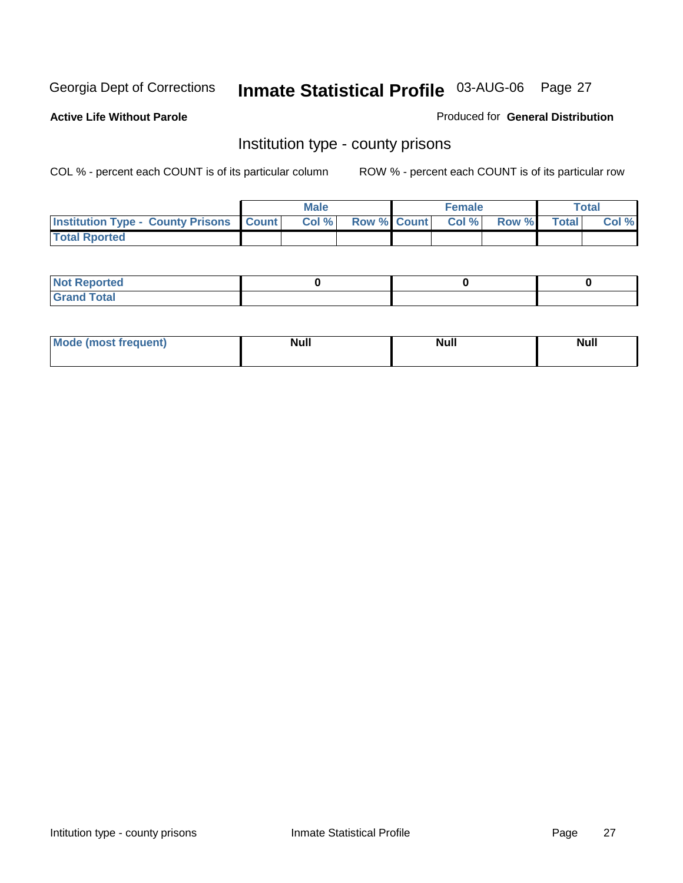Georgia Dept of Corrections **Inmate Statistical Profile** 03-AUG-06 Page 27

**Active Life Without Parole**

Produced for **General Distribution**

## Institution type - county prisons

COL % - percent each COUNT is of its particular column

ROW % - percent each COUNT is of its particular row

| | Male | | | Female | | | Total | |
|---|---|---|---|---|---|---|---|---|
| **Institution Type - County Prisons** | **Count** | **Col %** | **Row %** | **Count** | **Col %** | **Row %** | **Total** | **Col %** |
| **Total Rported** | | | | | | | | |

| | Male | Female | Total |
|---|---|---|---|
| **Not Reported** | **0** | **0** | **0** |
| **Grand Total** | | | |

| | Male | Female | Total |
|---|---|---|---|
| **Mode (most frequent)** | **Null** | **Null** | **Null** |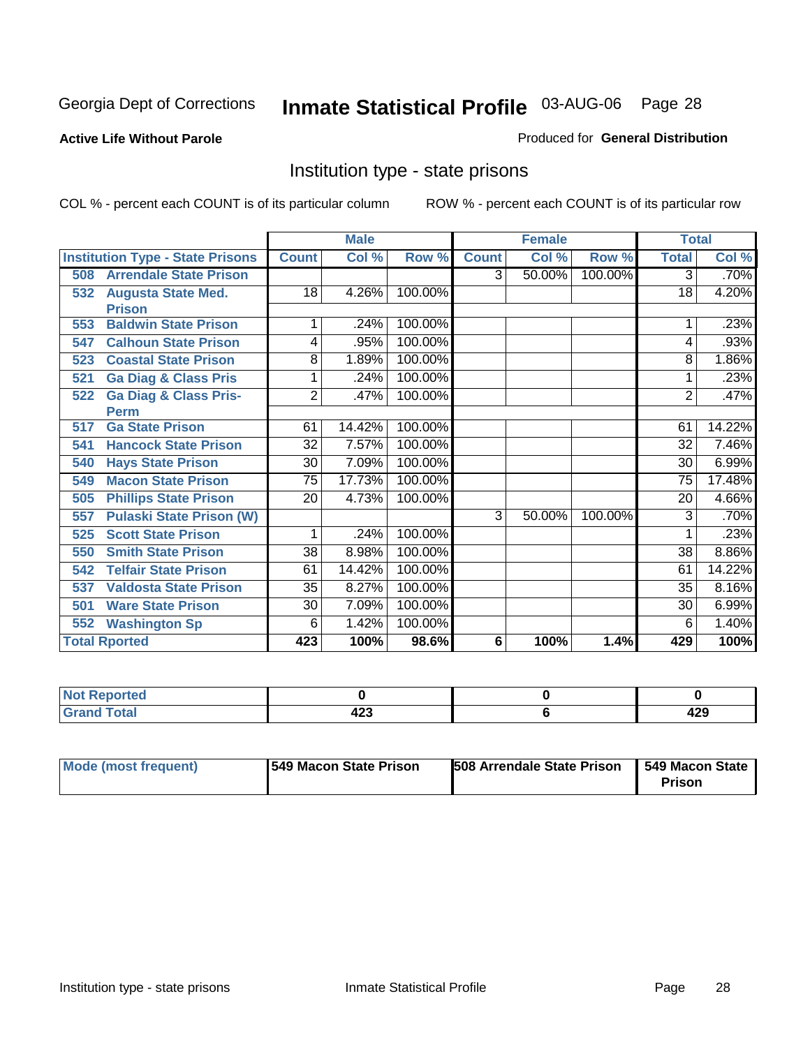Georgia Dept of Corrections

# Inmate Statistical Profile 03-AUG-06

**Active Life Without Parole**

Produced for **General Distribution**

## Institution type - state prisons

COL % - percent each COUNT is of its particular column

ROW % - percent each COUNT is of its particular row

| | Male | | | Female | | | Total | |
|---|---|---|---|---|---|---|---|---|
| **Institution Type - State Prisons** | **Count** | **Col %** | **Row %** | **Count** | **Col %** | **Row %** | **Total** | **Col %** |
| **508 Arrendale State Prison** | | | | 3 | 50.00% | 100.00% | 3 | .70% |
| **532 Augusta State Med. Prison** | 18 | 4.26% | 100.00% | | | | 18 | 4.20% |
| **553 Baldwin State Prison** | 1 | .24% | 100.00% | | | | 1 | .23% |
| **547 Calhoun State Prison** | 4 | .95% | 100.00% | | | | 4 | .93% |
| **523 Coastal State Prison** | 8 | 1.89% | 100.00% | | | | 8 | 1.86% |
| **521 Ga Diag & Class Pris** | 1 | .24% | 100.00% | | | | 1 | .23% |
| **522 Ga Diag & Class Pris-Perm** | 2 | .47% | 100.00% | | | | 2 | .47% |
| **517 Ga State Prison** | 61 | 14.42% | 100.00% | | | | 61 | 14.22% |
| **541 Hancock State Prison** | 32 | 7.57% | 100.00% | | | | 32 | 7.46% |
| **540 Hays State Prison** | 30 | 7.09% | 100.00% | | | | 30 | 6.99% |
| **549 Macon State Prison** | 75 | 17.73% | 100.00% | | | | 75 | 17.48% |
| **505 Phillips State Prison** | 20 | 4.73% | 100.00% | | | | 20 | 4.66% |
| **557 Pulaski State Prison (W)** | | | | 3 | 50.00% | 100.00% | 3 | .70% |
| **525 Scott State Prison** | 1 | .24% | 100.00% | | | | 1 | .23% |
| **550 Smith State Prison** | 38 | 8.98% | 100.00% | | | | 38 | 8.86% |
| **542 Telfair State Prison** | 61 | 14.42% | 100.00% | | | | 61 | 14.22% |
| **537 Valdosta State Prison** | 35 | 8.27% | 100.00% | | | | 35 | 8.16% |
| **501 Ware State Prison** | 30 | 7.09% | 100.00% | | | | 30 | 6.99% |
| **552 Washington Sp** | 6 | 1.42% | 100.00% | | | | 6 | 1.40% |
| **Total Rported** | **423** | **100%** | **98.6%** | **6** | **100%** | **1.4%** | **429** | **100%** |

| | Male | Female | Total |
|---|---|---|---|
| **Not Reported** | **0** | **0** | **0** |
| **Grand Total** | **423** | **6** | **429** |

| | Male | Female | Total |
|---|---|---|---|
| **Mode (most frequent)** | **549 Macon State Prison** | **508 Arrendale State Prison** | **549 Macon State Prison** |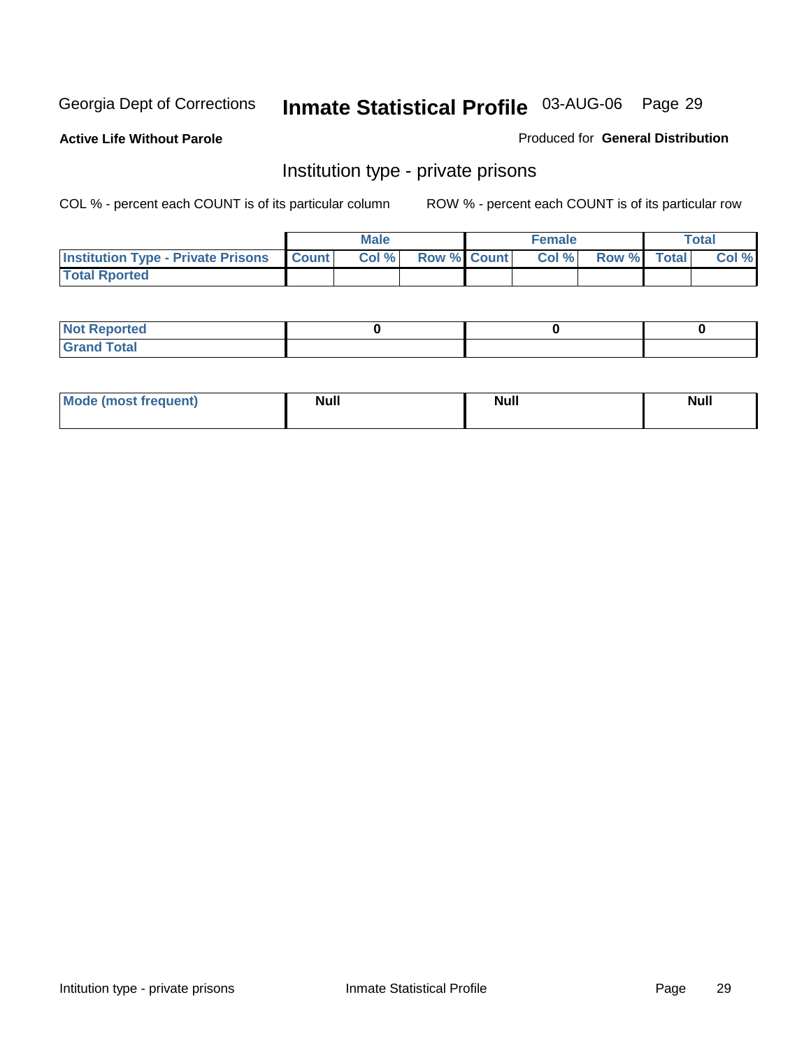Georgia Dept of Corrections **Inmate Statistical Profile** 03-AUG-06 Page 29

**Active Life Without Parole**

Produced for **General Distribution**

## Institution type - private prisons

COL % - percent each COUNT is of its particular column

ROW % - percent each COUNT is of its particular row

| | Male | | | Female | | | Total | |
|---|---|---|---|---|---|---|---|---|
| **Institution Type - Private Prisons** | **Count** | **Col %** | **Row %** | **Count** | **Col %** | **Row %** | **Total** | **Col %** |
| **Total Rported** | | | | | | | | |

| | Male | Female | Total |
|---|---|---|---|
| **Not Reported** | 0 | 0 | 0 |
| **Grand Total** | | | |

| | Male | Female | Total |
|---|---|---|---|
| **Mode (most frequent)** | Null | Null | Null |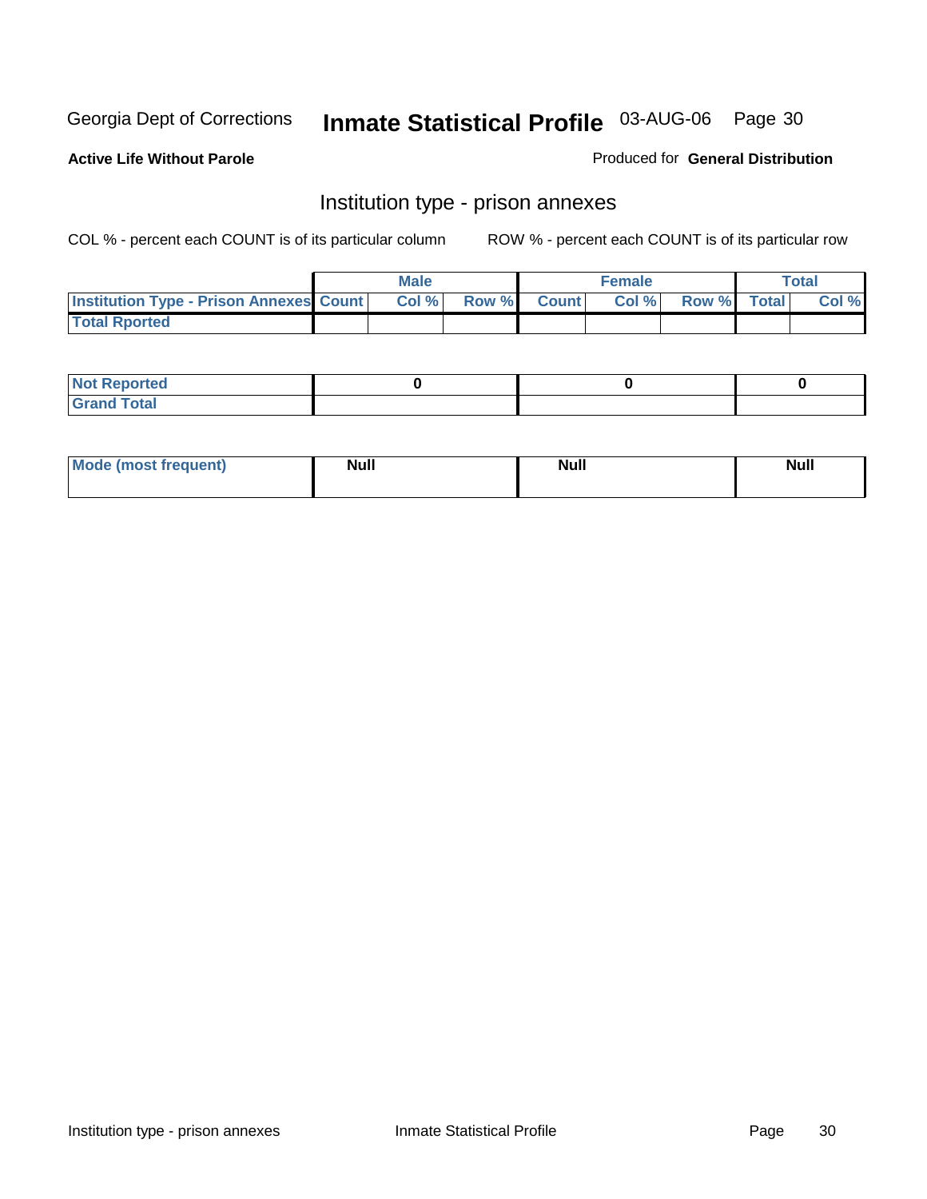Georgia Dept of Corrections **Inmate Statistical Profile** 03-AUG-06

**Active Life Without Parole**

Produced for **General Distribution**

## Institution type - prison annexes

COL % - percent each COUNT is of its particular column    ROW % - percent each COUNT is of its particular row

| | Male | | | Female | | | Total | |
|---|---|---|---|---|---|---|---|---|
| **Institution Type - Prison Annexes** | **Count** | **Col %** | **Row %** | **Count** | **Col %** | **Row %** | **Total** | **Col %** |
| **Total Rported** | | | | | | | | |

| | Male | Female | Total |
|---|---|---|---|
| **Not Reported** | **0** | **0** | **0** |
| **Grand Total** | | | |

| | Male | Female | Total |
|---|---|---|---|
| **Mode (most frequent)** | **Null** | **Null** | **Null** |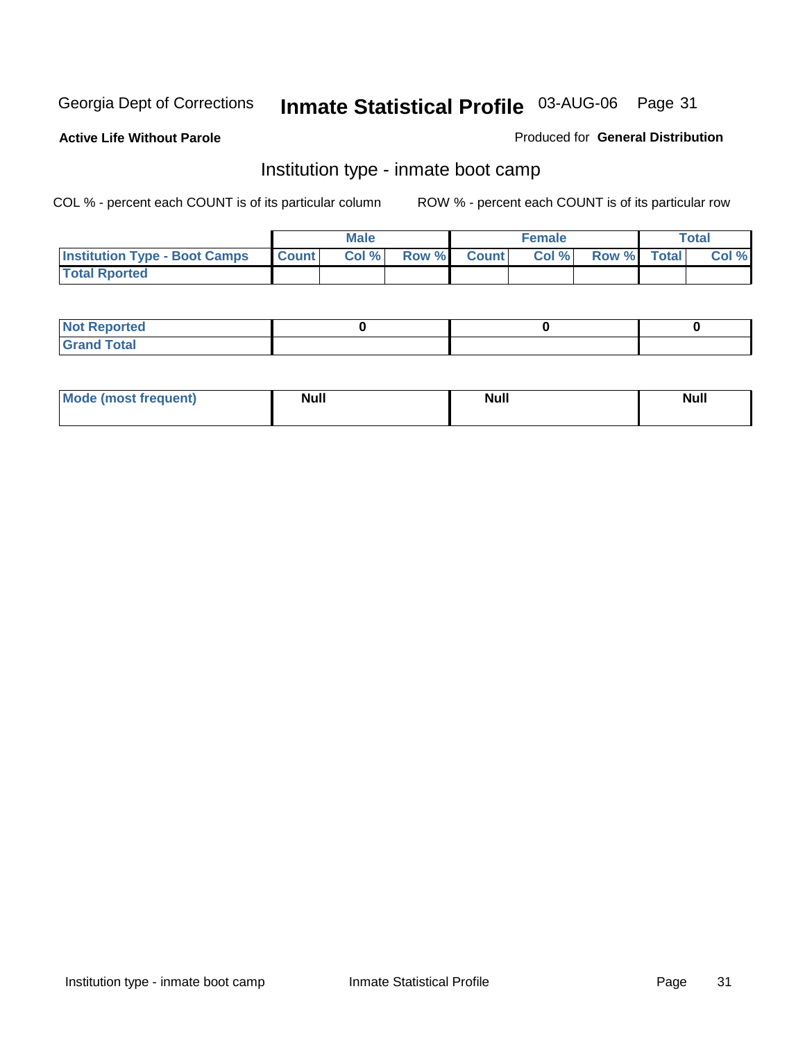Georgia Dept of Corrections **Inmate Statistical Profile** 03-AUG-06

**Active Life Without Parole**

Produced for **General Distribution**

## Institution type - inmate boot camp

COL % - percent each COUNT is of its particular column    ROW % - percent each COUNT is of its particular row

| | Male | | | Female | | | Total | |
|---|---|---|---|---|---|---|---|---|
| **Institution Type - Boot Camps** | **Count** | **Col %** | **Row %** | **Count** | **Col %** | **Row %** | **Total** | **Col %** |
| **Total Rported** | | | | | | | | |

| | Male | Female | Total |
|---|---|---|---|
| **Not Reported** | 0 | 0 | 0 |
| **Grand Total** | | | |

| | Male | Female | Total |
|---|---|---|---|
| **Mode (most frequent)** | Null | Null | Null |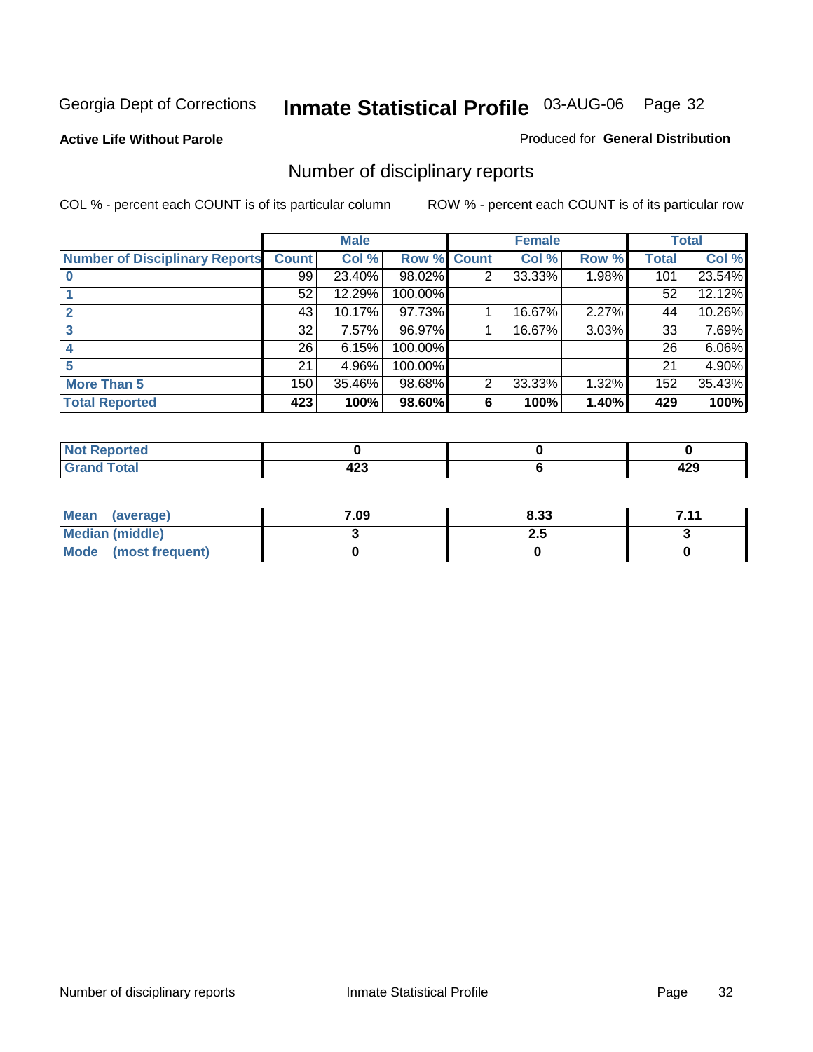Georgia Dept of Corrections **Inmate Statistical Profile** 03-AUG-06

**Active Life Without Parole**

Produced for **General Distribution**

## Number of disciplinary reports

COL % - percent each COUNT is of its particular column ROW % - percent each COUNT is of its particular row

| | Male | | | Female | | | Total | |
|---|---|---|---|---|---|---|---|---|
| Number of Disciplinary Reports | Count | Col % | Row % | Count | Col % | Row % | Total | Col % |
| 0 | 99 | 23.40% | 98.02% | 2 | 33.33% | 1.98% | 101 | 23.54% |
| 1 | 52 | 12.29% | 100.00% | | | | 52 | 12.12% |
| 2 | 43 | 10.17% | 97.73% | 1 | 16.67% | 2.27% | 44 | 10.26% |
| 3 | 32 | 7.57% | 96.97% | 1 | 16.67% | 3.03% | 33 | 7.69% |
| 4 | 26 | 6.15% | 100.00% | | | | 26 | 6.06% |
| 5 | 21 | 4.96% | 100.00% | | | | 21 | 4.90% |
| More Than 5 | 150 | 35.46% | 98.68% | 2 | 33.33% | 1.32% | 152 | 35.43% |
| **Total Reported** | **423** | **100%** | **98.60%** | **6** | **100%** | **1.40%** | **429** | **100%** |

| | Male | Female | Total |
|---|---|---|---|
| Not Reported | 0 | 0 | 0 |
| Grand Total | 423 | 6 | 429 |

| | Male | Female | Total |
|---|---|---|---|
| Mean (average) | 7.09 | 8.33 | 7.11 |
| Median (middle) | 3 | 2.5 | 3 |
| Mode (most frequent) | 0 | 0 | 0 |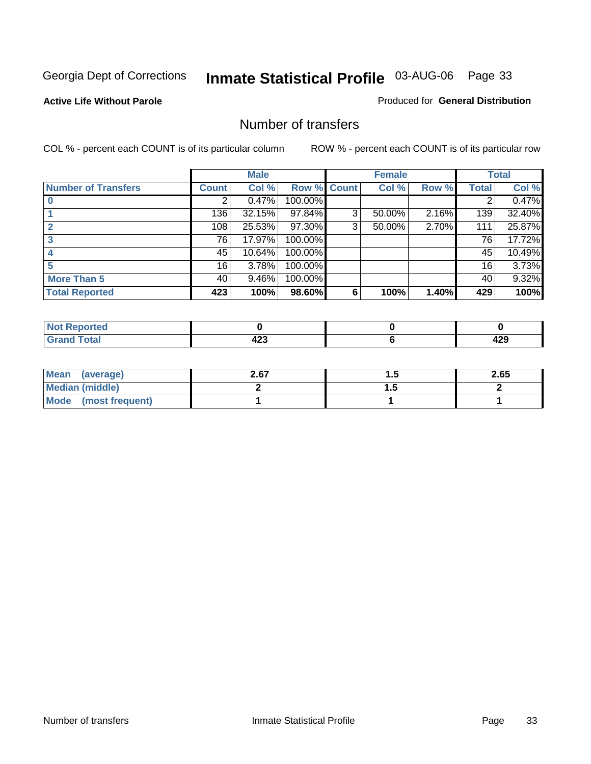Georgia Dept of Corrections **Inmate Statistical Profile** 03-AUG-06

**Active Life Without Parole**

Produced for **General Distribution**

## Number of transfers

COL % - percent each COUNT is of its particular column

ROW % - percent each COUNT is of its particular row

| | Male | | | Female | | | Total | |
|---|---|---|---|---|---|---|---|---|
| **Number of Transfers** | **Count** | **Col %** | **Row %** | **Count** | **Col %** | **Row %** | **Total** | **Col %** |
| **0** | 2 | 0.47% | 100.00% | | | | 2 | 0.47% |
| **1** | 136 | 32.15% | 97.84% | 3 | 50.00% | 2.16% | 139 | 32.40% |
| **2** | 108 | 25.53% | 97.30% | 3 | 50.00% | 2.70% | 111 | 25.87% |
| **3** | 76 | 17.97% | 100.00% | | | | 76 | 17.72% |
| **4** | 45 | 10.64% | 100.00% | | | | 45 | 10.49% |
| **5** | 16 | 3.78% | 100.00% | | | | 16 | 3.73% |
| **More Than 5** | 40 | 9.46% | 100.00% | | | | 40 | 9.32% |
| **Total Reported** | **423** | **100%** | **98.60%** | **6** | **100%** | **1.40%** | **429** | **100%** |

| | Male | Female | Total |
|---|---|---|---|
| **Not Reported** | **0** | **0** | **0** |
| **Grand Total** | **423** | **6** | **429** |

| | Male | Female | Total |
|---|---|---|---|
| **Mean (average)** | **2.67** | **1.5** | **2.65** |
| **Median (middle)** | **2** | **1.5** | **2** |
| **Mode (most frequent)** | **1** | **1** | **1** |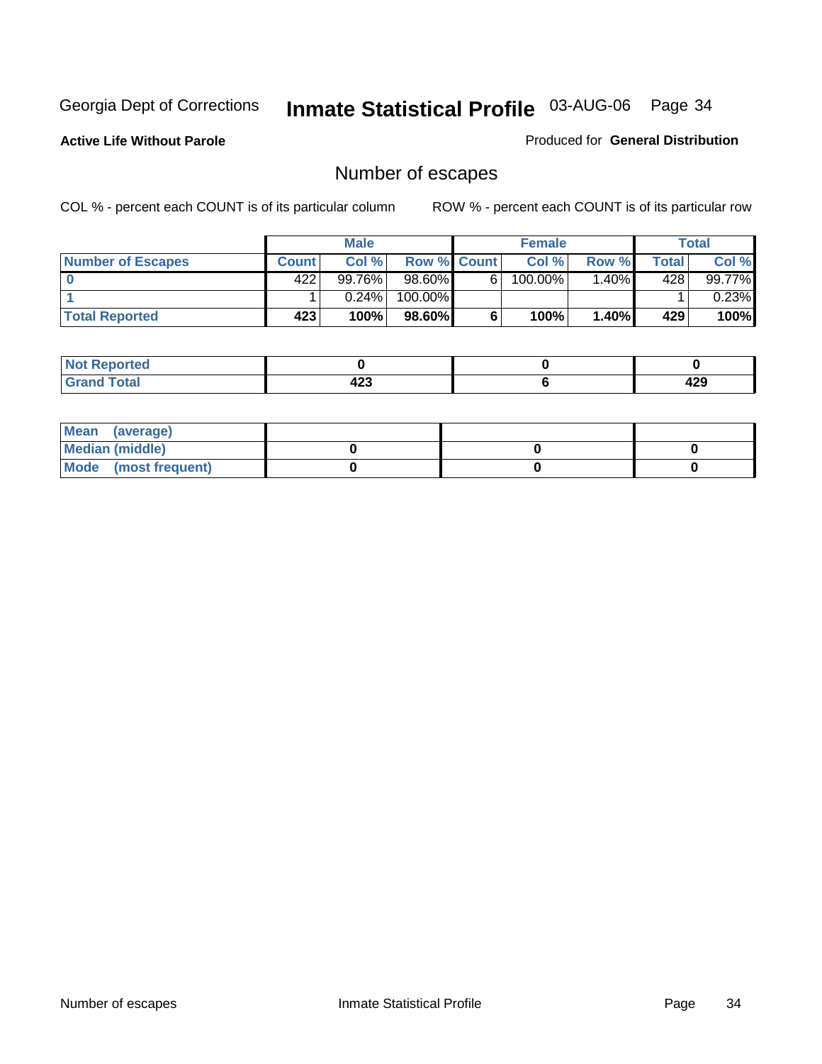Georgia Dept of Corrections **Inmate Statistical Profile** 03-AUG-06

**Active Life Without Parole**

Produced for **General Distribution**

## Number of escapes

COL % - percent each COUNT is of its particular column

ROW % - percent each COUNT is of its particular row

| | Male | | | Female | | | Total | |
|---|---|---|---|---|---|---|---|---|
| **Number of Escapes** | **Count** | **Col %** | **Row %** | **Count** | **Col %** | **Row %** | **Total** | **Col %** |
| **0** | 422 | 99.76% | 98.60% | 6 | 100.00% | 1.40% | 428 | 99.77% |
| **1** | 1 | 0.24% | 100.00% | | | | 1 | 0.23% |
| **Total Reported** | **423** | **100%** | **98.60%** | **6** | **100%** | **1.40%** | **429** | **100%** |

| | Male | Female | Total |
|---|---|---|---|
| **Not Reported** | **0** | **0** | **0** |
| **Grand Total** | **423** | **6** | **429** |

| | Male | Female | Total |
|---|---|---|---|
| **Mean (average)** | | | |
| **Median (middle)** | **0** | **0** | **0** |
| **Mode (most frequent)** | **0** | **0** | **0** |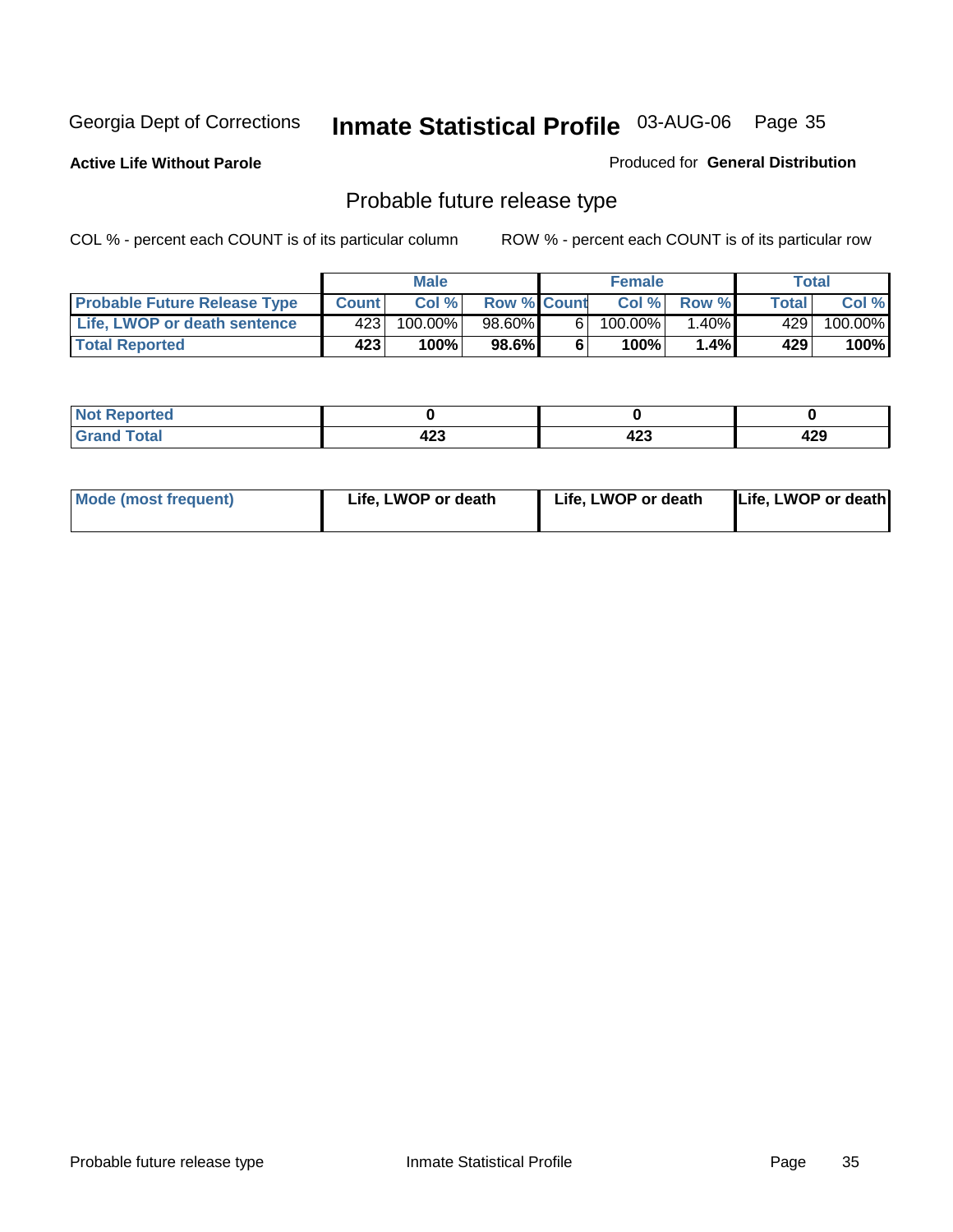Georgia Dept of Corrections **Inmate Statistical Profile** 03-AUG-06

**Active Life Without Parole**

Produced for **General Distribution**

## Probable future release type

COL % - percent each COUNT is of its particular column

ROW % - percent each COUNT is of its particular row

| | Male | | | Female | | | Total | |
|---|---|---|---|---|---|---|---|---|
| **Probable Future Release Type** | **Count** | **Col %** | **Row %** | **Count** | **Col %** | **Row %** | **Total** | **Col %** |
| Life, LWOP or death sentence | 423 | 100.00% | 98.60% | 6 | 100.00% | 1.40% | 429 | 100.00% |
| **Total Reported** | **423** | **100%** | **98.6%** | **6** | **100%** | **1.4%** | **429** | **100%** |

| | | | |
|---|---|---|---|
| **Not Reported** | **0** | **0** | **0** |
| **Grand Total** | **423** | **423** | **429** |

| | | | |
|---|---|---|---|
| **Mode (most frequent)** | **Life, LWOP or death** | **Life, LWOP or death** | **Life, LWOP or death** |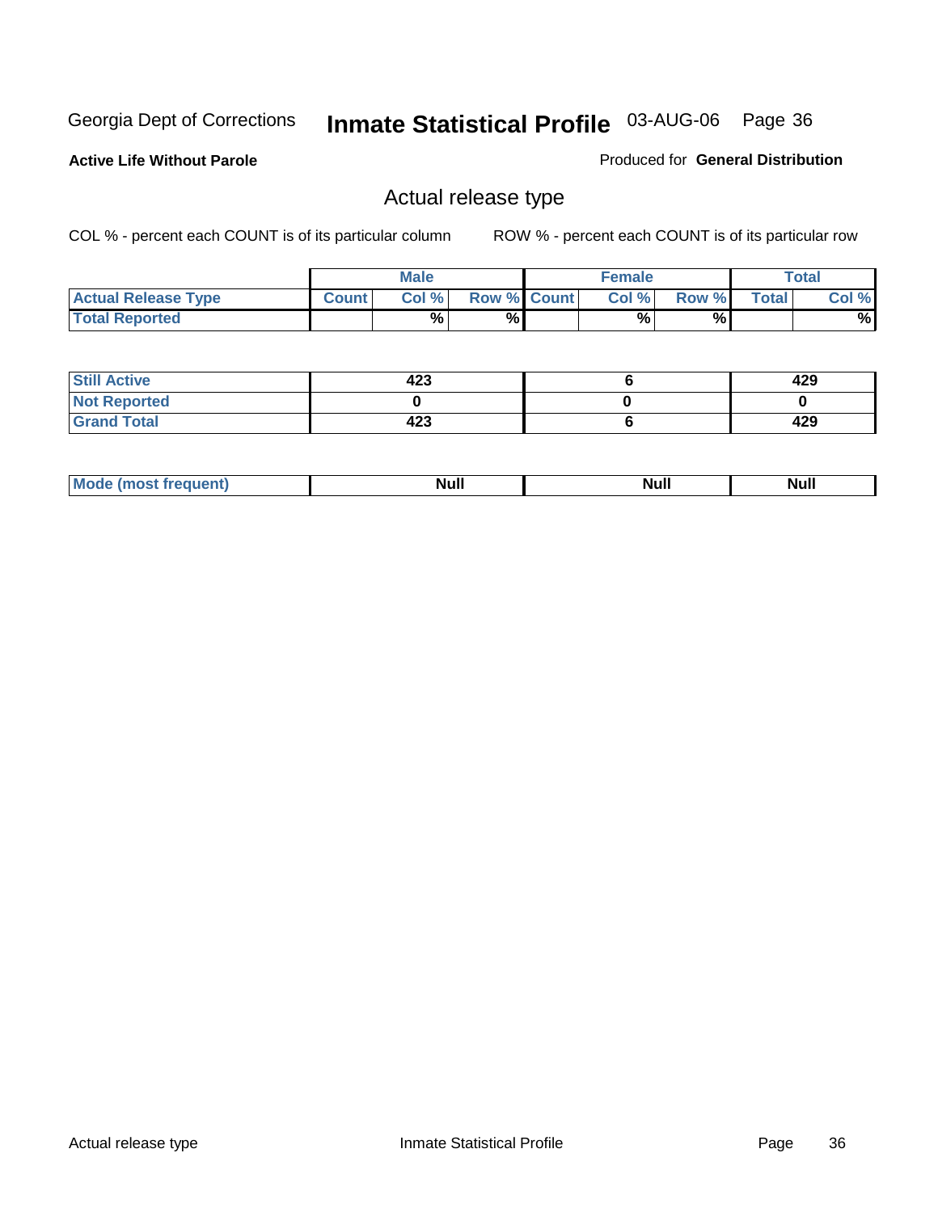Georgia Dept of Corrections **Inmate Statistical Profile** 03-AUG-06

**Active Life Without Parole**

Produced for **General Distribution**

## Actual release type

COL % - percent each COUNT is of its particular column

ROW % - percent each COUNT is of its particular row

| | Male | | | Female | | | Total | |
|---|---|---|---|---|---|---|---|---|
| **Actual Release Type** | **Count** | **Col %** | **Row %** | **Count** | **Col %** | **Row %** | **Total** | **Col %** |
| **Total Reported** | | % | % | | % | % | | % |
| **Still Active** | 423 | | | 6 | | | 429 | |
| **Not Reported** | 0 | | | 0 | | | 0 | |
| **Grand Total** | 423 | | | 6 | | | 429 | |

| | Male | Female | Total |
|---|---|---|---|
| **Mode (most frequent)** | Null | Null | Null |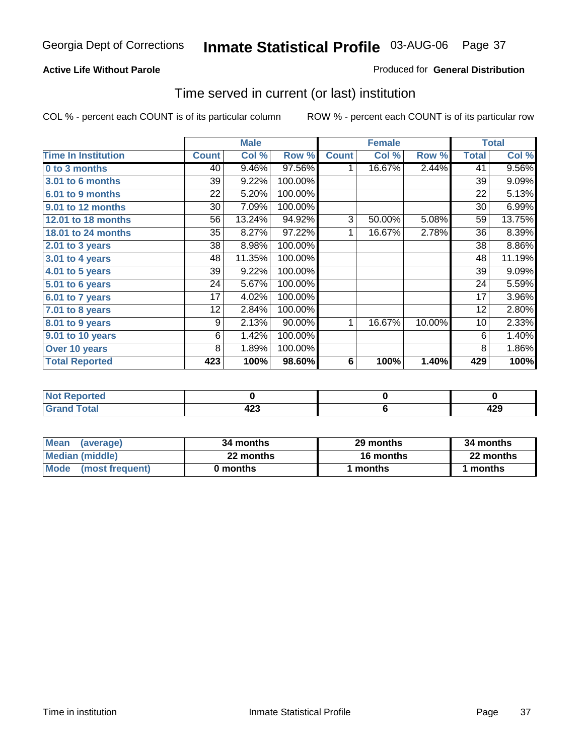Georgia Dept of Corrections **Inmate Statistical Profile** 03-AUG-06

**Active Life Without Parole**

Produced for **General Distribution**

## Time served in current (or last) institution

COL % - percent each COUNT is of its particular column

ROW % - percent each COUNT is of its particular row

| | Male | | | Female | | | Total | |
|---|---|---|---|---|---|---|---|---|
| **Time In Institution** | **Count** | **Col %** | **Row %** | **Count** | **Col %** | **Row %** | **Total** | **Col %** |
| **0 to 3 months** | 40 | 9.46% | 97.56% | 1 | 16.67% | 2.44% | 41 | 9.56% |
| **3.01 to 6 months** | 39 | 9.22% | 100.00% | | | | 39 | 9.09% |
| **6.01 to 9 months** | 22 | 5.20% | 100.00% | | | | 22 | 5.13% |
| **9.01 to 12 months** | 30 | 7.09% | 100.00% | | | | 30 | 6.99% |
| **12.01 to 18 months** | 56 | 13.24% | 94.92% | 3 | 50.00% | 5.08% | 59 | 13.75% |
| **18.01 to 24 months** | 35 | 8.27% | 97.22% | 1 | 16.67% | 2.78% | 36 | 8.39% |
| **2.01 to 3 years** | 38 | 8.98% | 100.00% | | | | 38 | 8.86% |
| **3.01 to 4 years** | 48 | 11.35% | 100.00% | | | | 48 | 11.19% |
| **4.01 to 5 years** | 39 | 9.22% | 100.00% | | | | 39 | 9.09% |
| **5.01 to 6 years** | 24 | 5.67% | 100.00% | | | | 24 | 5.59% |
| **6.01 to 7 years** | 17 | 4.02% | 100.00% | | | | 17 | 3.96% |
| **7.01 to 8 years** | 12 | 2.84% | 100.00% | | | | 12 | 2.80% |
| **8.01 to 9 years** | 9 | 2.13% | 90.00% | 1 | 16.67% | 10.00% | 10 | 2.33% |
| **9.01 to 10 years** | 6 | 1.42% | 100.00% | | | | 6 | 1.40% |
| **Over 10 years** | 8 | 1.89% | 100.00% | | | | 8 | 1.86% |
| **Total Reported** | **423** | **100%** | **98.60%** | **6** | **100%** | **1.40%** | **429** | **100%** |

| | Male | Female | Total |
|---|---|---|---|
| **Not Reported** | **0** | **0** | **0** |
| **Grand Total** | **423** | **6** | **429** |

| | Male | Female | Total |
|---|---|---|---|
| **Mean (average)** | **34 months** | **29 months** | **34 months** |
| **Median (middle)** | **22 months** | **16 months** | **22 months** |
| **Mode (most frequent)** | **0 months** | **1 months** | **1 months** |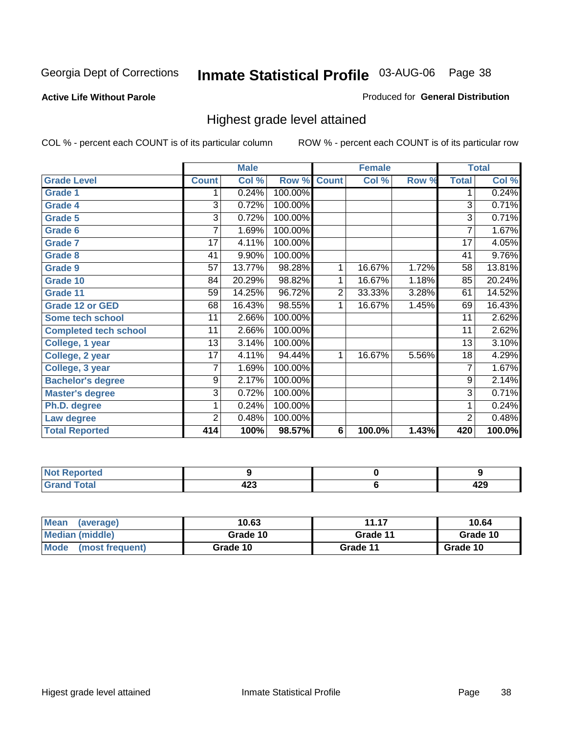Georgia Dept of Corrections **Inmate Statistical Profile** 03-AUG-06

**Active Life Without Parole**

Produced for **General Distribution**

## Highest grade level attained

COL % - percent each COUNT is of its particular column

ROW % - percent each COUNT is of its particular row

| | Male | | | Female | | | Total | |
|---|---|---|---|---|---|---|---|---|
| **Grade Level** | **Count** | **Col %** | **Row %** | **Count** | **Col %** | **Row %** | **Total** | **Col %** |
| Grade 1 | 1 | 0.24% | 100.00% | | | | 1 | 0.24% |
| Grade 4 | 3 | 0.72% | 100.00% | | | | 3 | 0.71% |
| Grade 5 | 3 | 0.72% | 100.00% | | | | 3 | 0.71% |
| Grade 6 | 7 | 1.69% | 100.00% | | | | 7 | 1.67% |
| Grade 7 | 17 | 4.11% | 100.00% | | | | 17 | 4.05% |
| Grade 8 | 41 | 9.90% | 100.00% | | | | 41 | 9.76% |
| Grade 9 | 57 | 13.77% | 98.28% | 1 | 16.67% | 1.72% | 58 | 13.81% |
| Grade 10 | 84 | 20.29% | 98.82% | 1 | 16.67% | 1.18% | 85 | 20.24% |
| Grade 11 | 59 | 14.25% | 96.72% | 2 | 33.33% | 3.28% | 61 | 14.52% |
| Grade 12 or GED | 68 | 16.43% | 98.55% | 1 | 16.67% | 1.45% | 69 | 16.43% |
| Some tech school | 11 | 2.66% | 100.00% | | | | 11 | 2.62% |
| Completed tech school | 11 | 2.66% | 100.00% | | | | 11 | 2.62% |
| College, 1 year | 13 | 3.14% | 100.00% | | | | 13 | 3.10% |
| College, 2 year | 17 | 4.11% | 94.44% | 1 | 16.67% | 5.56% | 18 | 4.29% |
| College, 3 year | 7 | 1.69% | 100.00% | | | | 7 | 1.67% |
| Bachelor's degree | 9 | 2.17% | 100.00% | | | | 9 | 2.14% |
| Master's degree | 3 | 0.72% | 100.00% | | | | 3 | 0.71% |
| Ph.D. degree | 1 | 0.24% | 100.00% | | | | 1 | 0.24% |
| Law degree | 2 | 0.48% | 100.00% | | | | 2 | 0.48% |
| **Total Reported** | **414** | **100%** | **98.57%** | **6** | **100.0%** | **1.43%** | **420** | **100.0%** |

| | Male | Female | Total |
|---|---|---|---|
| Not Reported | 9 | 0 | 9 |
| Grand Total | 423 | 6 | 429 |

| | Male | Female | Total |
|---|---|---|---|
| Mean (average) | 10.63 | 11.17 | 10.64 |
| Median (middle) | Grade 10 | Grade 11 | Grade 10 |
| Mode (most frequent) | Grade 10 | Grade 11 | Grade 10 |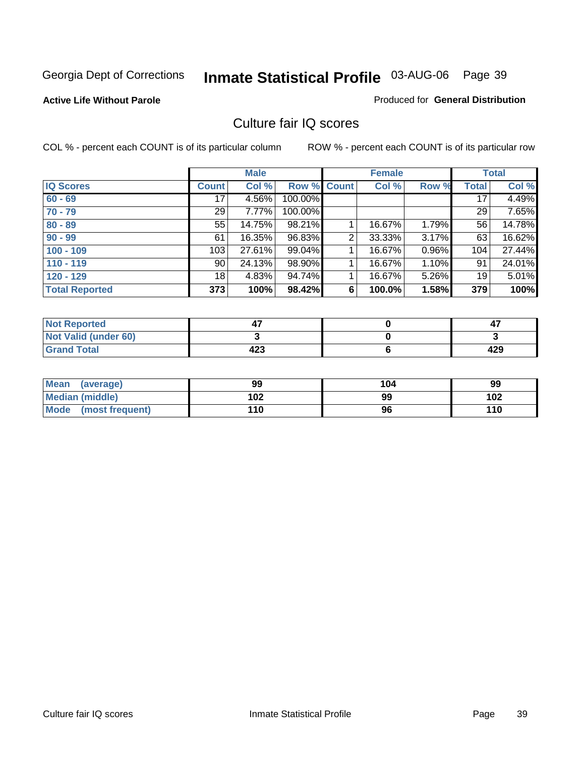Georgia Dept of Corrections **Inmate Statistical Profile** 03-AUG-06

**Active Life Without Parole**

Produced for **General Distribution**

## Culture fair IQ scores

COL % - percent each COUNT is of its particular column

ROW % - percent each COUNT is of its particular row

| | Male | | | Female | | | Total | |
|---|---|---|---|---|---|---|---|---|
| **IQ Scores** | **Count** | **Col %** | **Row %** | **Count** | **Col %** | **Row %** | **Total** | **Col %** |
| 60 - 69 | 17 | 4.56% | 100.00% | | | | 17 | 4.49% |
| 70 - 79 | 29 | 7.77% | 100.00% | | | | 29 | 7.65% |
| 80 - 89 | 55 | 14.75% | 98.21% | 1 | 16.67% | 1.79% | 56 | 14.78% |
| 90 - 99 | 61 | 16.35% | 96.83% | 2 | 33.33% | 3.17% | 63 | 16.62% |
| 100 - 109 | 103 | 27.61% | 99.04% | 1 | 16.67% | 0.96% | 104 | 27.44% |
| 110 - 119 | 90 | 24.13% | 98.90% | 1 | 16.67% | 1.10% | 91 | 24.01% |
| 120 - 129 | 18 | 4.83% | 94.74% | 1 | 16.67% | 5.26% | 19 | 5.01% |
| **Total Reported** | **373** | **100%** | **98.42%** | **6** | **100.0%** | **1.58%** | **379** | **100%** |

| | Male | Female | Total |
|---|---|---|---|
| Not Reported | 47 | 0 | 47 |
| Not Valid (under 60) | 3 | 0 | 3 |
| Grand Total | 423 | 6 | 429 |

| | Male | Female | Total |
|---|---|---|---|
| Mean (average) | 99 | 104 | 99 |
| Median (middle) | 102 | 99 | 102 |
| Mode (most frequent) | 110 | 96 | 110 |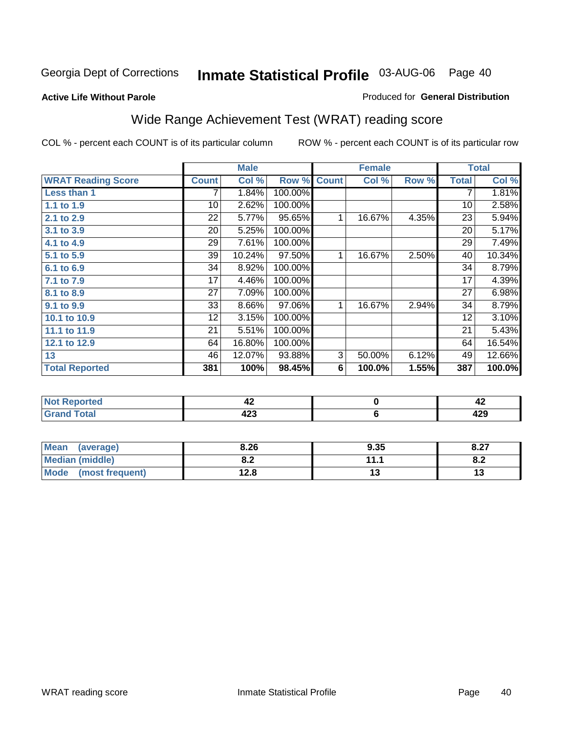Georgia Dept of Corrections **Inmate Statistical Profile** 03-AUG-06

**Active Life Without Parole**

Produced for **General Distribution**

## Wide Range Achievement Test (WRAT) reading score

COL % - percent each COUNT is of its particular column    ROW % - percent each COUNT is of its particular row

| | Male | | | Female | | | Total | |
|---|---|---|---|---|---|---|---|---|
| **WRAT Reading Score** | **Count** | **Col %** | **Row %** | **Count** | **Col %** | **Row %** | **Total** | **Col %** |
| **Less than 1** | 7 | 1.84% | 100.00% | | | | 7 | 1.81% |
| **1.1 to 1.9** | 10 | 2.62% | 100.00% | | | | 10 | 2.58% |
| **2.1 to 2.9** | 22 | 5.77% | 95.65% | 1 | 16.67% | 4.35% | 23 | 5.94% |
| **3.1 to 3.9** | 20 | 5.25% | 100.00% | | | | 20 | 5.17% |
| **4.1 to 4.9** | 29 | 7.61% | 100.00% | | | | 29 | 7.49% |
| **5.1 to 5.9** | 39 | 10.24% | 97.50% | 1 | 16.67% | 2.50% | 40 | 10.34% |
| **6.1 to 6.9** | 34 | 8.92% | 100.00% | | | | 34 | 8.79% |
| **7.1 to 7.9** | 17 | 4.46% | 100.00% | | | | 17 | 4.39% |
| **8.1 to 8.9** | 27 | 7.09% | 100.00% | | | | 27 | 6.98% |
| **9.1 to 9.9** | 33 | 8.66% | 97.06% | 1 | 16.67% | 2.94% | 34 | 8.79% |
| **10.1 to 10.9** | 12 | 3.15% | 100.00% | | | | 12 | 3.10% |
| **11.1 to 11.9** | 21 | 5.51% | 100.00% | | | | 21 | 5.43% |
| **12.1 to 12.9** | 64 | 16.80% | 100.00% | | | | 64 | 16.54% |
| **13** | 46 | 12.07% | 93.88% | 3 | 50.00% | 6.12% | 49 | 12.66% |
| **Total Reported** | **381** | **100%** | **98.45%** | **6** | **100.0%** | **1.55%** | **387** | **100.0%** |

| | Male | Female | Total |
|---|---|---|---|
| **Not Reported** | **42** | **0** | **42** |
| **Grand Total** | **423** | **6** | **429** |

| | Male | Female | Total |
|---|---|---|---|
| **Mean (average)** | **8.26** | **9.35** | **8.27** |
| **Median (middle)** | **8.2** | **11.1** | **8.2** |
| **Mode (most frequent)** | **12.8** | **13** | **13** |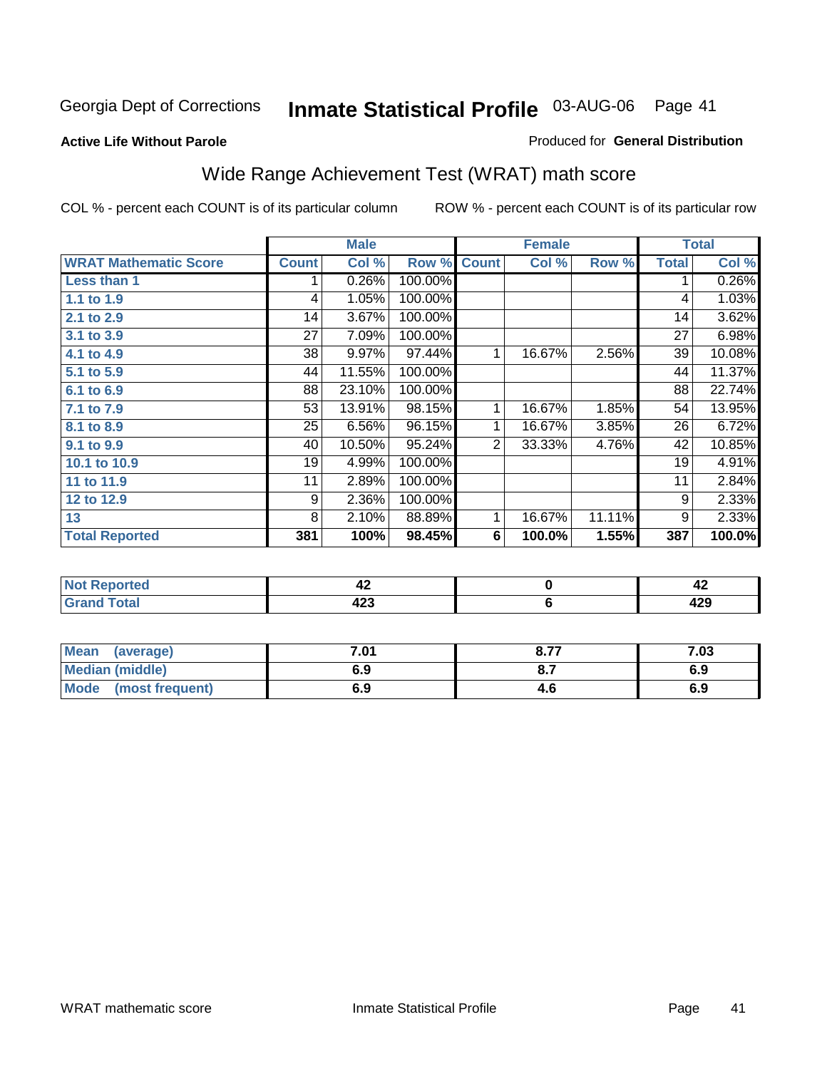Georgia Dept of Corrections **Inmate Statistical Profile** 03-AUG-06

**Active Life Without Parole**

Produced for **General Distribution**

## Wide Range Achievement Test (WRAT) math score

COL % - percent each COUNT is of its particular column

ROW % - percent each COUNT is of its particular row

| | Male | | | Female | | | Total | |
|---|---|---|---|---|---|---|---|---|
| **WRAT Mathematic Score** | **Count** | **Col %** | **Row %** | **Count** | **Col %** | **Row %** | **Total** | **Col %** |
| **Less than 1** | 1 | 0.26% | 100.00% | | | | 1 | 0.26% |
| **1.1 to 1.9** | 4 | 1.05% | 100.00% | | | | 4 | 1.03% |
| **2.1 to 2.9** | 14 | 3.67% | 100.00% | | | | 14 | 3.62% |
| **3.1 to 3.9** | 27 | 7.09% | 100.00% | | | | 27 | 6.98% |
| **4.1 to 4.9** | 38 | 9.97% | 97.44% | 1 | 16.67% | 2.56% | 39 | 10.08% |
| **5.1 to 5.9** | 44 | 11.55% | 100.00% | | | | 44 | 11.37% |
| **6.1 to 6.9** | 88 | 23.10% | 100.00% | | | | 88 | 22.74% |
| **7.1 to 7.9** | 53 | 13.91% | 98.15% | 1 | 16.67% | 1.85% | 54 | 13.95% |
| **8.1 to 8.9** | 25 | 6.56% | 96.15% | 1 | 16.67% | 3.85% | 26 | 6.72% |
| **9.1 to 9.9** | 40 | 10.50% | 95.24% | 2 | 33.33% | 4.76% | 42 | 10.85% |
| **10.1 to 10.9** | 19 | 4.99% | 100.00% | | | | 19 | 4.91% |
| **11 to 11.9** | 11 | 2.89% | 100.00% | | | | 11 | 2.84% |
| **12 to 12.9** | 9 | 2.36% | 100.00% | | | | 9 | 2.33% |
| **13** | 8 | 2.10% | 88.89% | 1 | 16.67% | 11.11% | 9 | 2.33% |
| **Total Reported** | **381** | **100%** | **98.45%** | **6** | **100.0%** | **1.55%** | **387** | **100.0%** |

| | Male | Female | Total |
|---|---|---|---|
| **Not Reported** | 42 | 0 | 42 |
| **Grand Total** | 423 | 6 | 429 |

| | Male | Female | Total |
|---|---|---|---|
| **Mean (average)** | 7.01 | 8.77 | 7.03 |
| **Median (middle)** | 6.9 | 8.7 | 6.9 |
| **Mode (most frequent)** | 6.9 | 4.6 | 6.9 |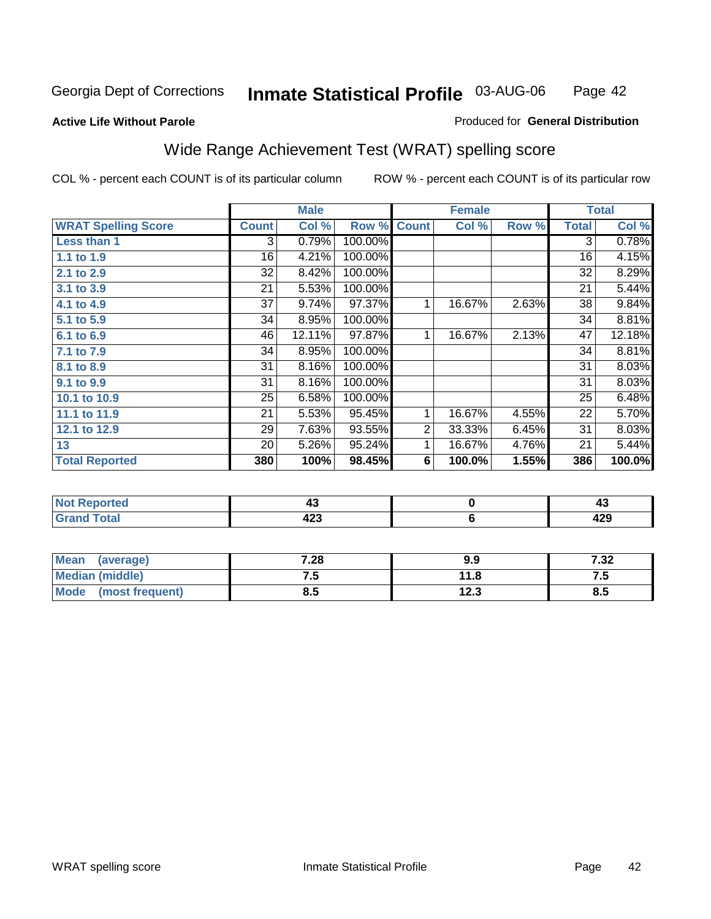Georgia Dept of Corrections **Inmate Statistical Profile** 03-AUG-06

**Active Life Without Parole**

Produced for **General Distribution**

## Wide Range Achievement Test (WRAT) spelling score

COL % - percent each COUNT is of its particular column ROW % - percent each COUNT is of its particular row

| | Male | | | Female | | | Total | |
|---|---|---|---|---|---|---|---|---|
| **WRAT Spelling Score** | **Count** | **Col %** | **Row %** | **Count** | **Col %** | **Row %** | **Total** | **Col %** |
| **Less than 1** | 3 | 0.79% | 100.00% | | | | 3 | 0.78% |
| **1.1 to 1.9** | 16 | 4.21% | 100.00% | | | | 16 | 4.15% |
| **2.1 to 2.9** | 32 | 8.42% | 100.00% | | | | 32 | 8.29% |
| **3.1 to 3.9** | 21 | 5.53% | 100.00% | | | | 21 | 5.44% |
| **4.1 to 4.9** | 37 | 9.74% | 97.37% | 1 | 16.67% | 2.63% | 38 | 9.84% |
| **5.1 to 5.9** | 34 | 8.95% | 100.00% | | | | 34 | 8.81% |
| **6.1 to 6.9** | 46 | 12.11% | 97.87% | 1 | 16.67% | 2.13% | 47 | 12.18% |
| **7.1 to 7.9** | 34 | 8.95% | 100.00% | | | | 34 | 8.81% |
| **8.1 to 8.9** | 31 | 8.16% | 100.00% | | | | 31 | 8.03% |
| **9.1 to 9.9** | 31 | 8.16% | 100.00% | | | | 31 | 8.03% |
| **10.1 to 10.9** | 25 | 6.58% | 100.00% | | | | 25 | 6.48% |
| **11.1 to 11.9** | 21 | 5.53% | 95.45% | 1 | 16.67% | 4.55% | 22 | 5.70% |
| **12.1 to 12.9** | 29 | 7.63% | 93.55% | 2 | 33.33% | 6.45% | 31 | 8.03% |
| **13** | 20 | 5.26% | 95.24% | 1 | 16.67% | 4.76% | 21 | 5.44% |
| **Total Reported** | **380** | **100%** | **98.45%** | **6** | **100.0%** | **1.55%** | **386** | **100.0%** |

| | Male | Female | Total |
|---|---|---|---|
| **Not Reported** | **43** | **0** | **43** |
| **Grand Total** | **423** | **6** | **429** |

| | Male | Female | Total |
|---|---|---|---|
| **Mean (average)** | **7.28** | **9.9** | **7.32** |
| **Median (middle)** | **7.5** | **11.8** | **7.5** |
| **Mode (most frequent)** | **8.5** | **12.3** | **8.5** |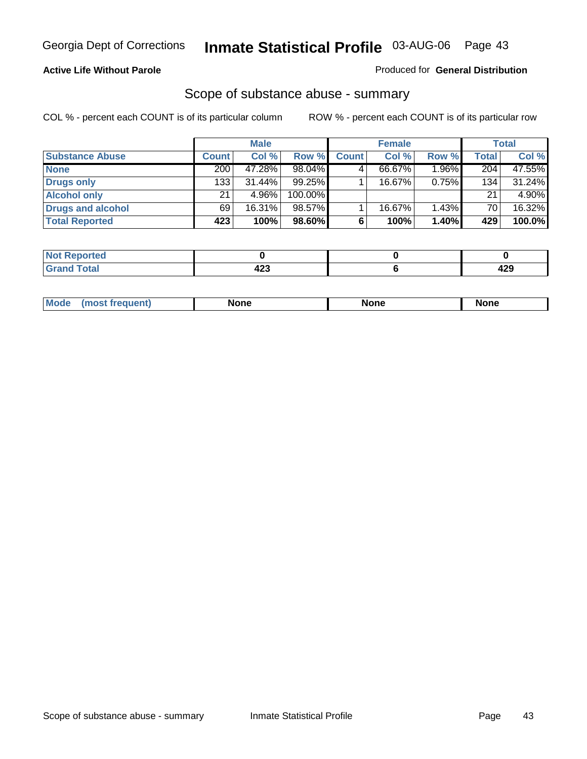Georgia Dept of Corrections **Inmate Statistical Profile** 03-AUG-06

**Active Life Without Parole**

Produced for **General Distribution**

## Scope of substance abuse - summary

COL % - percent each COUNT is of its particular column

ROW % - percent each COUNT is of its particular row

| | Male | | | Female | | | Total | |
|---|---|---|---|---|---|---|---|---|
| **Substance Abuse** | **Count** | **Col %** | **Row %** | **Count** | **Col %** | **Row %** | **Total** | **Col %** |
| **None** | 200 | 47.28% | 98.04% | 4 | 66.67% | 1.96% | 204 | 47.55% |
| **Drugs only** | 133 | 31.44% | 99.25% | 1 | 16.67% | 0.75% | 134 | 31.24% |
| **Alcohol only** | 21 | 4.96% | 100.00% | | | | 21 | 4.90% |
| **Drugs and alcohol** | 69 | 16.31% | 98.57% | 1 | 16.67% | 1.43% | 70 | 16.32% |
| **Total Reported** | **423** | **100%** | **98.60%** | **6** | **100%** | **1.40%** | **429** | **100.0%** |

| | Male | Female | Total |
|---|---|---|---|
| **Not Reported** | **0** | **0** | **0** |
| **Grand Total** | **423** | **6** | **429** |

| | Male | Female | Total |
|---|---|---|---|
| **Mode (most frequent)** | **None** | **None** | **None** |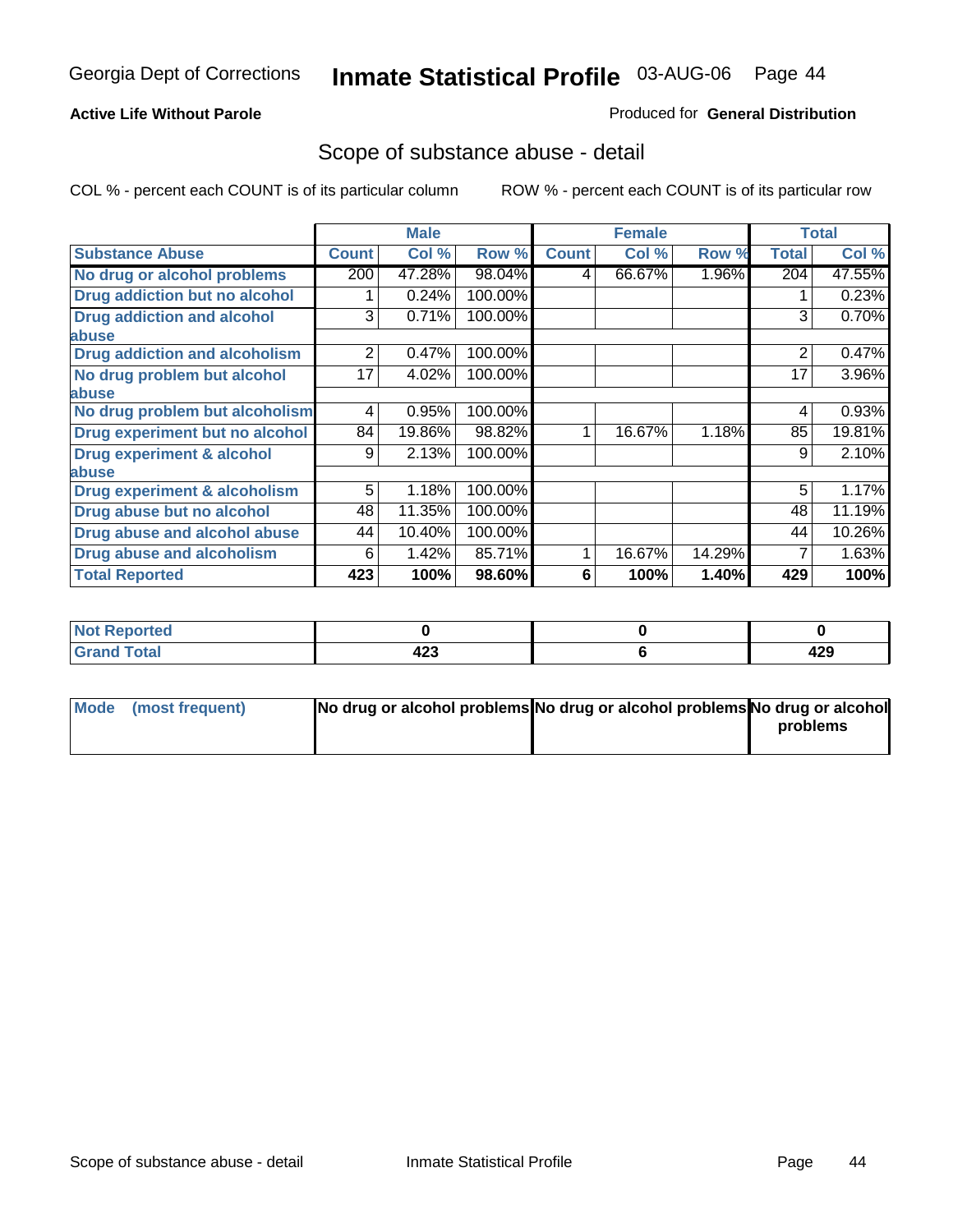Georgia Dept of Corrections **Inmate Statistical Profile** 03-AUG-06

**Active Life Without Parole**

Produced for **General Distribution**

## Scope of substance abuse - detail

COL % - percent each COUNT is of its particular column ROW % - percent each COUNT is of its particular row

| | Male | | | Female | | | Total | |
|---|---|---|---|---|---|---|---|---|
| **Substance Abuse** | **Count** | **Col %** | **Row %** | **Count** | **Col %** | **Row %** | **Total** | **Col %** |
| **No drug or alcohol problems** | 200 | 47.28% | 98.04% | 4 | 66.67% | 1.96% | 204 | 47.55% |
| **Drug addiction but no alcohol** | 1 | 0.24% | 100.00% | | | | 1 | 0.23% |
| **Drug addiction and alcohol abuse** | 3 | 0.71% | 100.00% | | | | 3 | 0.70% |
| **Drug addiction and alcoholism** | 2 | 0.47% | 100.00% | | | | 2 | 0.47% |
| **No drug problem but alcohol abuse** | 17 | 4.02% | 100.00% | | | | 17 | 3.96% |
| **No drug problem but alcoholism** | 4 | 0.95% | 100.00% | | | | 4 | 0.93% |
| **Drug experiment but no alcohol** | 84 | 19.86% | 98.82% | 1 | 16.67% | 1.18% | 85 | 19.81% |
| **Drug experiment & alcohol abuse** | 9 | 2.13% | 100.00% | | | | 9 | 2.10% |
| **Drug experiment & alcoholism** | 5 | 1.18% | 100.00% | | | | 5 | 1.17% |
| **Drug abuse but no alcohol** | 48 | 11.35% | 100.00% | | | | 48 | 11.19% |
| **Drug abuse and alcohol abuse** | 44 | 10.40% | 100.00% | | | | 44 | 10.26% |
| **Drug abuse and alcoholism** | 6 | 1.42% | 85.71% | 1 | 16.67% | 14.29% | 7 | 1.63% |
| **Total Reported** | **423** | **100%** | **98.60%** | **6** | **100%** | **1.40%** | **429** | **100%** |

| | Male | Female | Total |
|---|---|---|---|
| **Not Reported** | **0** | **0** | **0** |
| **Grand Total** | **423** | **6** | **429** |

| | Male | Female | Total |
|---|---|---|---|
| **Mode (most frequent)** | **No drug or alcohol problems** | **No drug or alcohol problems** | **No drug or alcohol problems** |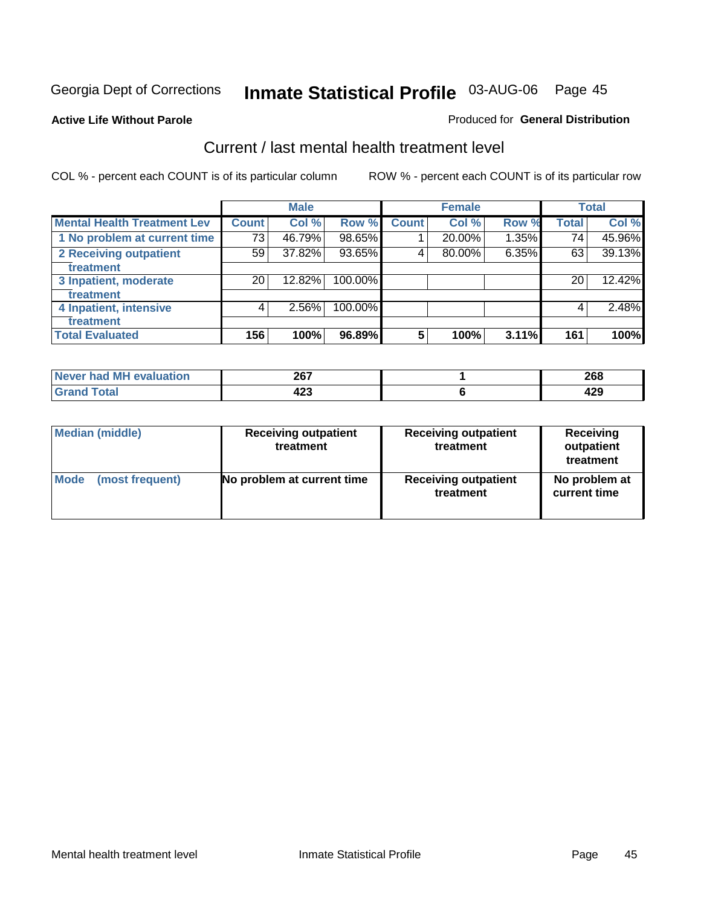Georgia Dept of Corrections **Inmate Statistical Profile** 03-AUG-06

**Active Life Without Parole**

Produced for **General Distribution**

## Current / last mental health treatment level

COL % - percent each COUNT is of its particular column

ROW % - percent each COUNT is of its particular row

| | Male | | | Female | | | Total | |
|---|---|---|---|---|---|---|---|---|
| **Mental Health Treatment Lev** | **Count** | **Col %** | **Row %** | **Count** | **Col %** | **Row %** | **Total** | **Col %** |
| **1 No problem at current time** | 73 | 46.79% | 98.65% | 1 | 20.00% | 1.35% | 74 | 45.96% |
| **2 Receiving outpatient treatment** | 59 | 37.82% | 93.65% | 4 | 80.00% | 6.35% | 63 | 39.13% |
| **3 Inpatient, moderate treatment** | 20 | 12.82% | 100.00% | | | | 20 | 12.42% |
| **4 Inpatient, intensive treatment** | 4 | 2.56% | 100.00% | | | | 4 | 2.48% |
| **Total Evaluated** | **156** | **100%** | **96.89%** | **5** | **100%** | **3.11%** | **161** | **100%** |

| | Male | Female | Total |
|---|---|---|---|
| **Never had MH evaluation** | **267** | **1** | **268** |
| **Grand Total** | **423** | **6** | **429** |

| | Male | Female | Total |
|---|---|---|---|
| **Median (middle)** | **Receiving outpatient treatment** | **Receiving outpatient treatment** | **Receiving outpatient treatment** |
| **Mode (most frequent)** | **No problem at current time** | **Receiving outpatient treatment** | **No problem at current time** |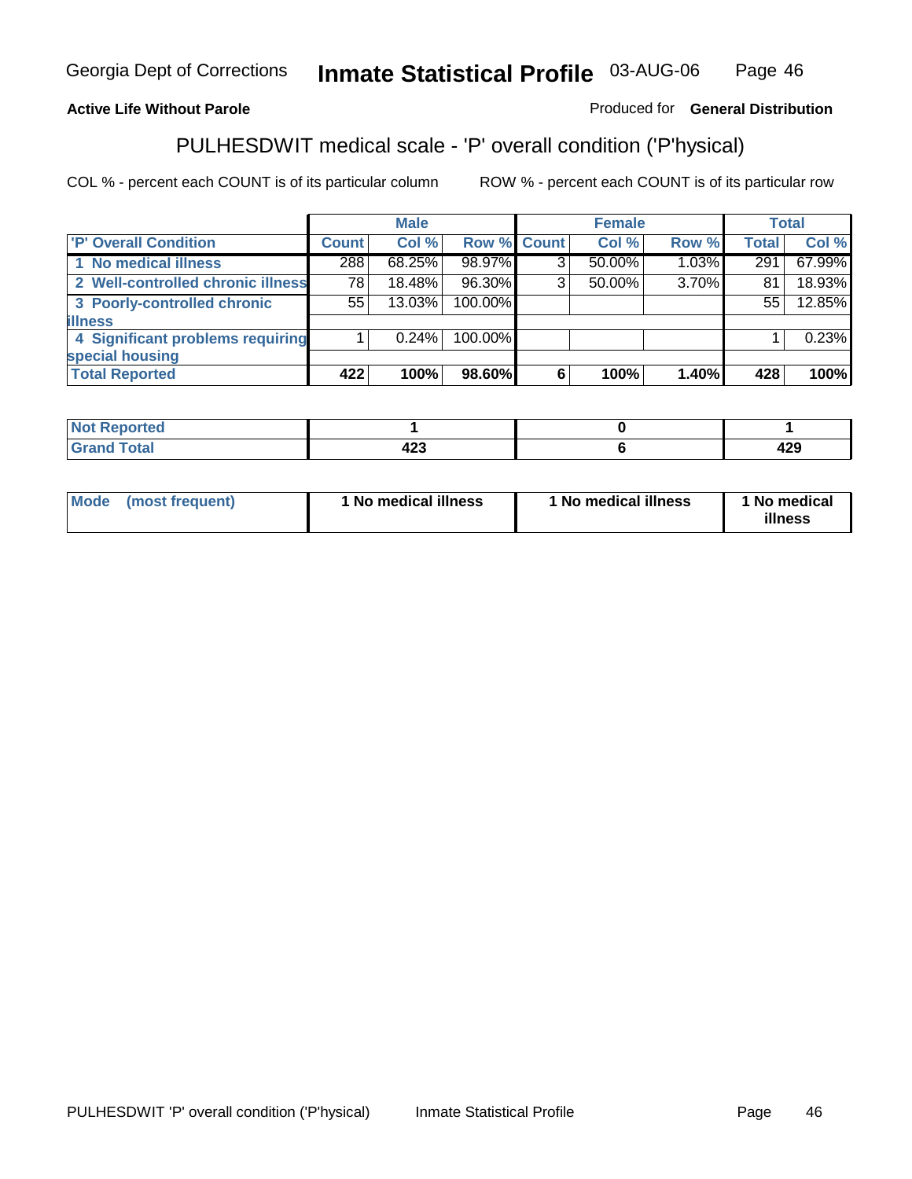Georgia Dept of Corrections **Inmate Statistical Profile** 03-AUG-06

**Active Life Without Parole**

Produced for **General Distribution**

## PULHESDWIT medical scale - 'P' overall condition ('P'hysical)

COL % - percent each COUNT is of its particular column ROW % - percent each COUNT is of its particular row

| | Male | | | Female | | | Total | |
|---|---|---|---|---|---|---|---|---|
| 'P' Overall Condition | Count | Col % | Row % | Count | Col % | Row % | Total | Col % |
| 1 No medical illness | 288 | 68.25% | 98.97% | 3 | 50.00% | 1.03% | 291 | 67.99% |
| 2 Well-controlled chronic illness | 78 | 18.48% | 96.30% | 3 | 50.00% | 3.70% | 81 | 18.93% |
| 3 Poorly-controlled chronic illness | 55 | 13.03% | 100.00% | | | | 55 | 12.85% |
| 4 Significant problems requiring special housing | 1 | 0.24% | 100.00% | | | | 1 | 0.23% |
| **Total Reported** | **422** | **100%** | **98.60%** | **6** | **100%** | **1.40%** | **428** | **100%** |

| | Male | Female | Total |
|---|---|---|---|
| Not Reported | 1 | 0 | 1 |
| Grand Total | 423 | 6 | 429 |

| | Male | Female | Total |
|---|---|---|---|
| Mode (most frequent) | 1 No medical illness | 1 No medical illness | 1 No medical illness |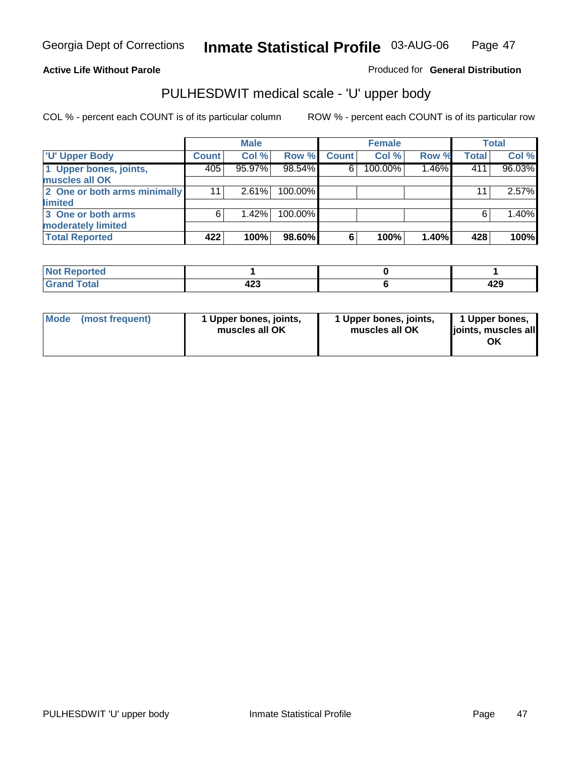Georgia Dept of Corrections **Inmate Statistical Profile** 03-AUG-06

**Active Life Without Parole**

Produced for **General Distribution**

## PULHESDWIT medical scale - 'U' upper body

COL % - percent each COUNT is of its particular column    ROW % - percent each COUNT is of its particular row

| | Male | | | Female | | | Total | |
|---|---|---|---|---|---|---|---|---|
| 'U' Upper Body | Count | Col % | Row % | Count | Col % | Row % | Total | Col % |
| 1 Upper bones, joints, muscles all OK | 405 | 95.97% | 98.54% | 6 | 100.00% | 1.46% | 411 | 96.03% |
| 2 One or both arms minimally limited | 11 | 2.61% | 100.00% | | | | 11 | 2.57% |
| 3 One or both arms moderately limited | 6 | 1.42% | 100.00% | | | | 6 | 1.40% |
| **Total Reported** | **422** | **100%** | **98.60%** | **6** | **100%** | **1.40%** | **428** | **100%** |

| | Male | Female | Total |
|---|---|---|---|
| Not Reported | 1 | 0 | 1 |
| Grand Total | 423 | 6 | 429 |

| | Male | Female | Total |
|---|---|---|---|
| Mode (most frequent) | 1 Upper bones, joints, muscles all OK | 1 Upper bones, joints, muscles all OK | 1 Upper bones, joints, muscles all OK |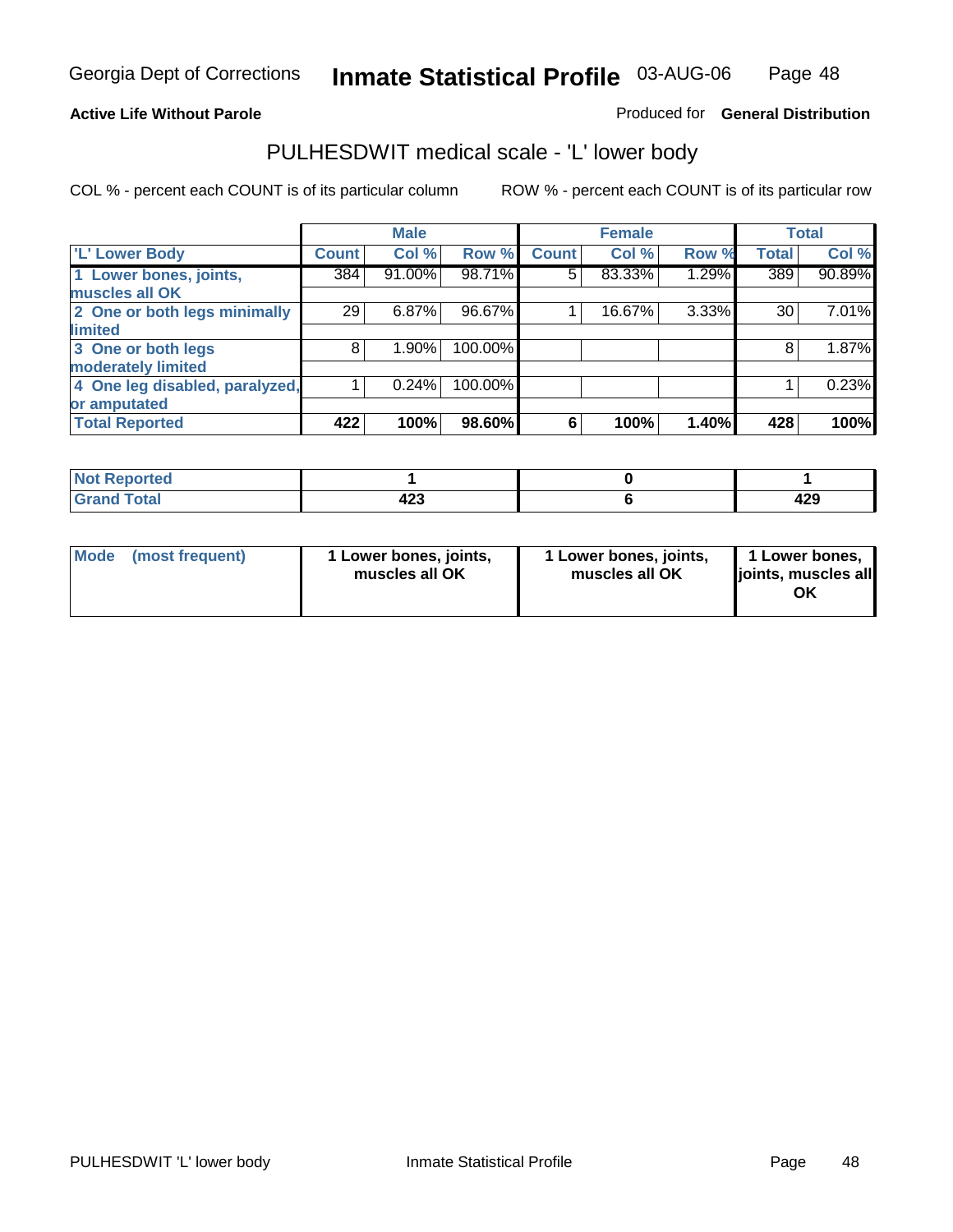Georgia Dept of Corrections **Inmate Statistical Profile** 03-AUG-06

**Active Life Without Parole**

Produced for **General Distribution**

## PULHESDWIT medical scale - 'L' lower body

COL % - percent each COUNT is of its particular column

ROW % - percent each COUNT is of its particular row

| | Male | | | Female | | | Total | |
|---|---|---|---|---|---|---|---|---|
| 'L' Lower Body | Count | Col % | Row % | Count | Col % | Row % | Total | Col % |
| 1 Lower bones, joints, muscles all OK | 384 | 91.00% | 98.71% | 5 | 83.33% | 1.29% | 389 | 90.89% |
| 2 One or both legs minimally limited | 29 | 6.87% | 96.67% | 1 | 16.67% | 3.33% | 30 | 7.01% |
| 3 One or both legs moderately limited | 8 | 1.90% | 100.00% | | | | 8 | 1.87% |
| 4 One leg disabled, paralyzed, or amputated | 1 | 0.24% | 100.00% | | | | 1 | 0.23% |
| **Total Reported** | **422** | **100%** | **98.60%** | **6** | **100%** | **1.40%** | **428** | **100%** |

| | Male | Female | Total |
|---|---|---|---|
| Not Reported | 1 | 0 | 1 |
| Grand Total | 423 | 6 | 429 |

| | Male | Female | Total |
|---|---|---|---|
| Mode (most frequent) | 1 Lower bones, joints, muscles all OK | 1 Lower bones, joints, muscles all OK | 1 Lower bones, joints, muscles all OK |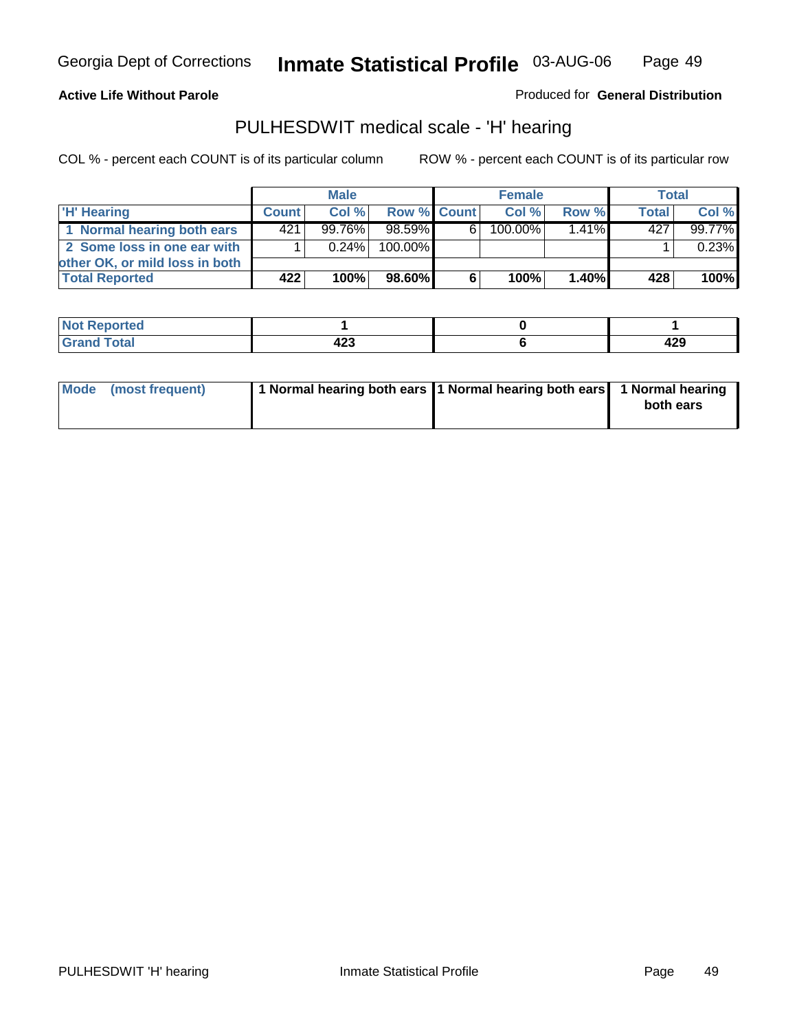# Georgia Dept of Corrections — Inmate Statistical Profile 03-AUG-06

**Active Life Without Parole**

Produced for **General Distribution**

## PULHESDWIT medical scale - 'H' hearing

COL % - percent each COUNT is of its particular column

ROW % - percent each COUNT is of its particular row

| | Male | | | Female | | | Total | |
|---|---|---|---|---|---|---|---|---|
| **'H' Hearing** | **Count** | **Col %** | **Row %** | **Count** | **Col %** | **Row %** | **Total** | **Col %** |
| 1 Normal hearing both ears | 421 | 99.76% | 98.59% | 6 | 100.00% | 1.41% | 427 | 99.77% |
| 2 Some loss in one ear with other OK, or mild loss in both | 1 | 0.24% | 100.00% | | | | 1 | 0.23% |
| **Total Reported** | **422** | **100%** | **98.60%** | **6** | **100%** | **1.40%** | **428** | **100%** |

| | Male | Female | Total |
|---|---|---|---|
| **Not Reported** | **1** | **0** | **1** |
| **Grand Total** | **423** | **6** | **429** |

| | Male | Female | Total |
|---|---|---|---|
| **Mode (most frequent)** | **1 Normal hearing both ears** | **1 Normal hearing both ears** | **1 Normal hearing both ears** |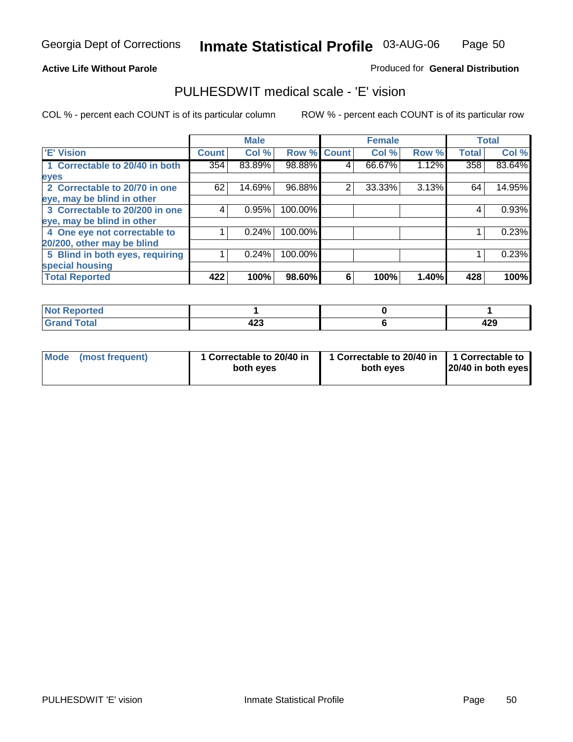Georgia Dept of Corrections **Inmate Statistical Profile** 03-AUG-06

**Active Life Without Parole**

Produced for **General Distribution**

## PULHESDWIT medical scale - 'E' vision

COL % - percent each COUNT is of its particular column

ROW % - percent each COUNT is of its particular row

| | Male | | | Female | | | Total | |
|---|---|---|---|---|---|---|---|---|
| 'E' Vision | Count | Col % | Row % | Count | Col % | Row % | Total | Col % |
| 1 Correctable to 20/40 in both eyes | 354 | 83.89% | 98.88% | 4 | 66.67% | 1.12% | 358 | 83.64% |
| 2 Correctable to 20/70 in one eye, may be blind in other | 62 | 14.69% | 96.88% | 2 | 33.33% | 3.13% | 64 | 14.95% |
| 3 Correctable to 20/200 in one eye, may be blind in other | 4 | 0.95% | 100.00% | | | | 4 | 0.93% |
| 4 One eye not correctable to 20/200, other may be blind | 1 | 0.24% | 100.00% | | | | 1 | 0.23% |
| 5 Blind in both eyes, requiring special housing | 1 | 0.24% | 100.00% | | | | 1 | 0.23% |
| **Total Reported** | **422** | **100%** | **98.60%** | **6** | **100%** | **1.40%** | **428** | **100%** |

| | Male | Female | Total |
|---|---|---|---|
| Not Reported | 1 | 0 | 1 |
| Grand Total | 423 | 6 | 429 |

| | Male | Female | Total |
|---|---|---|---|
| Mode (most frequent) | 1 Correctable to 20/40 in both eyes | 1 Correctable to 20/40 in both eyes | 1 Correctable to 20/40 in both eyes |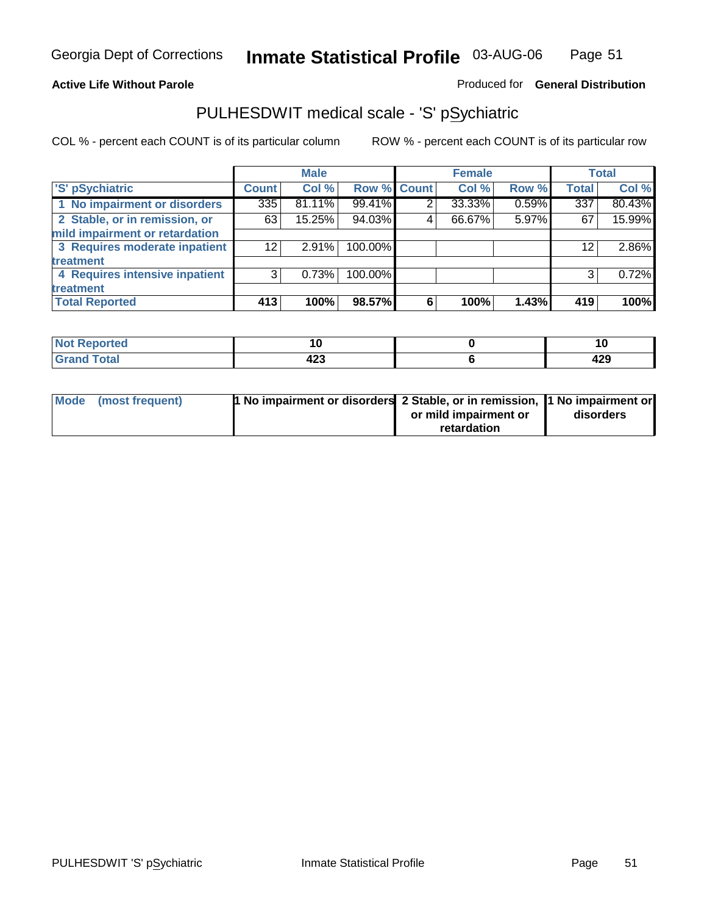Georgia Dept of Corrections **Inmate Statistical Profile** 03-AUG-06

**Active Life Without Parole**

Produced for **General Distribution**

## PULHESDWIT medical scale - 'S' pSychiatric

COL % - percent each COUNT is of its particular column

ROW % - percent each COUNT is of its particular row

| | Male | | | Female | | | Total | |
|---|---|---|---|---|---|---|---|---|
| 'S' pSychiatric | Count | Col % | Row % | Count | Col % | Row % | Total | Col % |
| 1 No impairment or disorders | 335 | 81.11% | 99.41% | 2 | 33.33% | 0.59% | 337 | 80.43% |
| 2 Stable, or in remission, or mild impairment or retardation | 63 | 15.25% | 94.03% | 4 | 66.67% | 5.97% | 67 | 15.99% |
| 3 Requires moderate inpatient treatment | 12 | 2.91% | 100.00% | | | | 12 | 2.86% |
| 4 Requires intensive inpatient treatment | 3 | 0.73% | 100.00% | | | | 3 | 0.72% |
| **Total Reported** | **413** | **100%** | **98.57%** | **6** | **100%** | **1.43%** | **419** | **100%** |

| | Male | Female | Total |
|---|---|---|---|
| Not Reported | 10 | 0 | 10 |
| Grand Total | 423 | 6 | 429 |

| | Male | Female | Total |
|---|---|---|---|
| Mode (most frequent) | 1 No impairment or disorders | 2 Stable, or in remission, or mild impairment or retardation | 1 No impairment or disorders |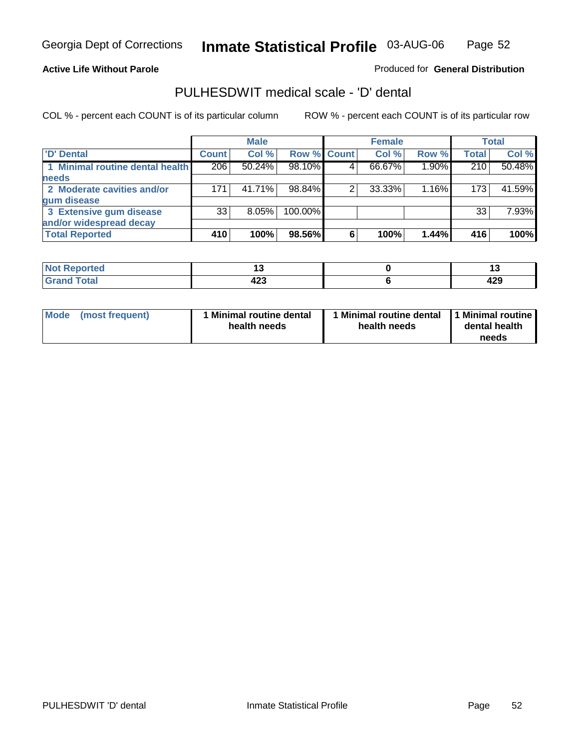Georgia Dept of Corrections **Inmate Statistical Profile** 03-AUG-06

**Active Life Without Parole**

Produced for **General Distribution**

## PULHESDWIT medical scale - 'D' dental

COL % - percent each COUNT is of its particular column    ROW % - percent each COUNT is of its particular row

| | Male | | | Female | | | Total | |
|---|---|---|---|---|---|---|---|---|
| **'D' Dental** | **Count** | **Col %** | **Row %** | **Count** | **Col %** | **Row %** | **Total** | **Col %** |
| **1 Minimal routine dental health needs** | 206 | 50.24% | 98.10% | 4 | 66.67% | 1.90% | 210 | 50.48% |
| **2 Moderate cavities and/or gum disease** | 171 | 41.71% | 98.84% | 2 | 33.33% | 1.16% | 173 | 41.59% |
| **3 Extensive gum disease and/or widespread decay** | 33 | 8.05% | 100.00% | | | | 33 | 7.93% |
| **Total Reported** | **410** | **100%** | **98.56%** | **6** | **100%** | **1.44%** | **416** | **100%** |

| | Male | Female | Total |
|---|---|---|---|
| **Not Reported** | **13** | **0** | **13** |
| **Grand Total** | **423** | **6** | **429** |

| | Male | Female | Total |
|---|---|---|---|
| **Mode (most frequent)** | **1 Minimal routine dental health needs** | **1 Minimal routine dental health needs** | **1 Minimal routine dental health needs** |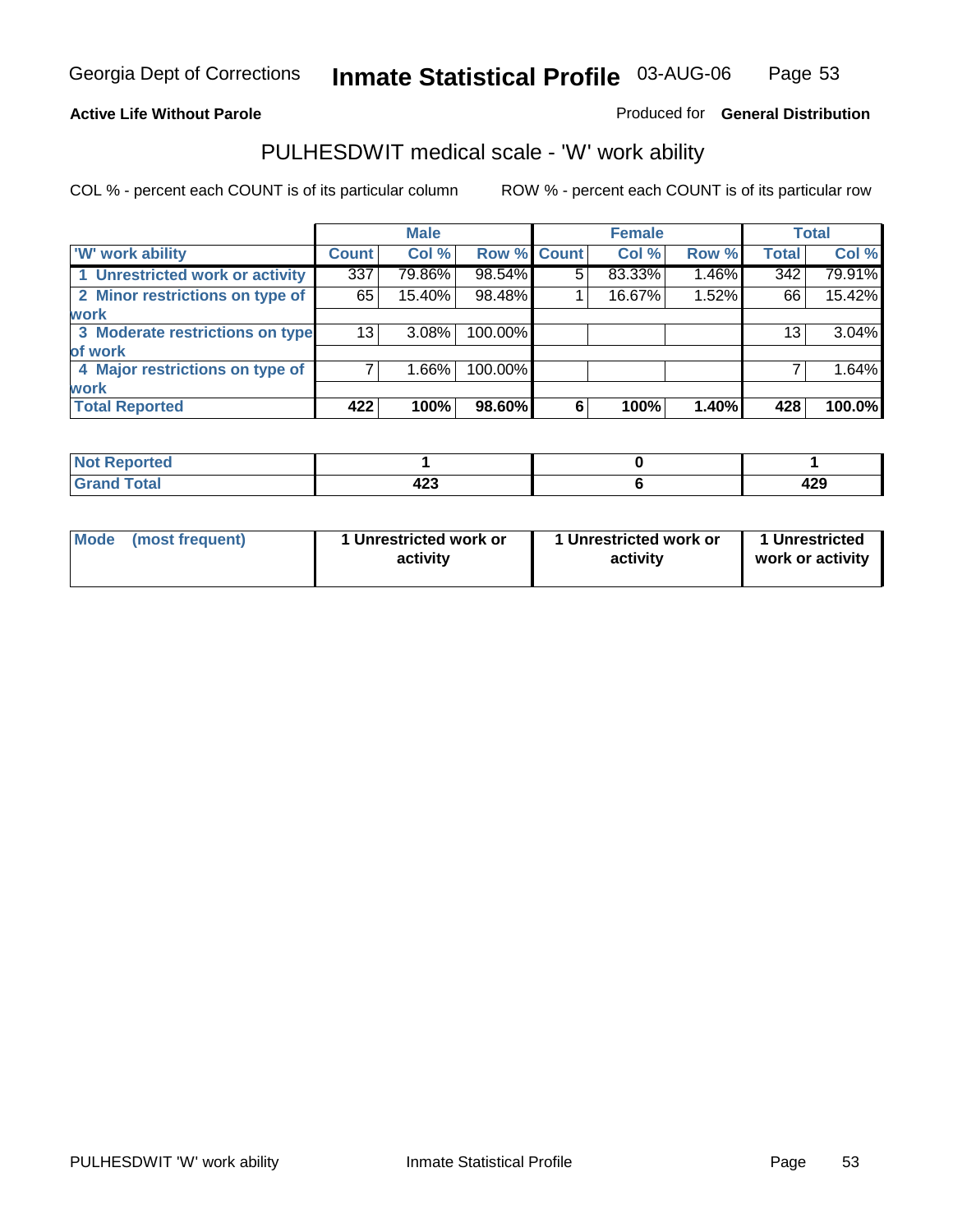Georgia Dept of Corrections **Inmate Statistical Profile** 03-AUG-06

**Active Life Without Parole** Produced for **General Distribution**

## PULHESDWIT medical scale - 'W' work ability

COL % - percent each COUNT is of its particular column ROW % - percent each COUNT is of its particular row

| | Male | | | Female | | | Total | |
|---|---|---|---|---|---|---|---|---|
| 'W' work ability | Count | Col % | Row % | Count | Col % | Row % | Total | Col % |
| 1 Unrestricted work or activity | 337 | 79.86% | 98.54% | 5 | 83.33% | 1.46% | 342 | 79.91% |
| 2 Minor restrictions on type of work | 65 | 15.40% | 98.48% | 1 | 16.67% | 1.52% | 66 | 15.42% |
| 3 Moderate restrictions on type of work | 13 | 3.08% | 100.00% | | | | 13 | 3.04% |
| 4 Major restrictions on type of work | 7 | 1.66% | 100.00% | | | | 7 | 1.64% |
| **Total Reported** | **422** | **100%** | **98.60%** | **6** | **100%** | **1.40%** | **428** | **100.0%** |

| | Male | Female | Total |
|---|---|---|---|
| Not Reported | 1 | 0 | 1 |
| Grand Total | 423 | 6 | 429 |

| | Male | Female | Total |
|---|---|---|---|
| Mode (most frequent) | 1 Unrestricted work or activity | 1 Unrestricted work or activity | 1 Unrestricted work or activity |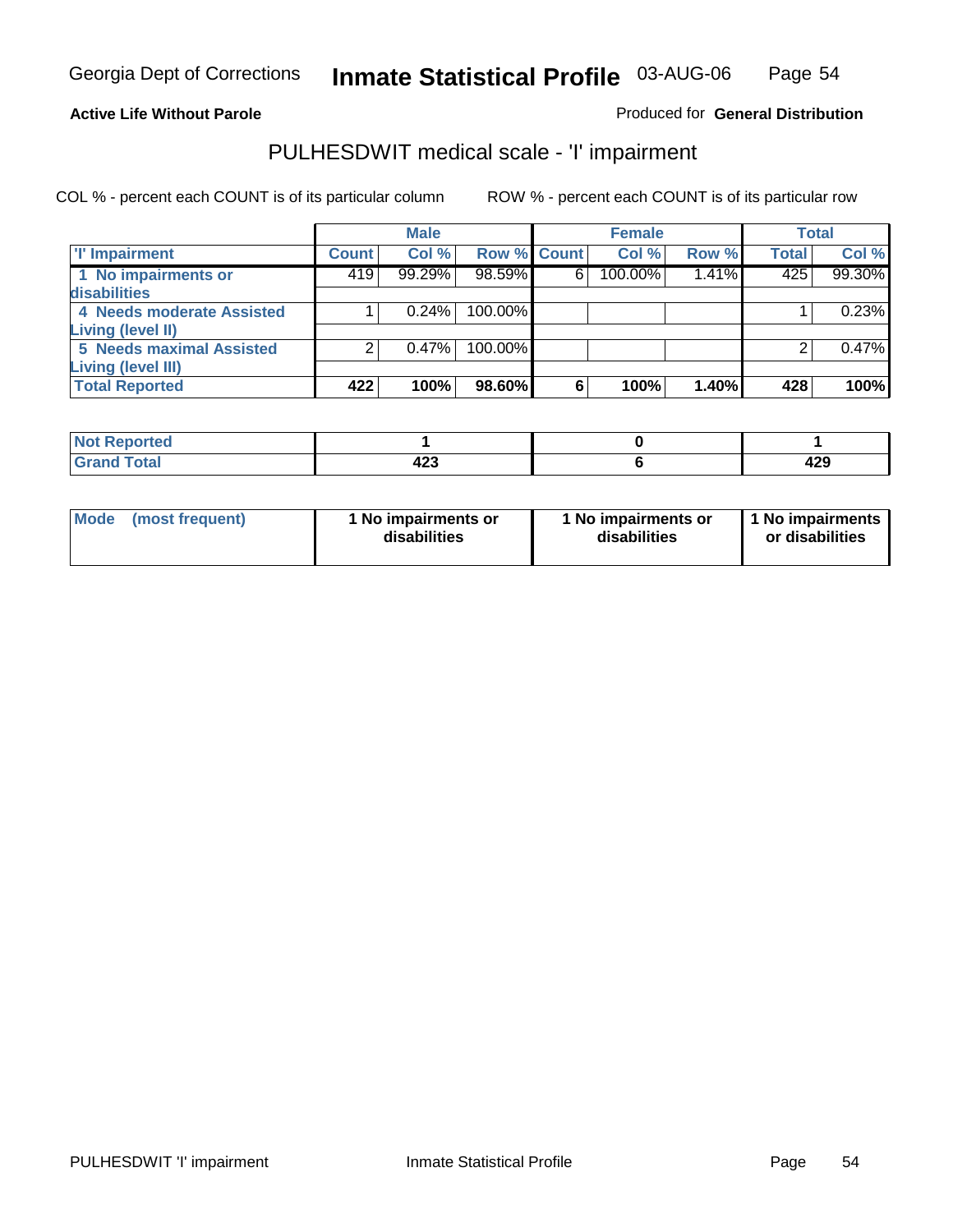**Active Life Without Parole** Produced for **General Distribution**

## PULHESDWIT medical scale - 'I' impairment

COL % - percent each COUNT is of its particular column ROW % - percent each COUNT is of its particular row

| | Male | | | Female | | | Total | |
|---|---|---|---|---|---|---|---|---|
| 'I' Impairment | Count | Col % | Row % | Count | Col % | Row % | Total | Col % |
| 1 No impairments or disabilities | 419 | 99.29% | 98.59% | 6 | 100.00% | 1.41% | 425 | 99.30% |
| 4 Needs moderate Assisted Living (level II) | 1 | 0.24% | 100.00% | | | | 1 | 0.23% |
| 5 Needs maximal Assisted Living (level III) | 2 | 0.47% | 100.00% | | | | 2 | 0.47% |
| **Total Reported** | **422** | **100%** | **98.60%** | **6** | **100%** | **1.40%** | **428** | **100%** |

| | Male | Female | Total |
|---|---|---|---|
| Not Reported | 1 | 0 | 1 |
| Grand Total | 423 | 6 | 429 |

| | Male | Female | Total |
|---|---|---|---|
| Mode (most frequent) | 1 No impairments or disabilities | 1 No impairments or disabilities | 1 No impairments or disabilities |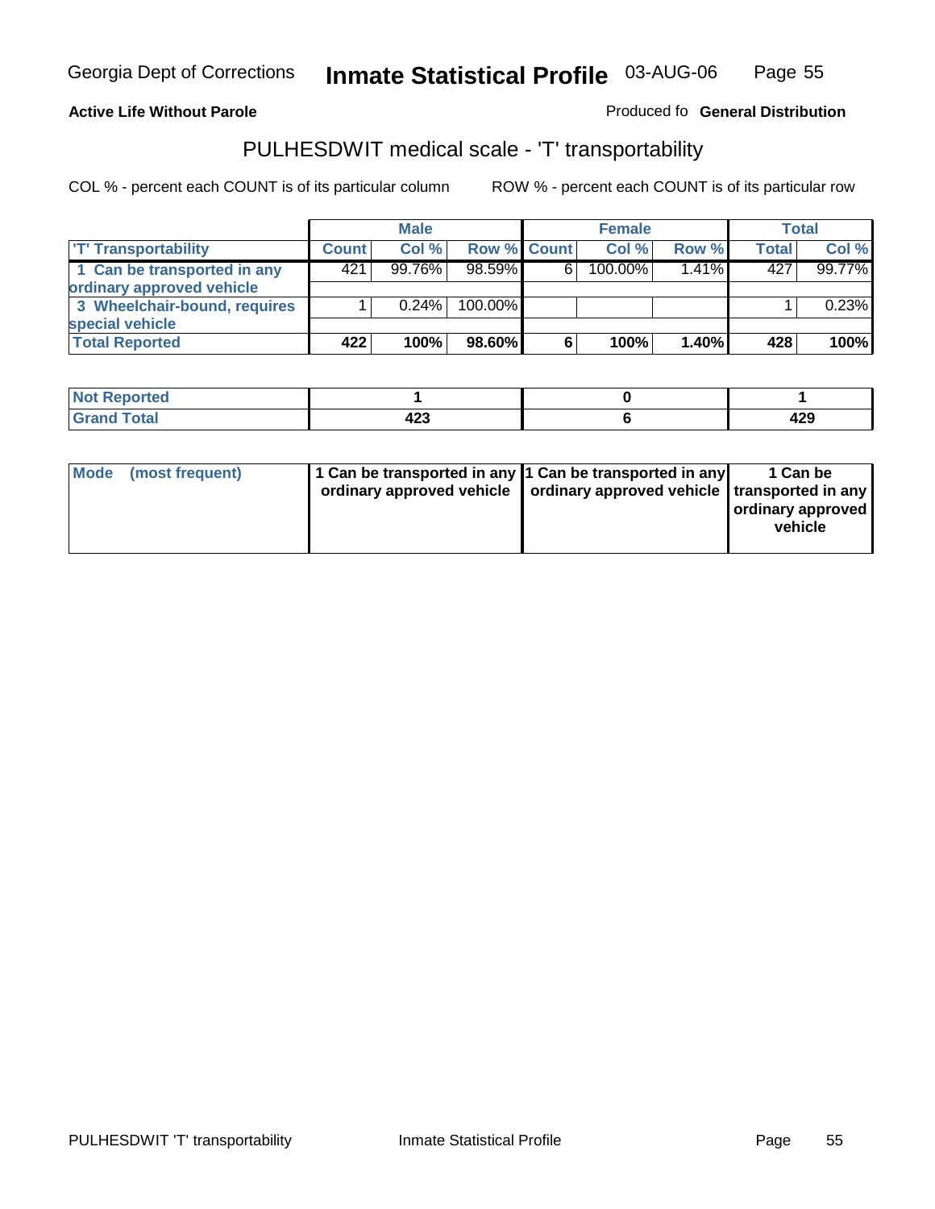Georgia Dept of Corrections **Inmate Statistical Profile** 03-AUG-06

**Active Life Without Parole**

Produced fo **General Distribution**

## PULHESDWIT medical scale - 'T' transportability

COL % - percent each COUNT is of its particular column ROW % - percent each COUNT is of its particular row

| | Male | | | Female | | | Total | |
|---|---|---|---|---|---|---|---|---|
| 'T' Transportability | Count | Col % | Row % | Count | Col % | Row % | Total | Col % |
| 1 Can be transported in any ordinary approved vehicle | 421 | 99.76% | 98.59% | 6 | 100.00% | 1.41% | 427 | 99.77% |
| 3 Wheelchair-bound, requires special vehicle | 1 | 0.24% | 100.00% | | | | 1 | 0.23% |
| **Total Reported** | **422** | **100%** | **98.60%** | **6** | **100%** | **1.40%** | **428** | **100%** |

| | Male | Female | Total |
|---|---|---|---|
| Not Reported | 1 | 0 | 1 |
| Grand Total | 423 | 6 | 429 |

| | Male | Female | Total |
|---|---|---|---|
| Mode (most frequent) | 1 Can be transported in any ordinary approved vehicle | 1 Can be transported in any ordinary approved vehicle | 1 Can be transported in any ordinary approved vehicle |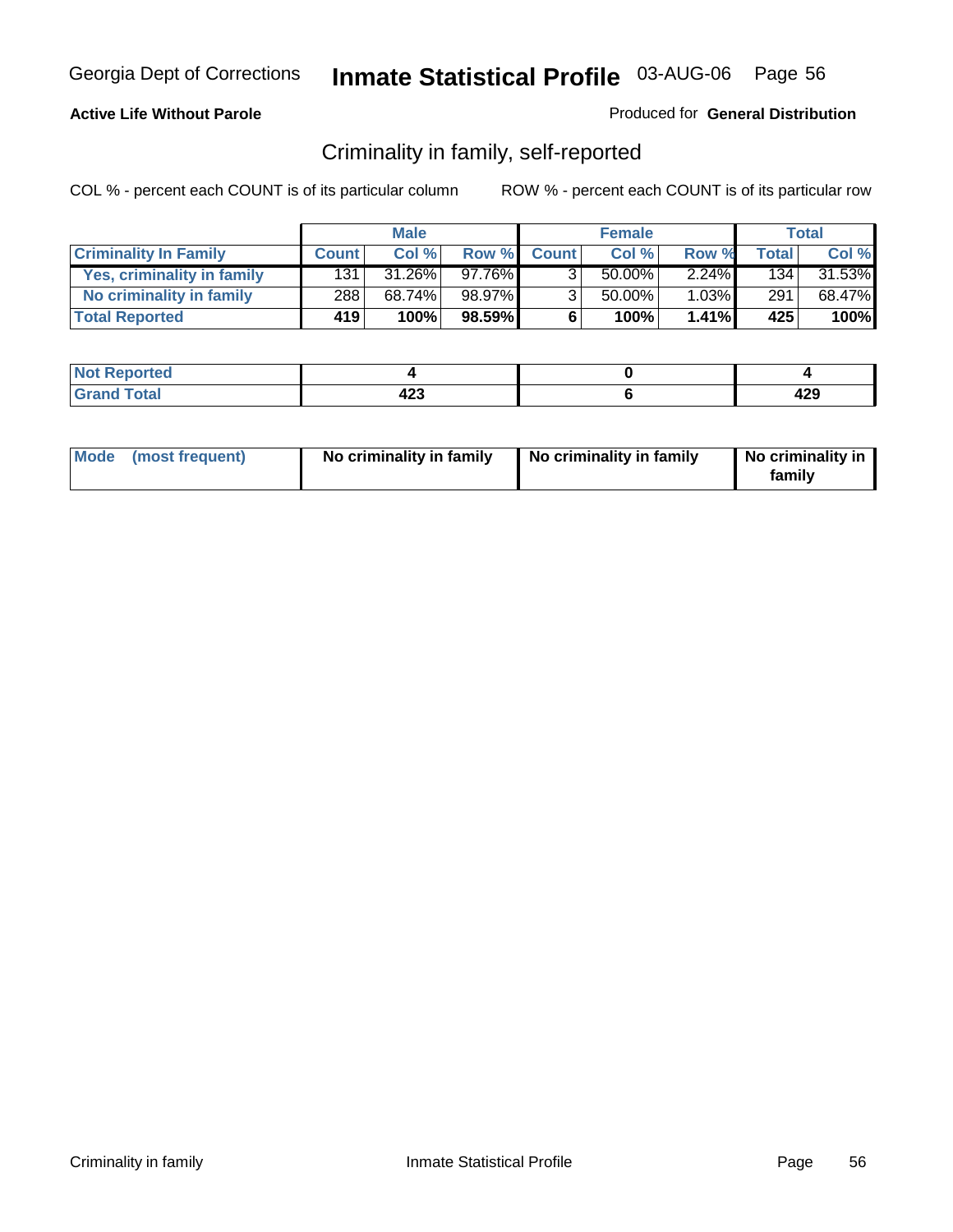**Active Life Without Parole**

Produced for **General Distribution**

## Criminality in family, self-reported

COL % - percent each COUNT is of its particular column

ROW % - percent each COUNT is of its particular row

| | Male | | | Female | | | Total | |
|---|---|---|---|---|---|---|---|---|
| **Criminality In Family** | **Count** | **Col %** | **Row %** | **Count** | **Col %** | **Row %** | **Total** | **Col %** |
| **Yes, criminality in family** | 131 | 31.26% | 97.76% | 3 | 50.00% | 2.24% | 134 | 31.53% |
| **No criminality in family** | 288 | 68.74% | 98.97% | 3 | 50.00% | 1.03% | 291 | 68.47% |
| **Total Reported** | **419** | **100%** | **98.59%** | **6** | **100%** | **1.41%** | **425** | **100%** |

| | Male | Female | Total |
|---|---|---|---|
| **Not Reported** | **4** | **0** | **4** |
| **Grand Total** | **423** | **6** | **429** |

| | Male | Female | Total |
|---|---|---|---|
| **Mode (most frequent)** | **No criminality in family** | **No criminality in family** | **No criminality in family** |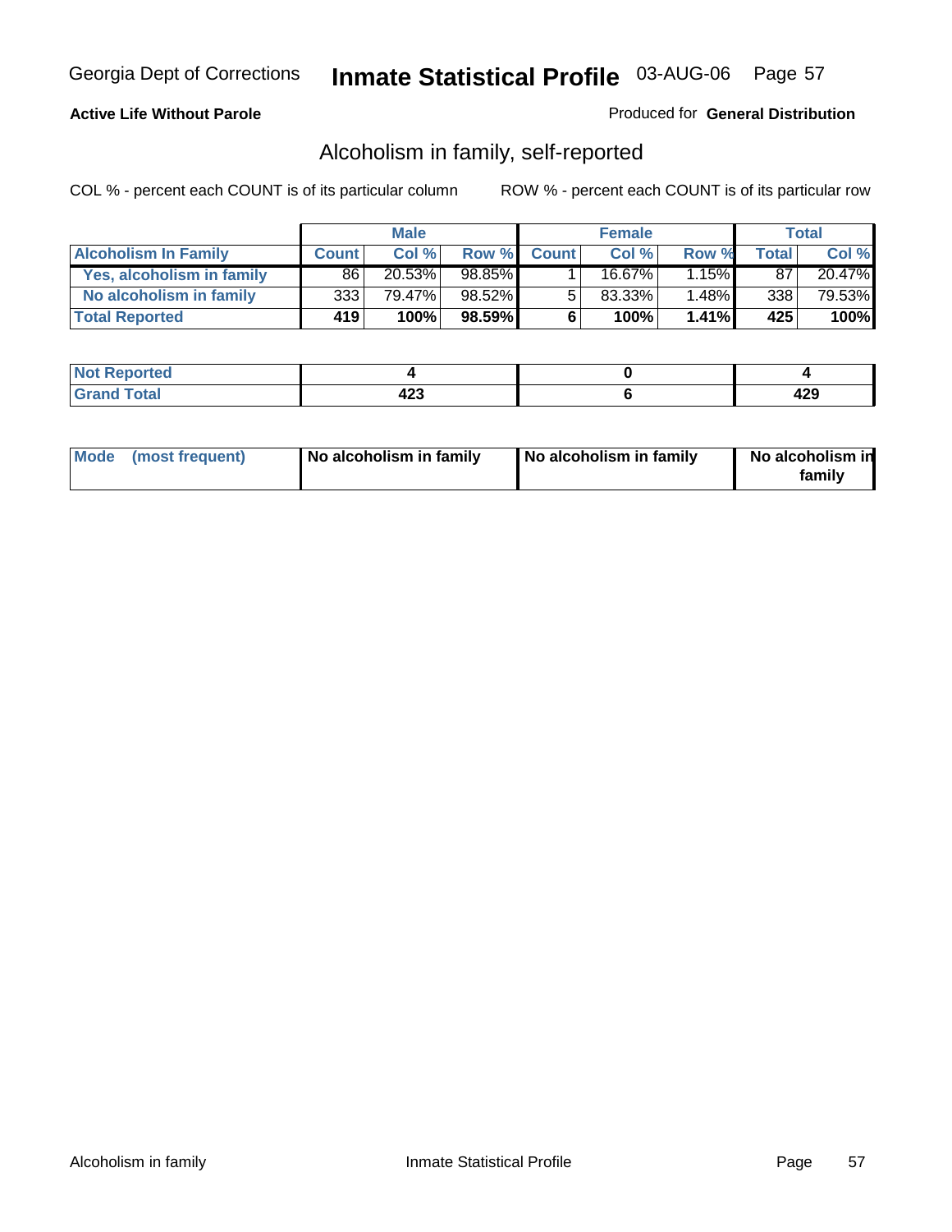**Active Life Without Parole**

Produced for **General Distribution**

## Alcoholism in family, self-reported

COL % - percent each COUNT is of its particular column

ROW % - percent each COUNT is of its particular row

| | Male | | | Female | | | Total | |
|---|---|---|---|---|---|---|---|---|
| **Alcoholism In Family** | **Count** | **Col %** | **Row %** | **Count** | **Col %** | **Row %** | **Total** | **Col %** |
| **Yes, alcoholism in family** | 86 | 20.53% | 98.85% | 1 | 16.67% | 1.15% | 87 | 20.47% |
| **No alcoholism in family** | 333 | 79.47% | 98.52% | 5 | 83.33% | 1.48% | 338 | 79.53% |
| **Total Reported** | **419** | **100%** | **98.59%** | **6** | **100%** | **1.41%** | **425** | **100%** |

| | Male | Female | Total |
|---|---|---|---|
| **Not Reported** | **4** | **0** | **4** |
| **Grand Total** | **423** | **6** | **429** |

| | Male | Female | Total |
|---|---|---|---|
| **Mode (most frequent)** | **No alcoholism in family** | **No alcoholism in family** | **No alcoholism in family** |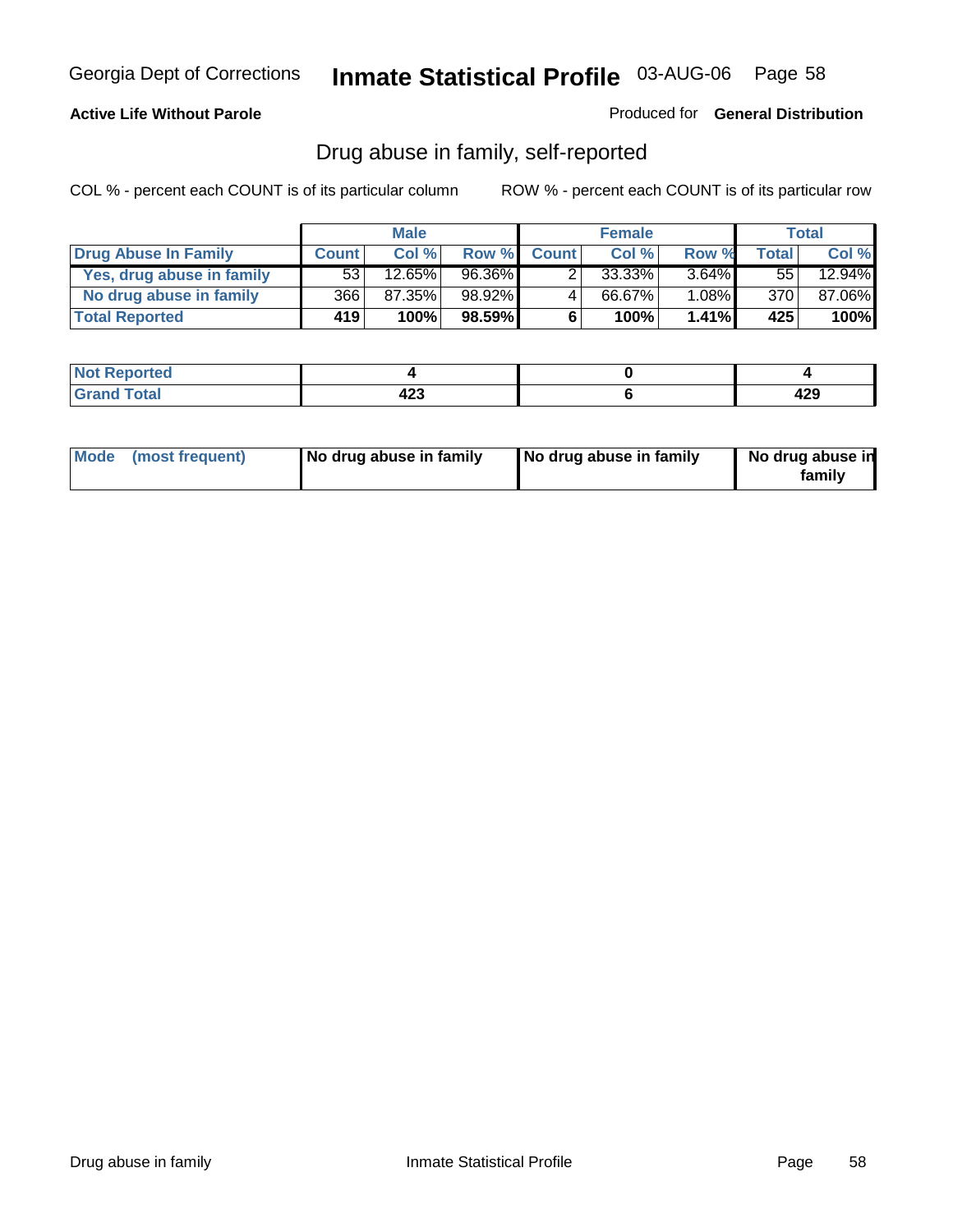**Active Life Without Parole**

Produced for **General Distribution**

## Drug abuse in family, self-reported

COL % - percent each COUNT is of its particular column

ROW % - percent each COUNT is of its particular row

| | Male | | | Female | | | Total | |
|---|---|---|---|---|---|---|---|---|
| **Drug Abuse In Family** | **Count** | **Col %** | **Row %** | **Count** | **Col %** | **Row %** | **Total** | **Col %** |
| **Yes, drug abuse in family** | 53 | 12.65% | 96.36% | 2 | 33.33% | 3.64% | 55 | 12.94% |
| **No drug abuse in family** | 366 | 87.35% | 98.92% | 4 | 66.67% | 1.08% | 370 | 87.06% |
| **Total Reported** | **419** | **100%** | **98.59%** | **6** | **100%** | **1.41%** | **425** | **100%** |

| | Male | Female | Total |
|---|---|---|---|
| **Not Reported** | **4** | **0** | **4** |
| **Grand Total** | **423** | **6** | **429** |

| | Male | Female | Total |
|---|---|---|---|
| **Mode (most frequent)** | **No drug abuse in family** | **No drug abuse in family** | **No drug abuse in family** |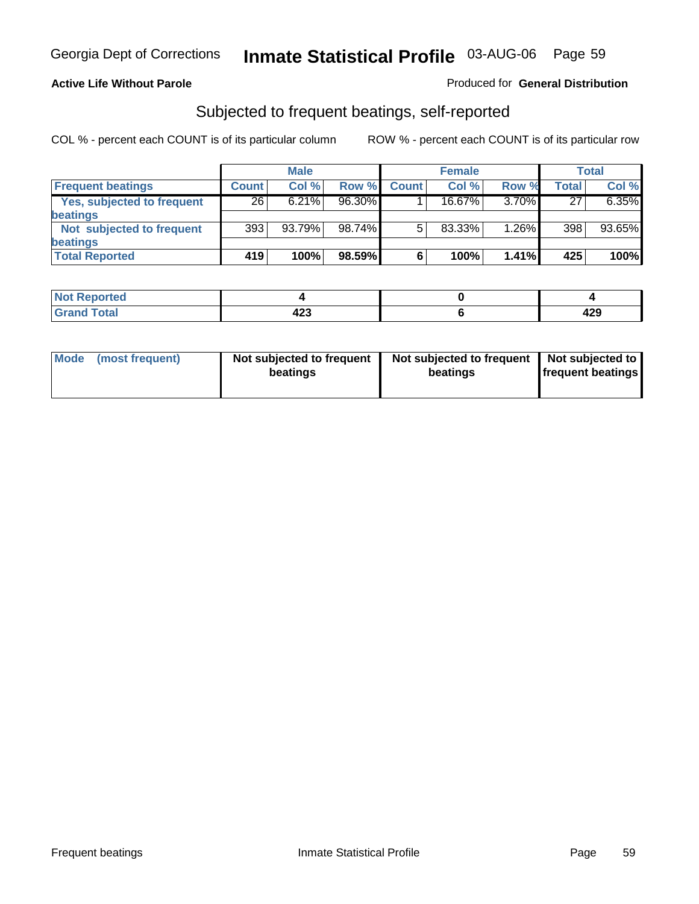Georgia Dept of Corrections **Inmate Statistical Profile** 03-AUG-06

**Active Life Without Parole**

Produced for **General Distribution**

## Subjected to frequent beatings, self-reported

COL % - percent each COUNT is of its particular column

ROW % - percent each COUNT is of its particular row

| | Male | | | Female | | | Total | |
|---|---|---|---|---|---|---|---|---|
| Frequent beatings | Count | Col % | Row % | Count | Col % | Row % | Total | Col % |
| Yes, subjected to frequent beatings | 26 | 6.21% | 96.30% | 1 | 16.67% | 3.70% | 27 | 6.35% |
| Not subjected to frequent beatings | 393 | 93.79% | 98.74% | 5 | 83.33% | 1.26% | 398 | 93.65% |
| **Total Reported** | **419** | **100%** | **98.59%** | **6** | **100%** | **1.41%** | **425** | **100%** |

| | Male | Female | Total |
|---|---|---|---|
| Not Reported | 4 | 0 | 4 |
| Grand Total | 423 | 6 | 429 |

| | Male | Female | Total |
|---|---|---|---|
| Mode (most frequent) | Not subjected to frequent beatings | Not subjected to frequent beatings | Not subjected to frequent beatings |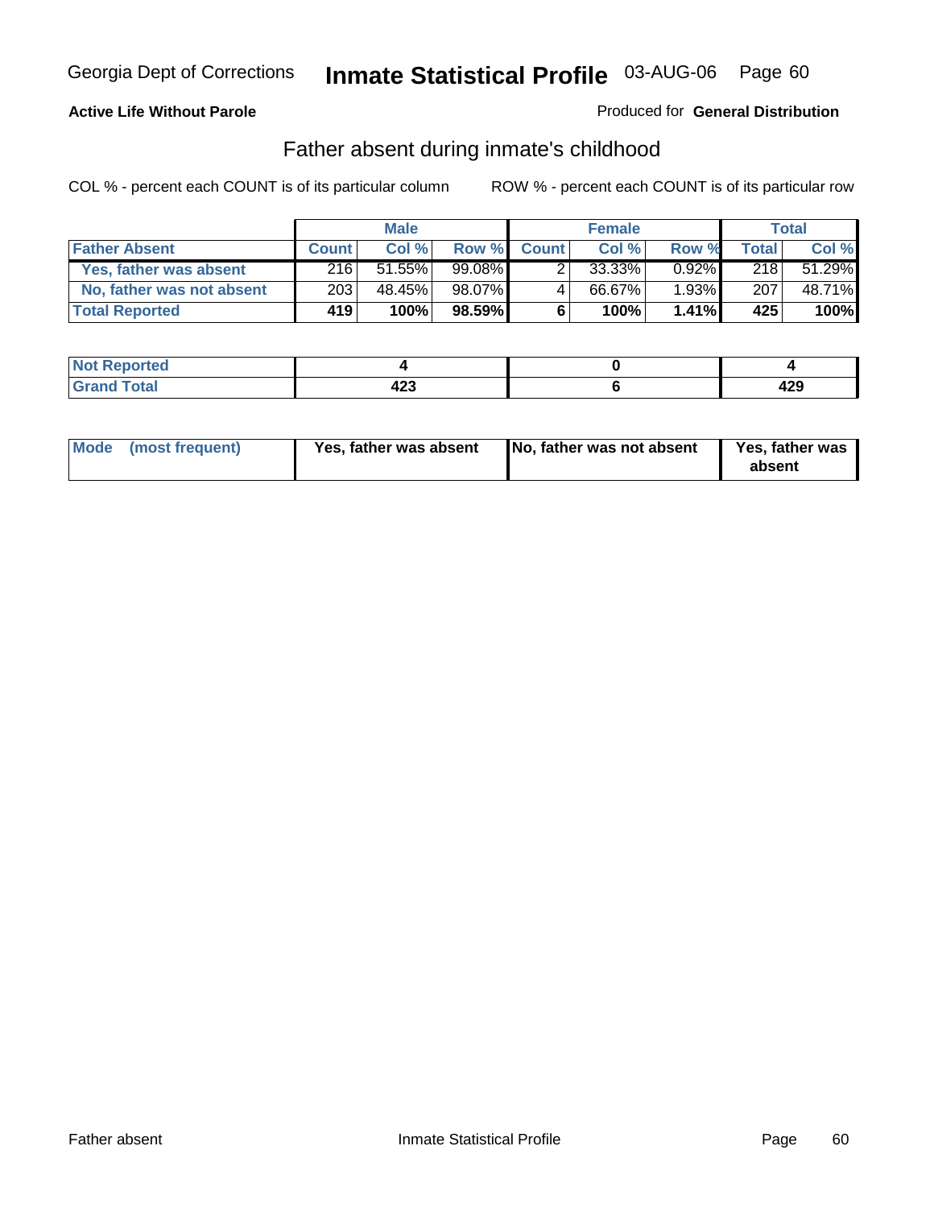Georgia Dept of Corrections **Inmate Statistical Profile** 03-AUG-06

**Active Life Without Parole**

Produced for **General Distribution**

## Father absent during inmate's childhood

COL % - percent each COUNT is of its particular column    ROW % - percent each COUNT is of its particular row

| | Male | | | Female | | | Total | |
|---|---|---|---|---|---|---|---|---|
| **Father Absent** | **Count** | **Col %** | **Row %** | **Count** | **Col %** | **Row %** | **Total** | **Col %** |
| Yes, father was absent | 216 | 51.55% | 99.08% | 2 | 33.33% | 0.92% | 218 | 51.29% |
| No, father was not absent | 203 | 48.45% | 98.07% | 4 | 66.67% | 1.93% | 207 | 48.71% |
| **Total Reported** | **419** | **100%** | **98.59%** | **6** | **100%** | **1.41%** | **425** | **100%** |

| | Male | Female | Total |
|---|---|---|---|
| **Not Reported** | **4** | **0** | **4** |
| **Grand Total** | **423** | **6** | **429** |

| | Male | Female | Total |
|---|---|---|---|
| **Mode (most frequent)** | **Yes, father was absent** | **No, father was not absent** | **Yes, father was absent** |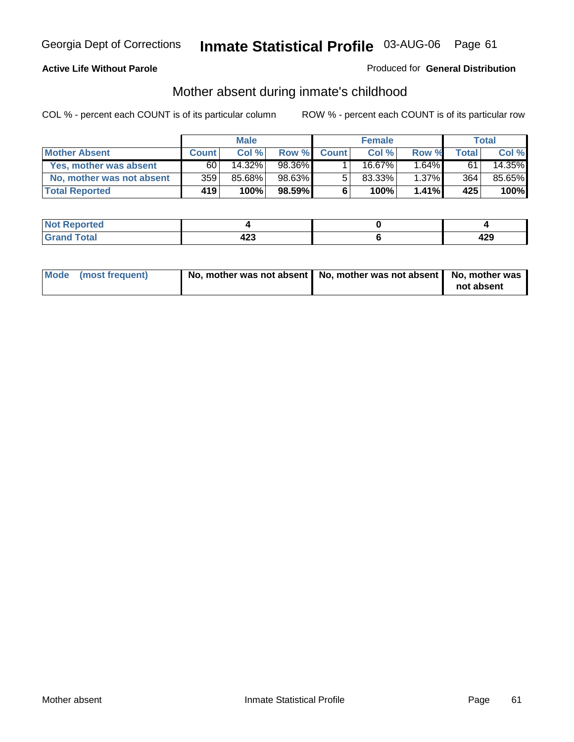Georgia Dept of Corrections **Inmate Statistical Profile** 03-AUG-06

**Active Life Without Parole**

Produced for **General Distribution**

## Mother absent during inmate's childhood

COL % - percent each COUNT is of its particular column

ROW % - percent each COUNT is of its particular row

| | Male | | | Female | | | Total | |
|---|---|---|---|---|---|---|---|---|
| **Mother Absent** | **Count** | **Col %** | **Row %** | **Count** | **Col %** | **Row %** | **Total** | **Col %** |
| **Yes, mother was absent** | 60 | 14.32% | 98.36% | 1 | 16.67% | 1.64% | 61 | 14.35% |
| **No, mother was not absent** | 359 | 85.68% | 98.63% | 5 | 83.33% | 1.37% | 364 | 85.65% |
| **Total Reported** | **419** | **100%** | **98.59%** | **6** | **100%** | **1.41%** | **425** | **100%** |

| | Male | Female | Total |
|---|---|---|---|
| **Not Reported** | **4** | **0** | **4** |
| **Grand Total** | **423** | **6** | **429** |

| | Male | Female | Total |
|---|---|---|---|
| **Mode (most frequent)** | **No, mother was not absent** | **No, mother was not absent** | **No, mother was not absent** |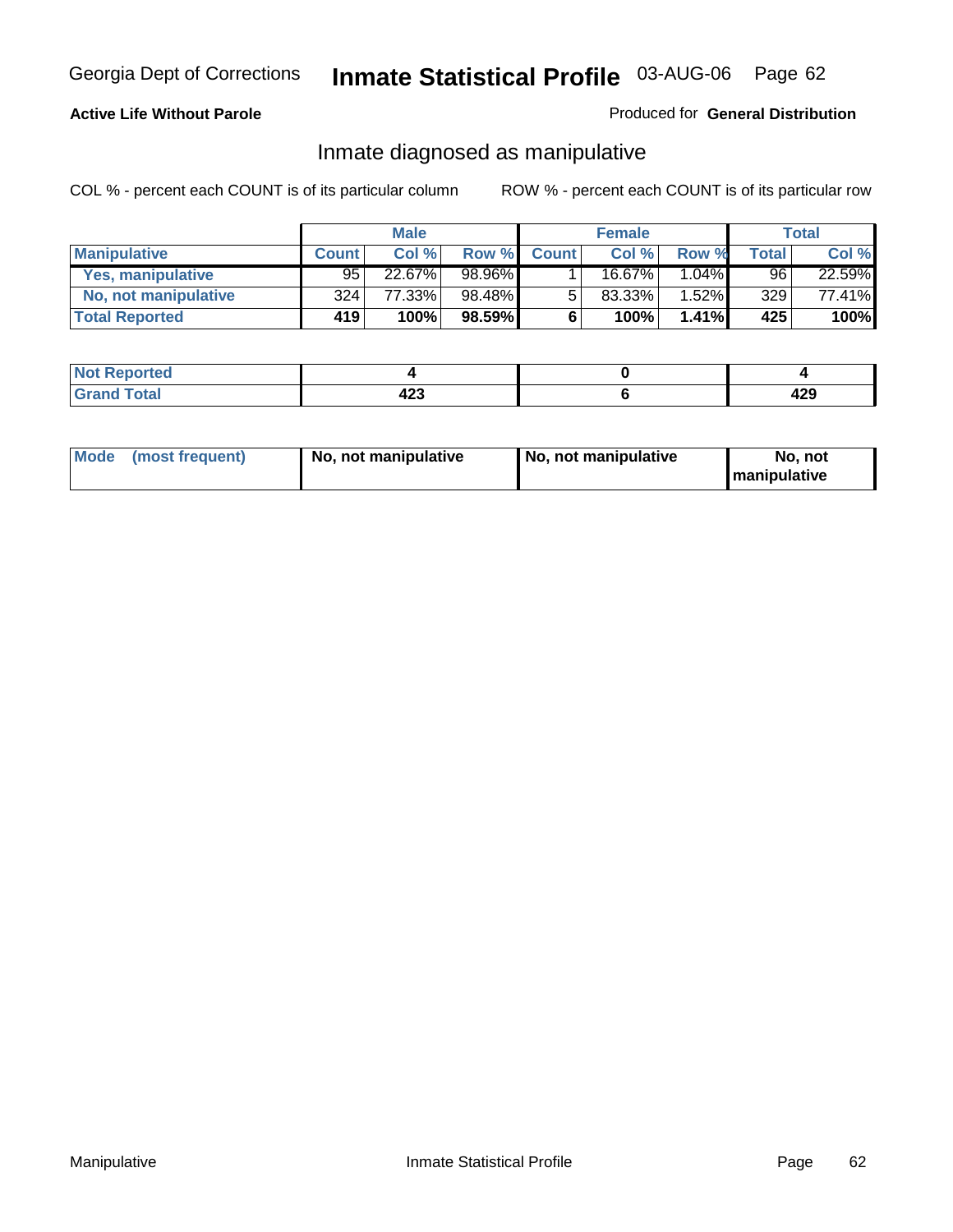Georgia Dept of Corrections **Inmate Statistical Profile** 03-AUG-06

**Active Life Without Parole**

Produced for **General Distribution**

## Inmate diagnosed as manipulative

COL % - percent each COUNT is of its particular column

ROW % - percent each COUNT is of its particular row

| | Male | | | Female | | | Total | |
|---|---|---|---|---|---|---|---|---|
| **Manipulative** | **Count** | **Col %** | **Row %** | **Count** | **Col %** | **Row %** | **Total** | **Col %** |
| **Yes, manipulative** | 95 | 22.67% | 98.96% | 1 | 16.67% | 1.04% | 96 | 22.59% |
| **No, not manipulative** | 324 | 77.33% | 98.48% | 5 | 83.33% | 1.52% | 329 | 77.41% |
| **Total Reported** | **419** | **100%** | **98.59%** | **6** | **100%** | **1.41%** | **425** | **100%** |

| | Male | Female | Total |
|---|---|---|---|
| **Not Reported** | **4** | **0** | **4** |
| **Grand Total** | **423** | **6** | **429** |

| | Male | Female | Total |
|---|---|---|---|
| **Mode (most frequent)** | **No, not manipulative** | **No, not manipulative** | **No, not manipulative** |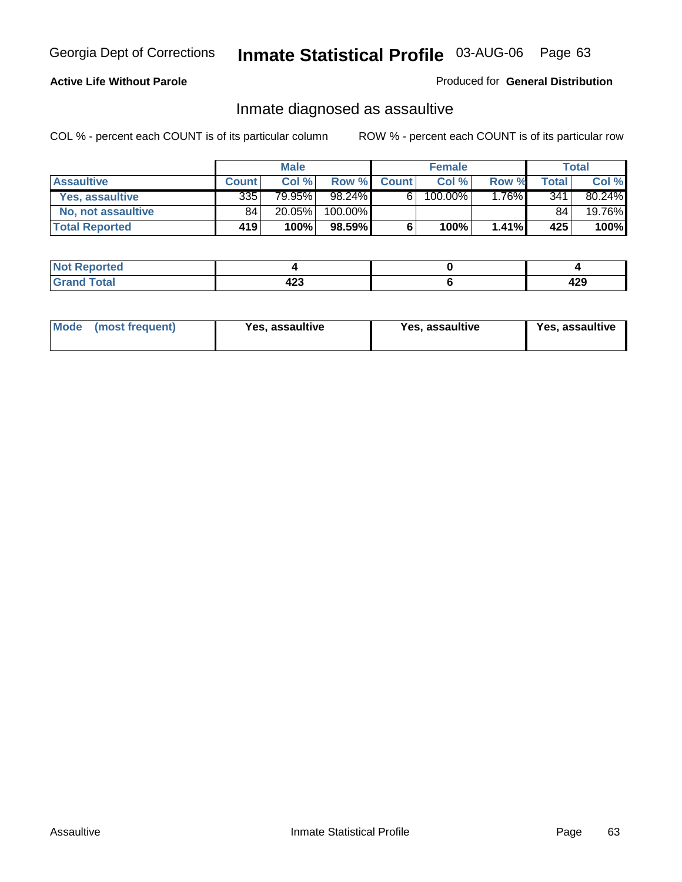Georgia Dept of Corrections **Inmate Statistical Profile** 03-AUG-06

**Active Life Without Parole**

Produced for **General Distribution**

## Inmate diagnosed as assaultive

COL % - percent each COUNT is of its particular column

ROW % - percent each COUNT is of its particular row

| | Male | | | Female | | | Total | |
|---|---|---|---|---|---|---|---|---|
| **Assaultive** | **Count** | **Col %** | **Row %** | **Count** | **Col %** | **Row %** | **Total** | **Col %** |
| Yes, assaultive | 335 | 79.95% | 98.24% | 6 | 100.00% | 1.76% | 341 | 80.24% |
| No, not assaultive | 84 | 20.05% | 100.00% | | | | 84 | 19.76% |
| **Total Reported** | **419** | **100%** | **98.59%** | **6** | **100%** | **1.41%** | **425** | **100%** |

| | Male | Female | Total |
|---|---|---|---|
| **Not Reported** | **4** | **0** | **4** |
| **Grand Total** | **423** | **6** | **429** |

| | Male | Female | Total |
|---|---|---|---|
| **Mode (most frequent)** | **Yes, assaultive** | **Yes, assaultive** | **Yes, assaultive** |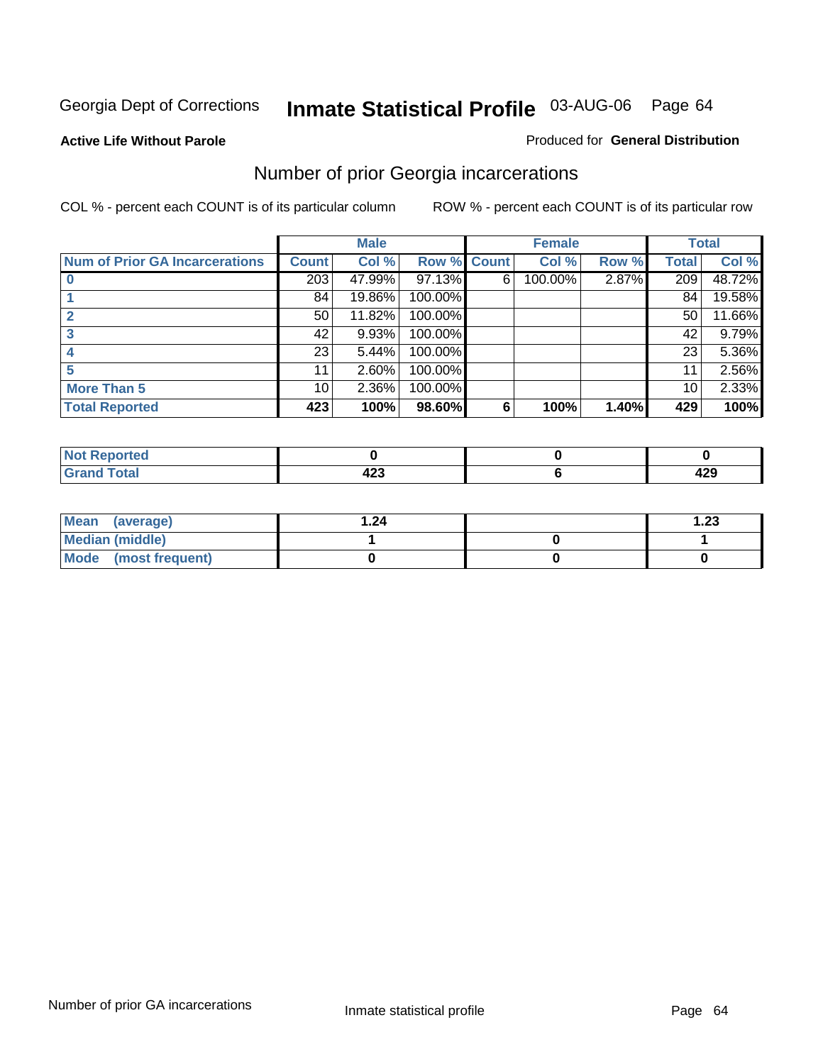Georgia Dept of Corrections **Inmate Statistical Profile** 03-AUG-06

**Active Life Without Parole**

Produced for **General Distribution**

## Number of prior Georgia incarcerations

COL % - percent each COUNT is of its particular column

ROW % - percent each COUNT is of its particular row

| | Male | | | Female | | | Total | |
|---|---|---|---|---|---|---|---|---|
| **Num of Prior GA Incarcerations** | **Count** | **Col %** | **Row %** | **Count** | **Col %** | **Row %** | **Total** | **Col %** |
| **0** | 203 | 47.99% | 97.13% | 6 | 100.00% | 2.87% | 209 | 48.72% |
| **1** | 84 | 19.86% | 100.00% | | | | 84 | 19.58% |
| **2** | 50 | 11.82% | 100.00% | | | | 50 | 11.66% |
| **3** | 42 | 9.93% | 100.00% | | | | 42 | 9.79% |
| **4** | 23 | 5.44% | 100.00% | | | | 23 | 5.36% |
| **5** | 11 | 2.60% | 100.00% | | | | 11 | 2.56% |
| **More Than 5** | 10 | 2.36% | 100.00% | | | | 10 | 2.33% |
| **Total Reported** | **423** | **100%** | **98.60%** | **6** | **100%** | **1.40%** | **429** | **100%** |

| | Male | Female | Total |
|---|---|---|---|
| **Not Reported** | **0** | **0** | **0** |
| **Grand Total** | **423** | **6** | **429** |

| | Male | Female | Total |
|---|---|---|---|
| **Mean (average)** | **1.24** | | **1.23** |
| **Median (middle)** | **1** | **0** | **1** |
| **Mode (most frequent)** | **0** | **0** | **0** |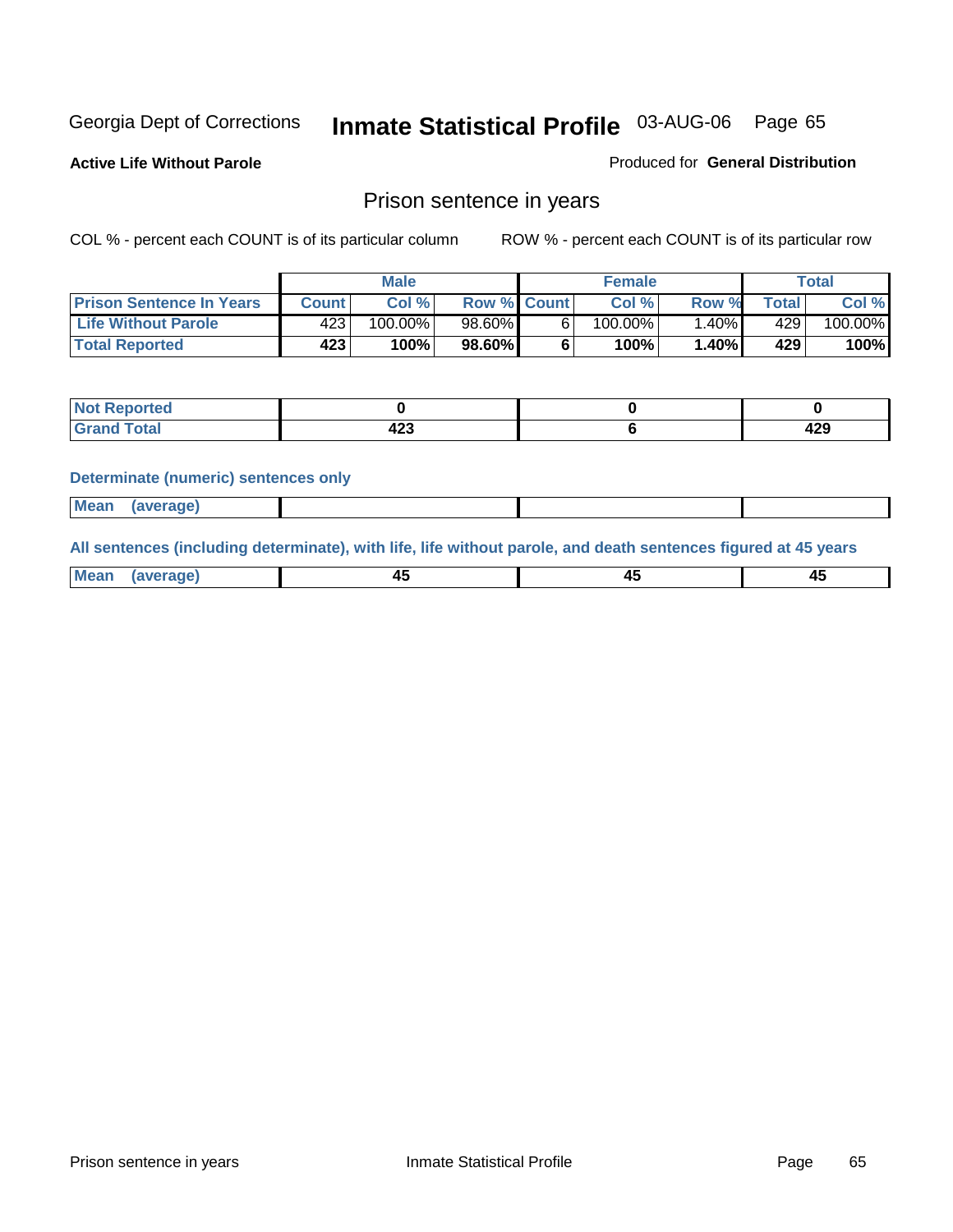Georgia Dept of Corrections **Inmate Statistical Profile** 03-AUG-06 Page 65

**Active Life Without Parole**

Produced for **General Distribution**

## Prison sentence in years

COL % - percent each COUNT is of its particular column

ROW % - percent each COUNT is of its particular row

| | Male | | | Female | | | Total | |
|---|---|---|---|---|---|---|---|---|
| **Prison Sentence In Years** | **Count** | **Col %** | **Row %** | **Count** | **Col %** | **Row %** | **Total** | **Col %** |
| **Life Without Parole** | 423 | 100.00% | 98.60% | 6 | 100.00% | 1.40% | 429 | 100.00% |
| **Total Reported** | **423** | **100%** | **98.60%** | **6** | **100%** | **1.40%** | **429** | **100%** |

| | Male | Female | Total |
|---|---|---|---|
| **Not Reported** | **0** | **0** | **0** |
| **Grand Total** | **423** | **6** | **429** |

**Determinate (numeric) sentences only**

| | Male | Female | Total |
|---|---|---|---|
| **Mean (average)** | | | |

**All sentences (including determinate), with life, life without parole, and death sentences figured at 45 years**

| | Male | Female | Total |
|---|---|---|---|
| **Mean (average)** | **45** | **45** | **45** |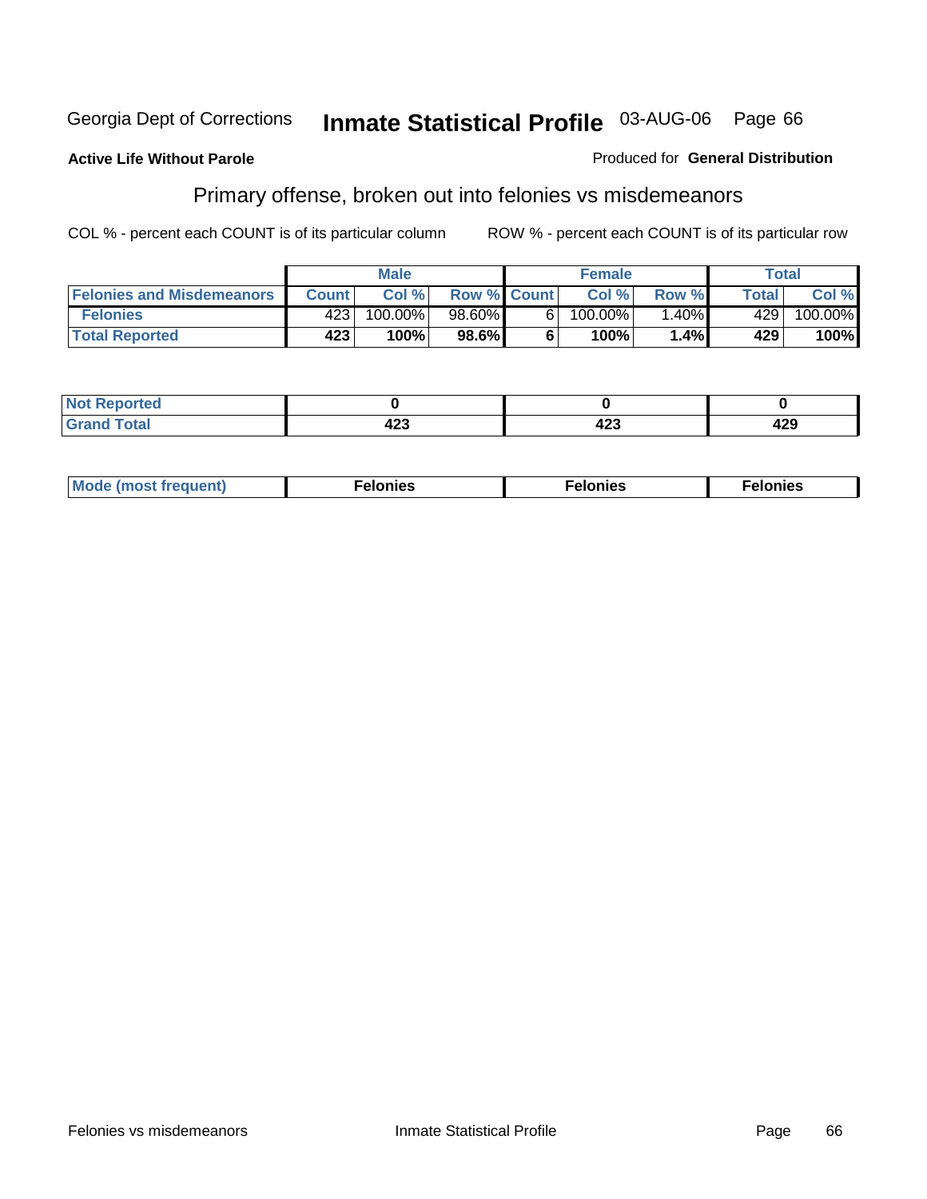Georgia Dept of Corrections **Inmate Statistical Profile** 03-AUG-06

**Active Life Without Parole**

Produced for **General Distribution**

## Primary offense, broken out into felonies vs misdemeanors

COL % - percent each COUNT is of its particular column

ROW % - percent each COUNT is of its particular row

| | Male | | | Female | | | Total | |
|---|---|---|---|---|---|---|---|---|
| **Felonies and Misdemeanors** | **Count** | **Col %** | **Row %** | **Count** | **Col %** | **Row %** | **Total** | **Col %** |
| **Felonies** | 423 | 100.00% | 98.60% | 6 | 100.00% | 1.40% | 429 | 100.00% |
| **Total Reported** | **423** | **100%** | **98.6%** | **6** | **100%** | **1.4%** | **429** | **100%** |

| | | | |
|---|---|---|---|
| **Not Reported** | **0** | **0** | **0** |
| **Grand Total** | **423** | **423** | **429** |

| | | | |
|---|---|---|---|
| **Mode (most frequent)** | **Felonies** | **Felonies** | **Felonies** |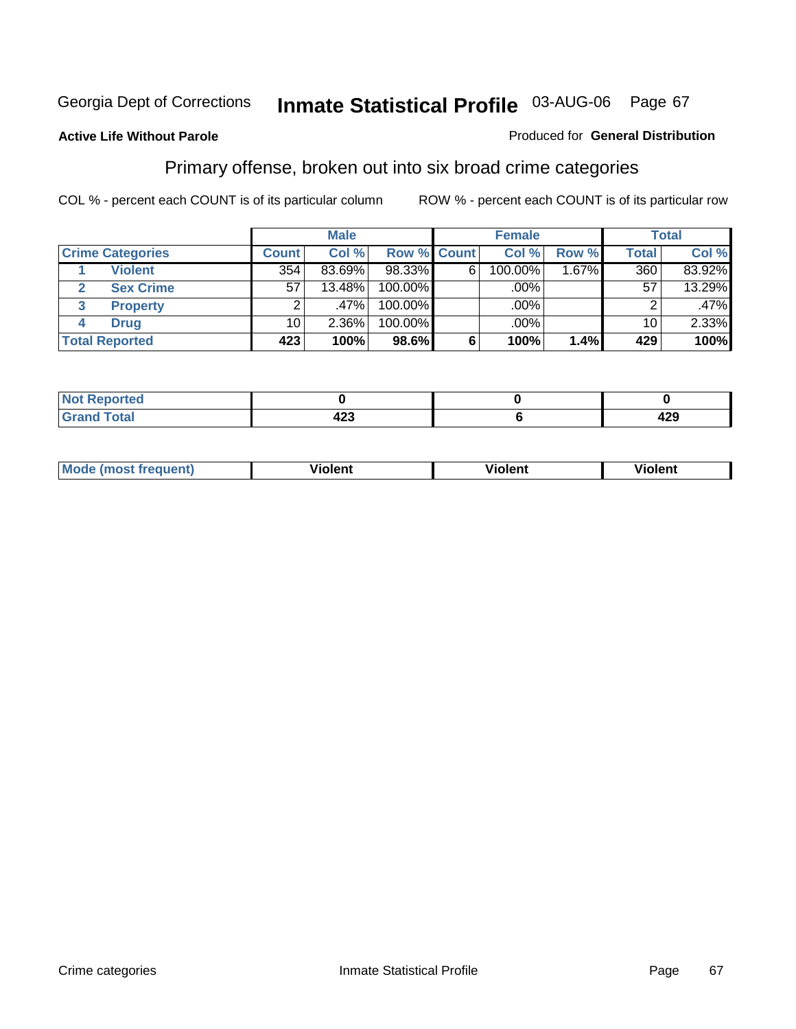Georgia Dept of Corrections **Inmate Statistical Profile** 03-AUG-06

**Active Life Without Parole**

Produced for **General Distribution**

## Primary offense, broken out into six broad crime categories

COL % - percent each COUNT is of its particular column

ROW % - percent each COUNT is of its particular row

| Crime Categories | Male | | | Female | | | Total | |
|---|---|---|---|---|---|---|---|---|
| | Count | Col % | Row % | Count | Col % | Row % | Total | Col % |
| 1 Violent | 354 | 83.69% | 98.33% | 6 | 100.00% | 1.67% | 360 | 83.92% |
| 2 Sex Crime | 57 | 13.48% | 100.00% | | .00% | | 57 | 13.29% |
| 3 Property | 2 | .47% | 100.00% | | .00% | | 2 | .47% |
| 4 Drug | 10 | 2.36% | 100.00% | | .00% | | 10 | 2.33% |
| **Total Reported** | **423** | **100%** | **98.6%** | **6** | **100%** | **1.4%** | **429** | **100%** |

| | Male | Female | Total |
|---|---|---|---|
| Not Reported | 0 | 0 | 0 |
| Grand Total | 423 | 6 | 429 |

| | Male | Female | Total |
|---|---|---|---|
| Mode (most frequent) | Violent | Violent | Violent |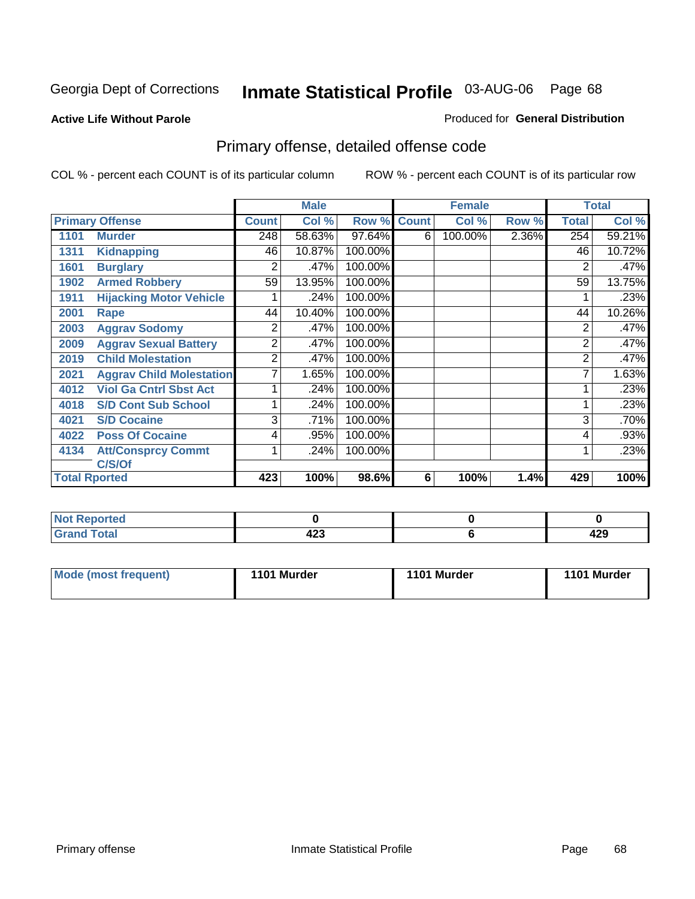Georgia Dept of Corrections **Inmate Statistical Profile** 03-AUG-06

**Active Life Without Parole**

Produced for **General Distribution**

## Primary offense, detailed offense code

COL % - percent each COUNT is of its particular column

ROW % - percent each COUNT is of its particular row

| | | Male | | | Female | | | Total | |
|---|---|---|---|---|---|---|---|---|---|
| **Primary Offense** | | **Count** | **Col %** | **Row %** | **Count** | **Col %** | **Row %** | **Total** | **Col %** |
| 1101 | Murder | 248 | 58.63% | 97.64% | 6 | 100.00% | 2.36% | 254 | 59.21% |
| 1311 | Kidnapping | 46 | 10.87% | 100.00% | | | | 46 | 10.72% |
| 1601 | Burglary | 2 | .47% | 100.00% | | | | 2 | .47% |
| 1902 | Armed Robbery | 59 | 13.95% | 100.00% | | | | 59 | 13.75% |
| 1911 | Hijacking Motor Vehicle | 1 | .24% | 100.00% | | | | 1 | .23% |
| 2001 | Rape | 44 | 10.40% | 100.00% | | | | 44 | 10.26% |
| 2003 | Aggrav Sodomy | 2 | .47% | 100.00% | | | | 2 | .47% |
| 2009 | Aggrav Sexual Battery | 2 | .47% | 100.00% | | | | 2 | .47% |
| 2019 | Child Molestation | 2 | .47% | 100.00% | | | | 2 | .47% |
| 2021 | Aggrav Child Molestation | 7 | 1.65% | 100.00% | | | | 7 | 1.63% |
| 4012 | Viol Ga Cntrl Sbst Act | 1 | .24% | 100.00% | | | | 1 | .23% |
| 4018 | S/D Cont Sub School | 1 | .24% | 100.00% | | | | 1 | .23% |
| 4021 | S/D Cocaine | 3 | .71% | 100.00% | | | | 3 | .70% |
| 4022 | Poss Of Cocaine | 4 | .95% | 100.00% | | | | 4 | .93% |
| 4134 | Att/Consprcy Commt C/S/Of | 1 | .24% | 100.00% | | | | 1 | .23% |
| **Total Rported** | | **423** | **100%** | **98.6%** | **6** | **100%** | **1.4%** | **429** | **100%** |

| | Male | Female | Total |
|---|---|---|---|
| **Not Reported** | **0** | **0** | **0** |
| **Grand Total** | **423** | **6** | **429** |

| | Male | Female | Total |
|---|---|---|---|
| **Mode (most frequent)** | **1101 Murder** | **1101 Murder** | **1101 Murder** |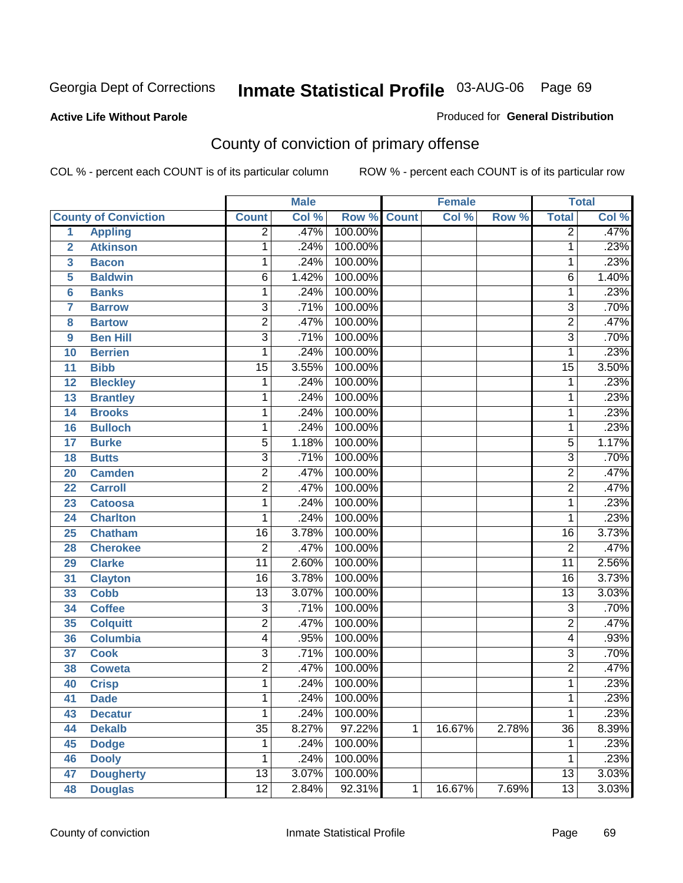Georgia Dept of Corrections **Inmate Statistical Profile** 03-AUG-06

**Active Life Without Parole**

Produced for **General Distribution**

## County of conviction of primary offense

COL % - percent each COUNT is of its particular column        ROW % - percent each COUNT is of its particular row

| County of Conviction | | Male | | | Female | | | Total | |
|---|---|---|---|---|---|---|---|---|---|
| | | Count | Col % | Row % | Count | Col % | Row % | Total | Col % |
| 1 | Appling | 2 | .47% | 100.00% | | | | 2 | .47% |
| 2 | Atkinson | 1 | .24% | 100.00% | | | | 1 | .23% |
| 3 | Bacon | 1 | .24% | 100.00% | | | | 1 | .23% |
| 5 | Baldwin | 6 | 1.42% | 100.00% | | | | 6 | 1.40% |
| 6 | Banks | 1 | .24% | 100.00% | | | | 1 | .23% |
| 7 | Barrow | 3 | .71% | 100.00% | | | | 3 | .70% |
| 8 | Bartow | 2 | .47% | 100.00% | | | | 2 | .47% |
| 9 | Ben Hill | 3 | .71% | 100.00% | | | | 3 | .70% |
| 10 | Berrien | 1 | .24% | 100.00% | | | | 1 | .23% |
| 11 | Bibb | 15 | 3.55% | 100.00% | | | | 15 | 3.50% |
| 12 | Bleckley | 1 | .24% | 100.00% | | | | 1 | .23% |
| 13 | Brantley | 1 | .24% | 100.00% | | | | 1 | .23% |
| 14 | Brooks | 1 | .24% | 100.00% | | | | 1 | .23% |
| 16 | Bulloch | 1 | .24% | 100.00% | | | | 1 | .23% |
| 17 | Burke | 5 | 1.18% | 100.00% | | | | 5 | 1.17% |
| 18 | Butts | 3 | .71% | 100.00% | | | | 3 | .70% |
| 20 | Camden | 2 | .47% | 100.00% | | | | 2 | .47% |
| 22 | Carroll | 2 | .47% | 100.00% | | | | 2 | .47% |
| 23 | Catoosa | 1 | .24% | 100.00% | | | | 1 | .23% |
| 24 | Charlton | 1 | .24% | 100.00% | | | | 1 | .23% |
| 25 | Chatham | 16 | 3.78% | 100.00% | | | | 16 | 3.73% |
| 28 | Cherokee | 2 | .47% | 100.00% | | | | 2 | .47% |
| 29 | Clarke | 11 | 2.60% | 100.00% | | | | 11 | 2.56% |
| 31 | Clayton | 16 | 3.78% | 100.00% | | | | 16 | 3.73% |
| 33 | Cobb | 13 | 3.07% | 100.00% | | | | 13 | 3.03% |
| 34 | Coffee | 3 | .71% | 100.00% | | | | 3 | .70% |
| 35 | Colquitt | 2 | .47% | 100.00% | | | | 2 | .47% |
| 36 | Columbia | 4 | .95% | 100.00% | | | | 4 | .93% |
| 37 | Cook | 3 | .71% | 100.00% | | | | 3 | .70% |
| 38 | Coweta | 2 | .47% | 100.00% | | | | 2 | .47% |
| 40 | Crisp | 1 | .24% | 100.00% | | | | 1 | .23% |
| 41 | Dade | 1 | .24% | 100.00% | | | | 1 | .23% |
| 43 | Decatur | 1 | .24% | 100.00% | | | | 1 | .23% |
| 44 | Dekalb | 35 | 8.27% | 97.22% | 1 | 16.67% | 2.78% | 36 | 8.39% |
| 45 | Dodge | 1 | .24% | 100.00% | | | | 1 | .23% |
| 46 | Dooly | 1 | .24% | 100.00% | | | | 1 | .23% |
| 47 | Dougherty | 13 | 3.07% | 100.00% | | | | 13 | 3.03% |
| 48 | Douglas | 12 | 2.84% | 92.31% | 1 | 16.67% | 7.69% | 13 | 3.03% |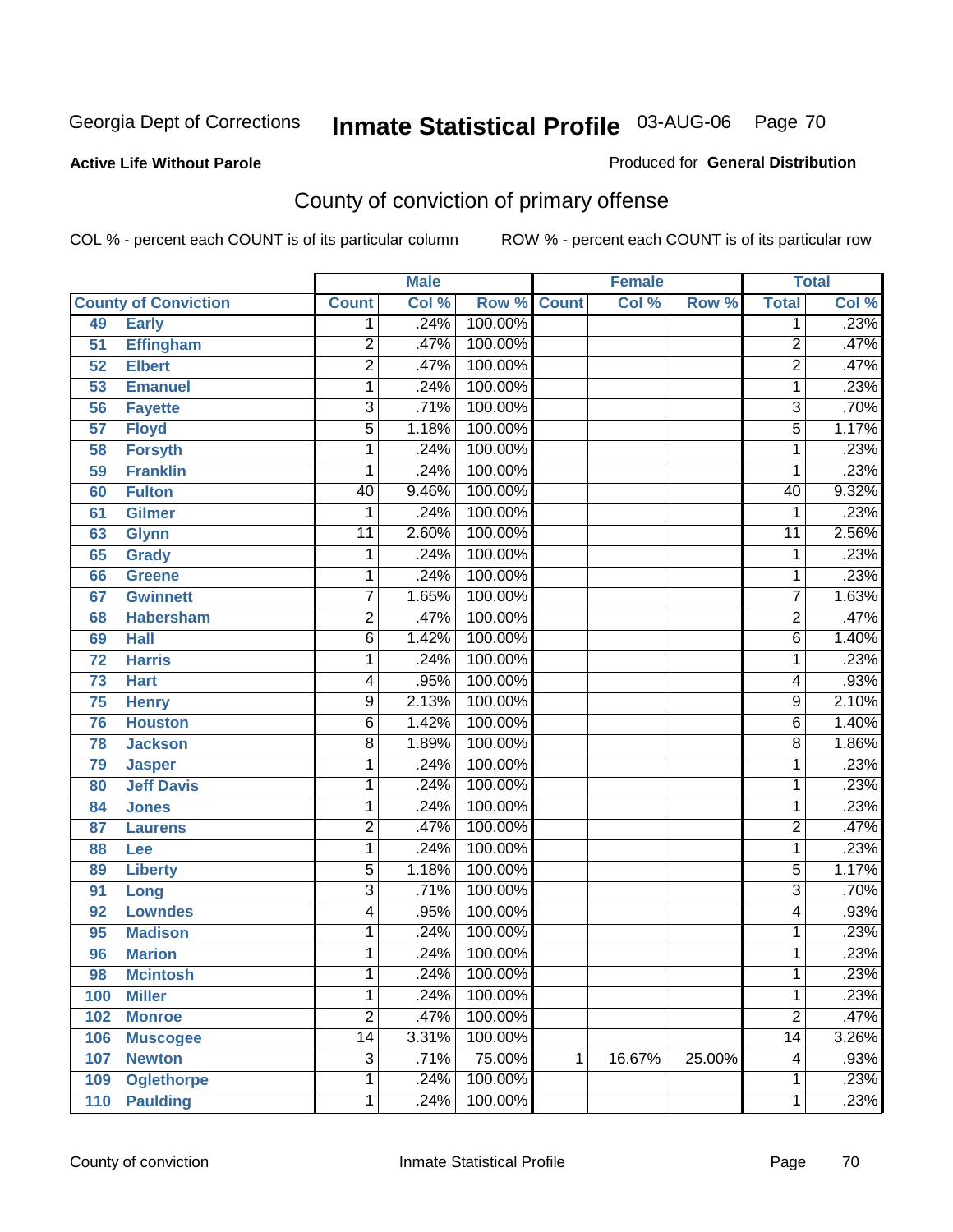Georgia Dept of Corrections

# Inmate Statistical Profile 03-AUG-06

**Active Life Without Parole**

Produced for **General Distribution**

## County of conviction of primary offense

COL % - percent each COUNT is of its particular column

ROW % - percent each COUNT is of its particular row

| County of Conviction | | Male | | | Female | | | Total | |
|---|---|---|---|---|---|---|---|---|---|
| | | Count | Col % | Row % | Count | Col % | Row % | Total | Col % |
| 49 | Early | 1 | .24% | 100.00% | | | | 1 | .23% |
| 51 | Effingham | 2 | .47% | 100.00% | | | | 2 | .47% |
| 52 | Elbert | 2 | .47% | 100.00% | | | | 2 | .47% |
| 53 | Emanuel | 1 | .24% | 100.00% | | | | 1 | .23% |
| 56 | Fayette | 3 | .71% | 100.00% | | | | 3 | .70% |
| 57 | Floyd | 5 | 1.18% | 100.00% | | | | 5 | 1.17% |
| 58 | Forsyth | 1 | .24% | 100.00% | | | | 1 | .23% |
| 59 | Franklin | 1 | .24% | 100.00% | | | | 1 | .23% |
| 60 | Fulton | 40 | 9.46% | 100.00% | | | | 40 | 9.32% |
| 61 | Gilmer | 1 | .24% | 100.00% | | | | 1 | .23% |
| 63 | Glynn | 11 | 2.60% | 100.00% | | | | 11 | 2.56% |
| 65 | Grady | 1 | .24% | 100.00% | | | | 1 | .23% |
| 66 | Greene | 1 | .24% | 100.00% | | | | 1 | .23% |
| 67 | Gwinnett | 7 | 1.65% | 100.00% | | | | 7 | 1.63% |
| 68 | Habersham | 2 | .47% | 100.00% | | | | 2 | .47% |
| 69 | Hall | 6 | 1.42% | 100.00% | | | | 6 | 1.40% |
| 72 | Harris | 1 | .24% | 100.00% | | | | 1 | .23% |
| 73 | Hart | 4 | .95% | 100.00% | | | | 4 | .93% |
| 75 | Henry | 9 | 2.13% | 100.00% | | | | 9 | 2.10% |
| 76 | Houston | 6 | 1.42% | 100.00% | | | | 6 | 1.40% |
| 78 | Jackson | 8 | 1.89% | 100.00% | | | | 8 | 1.86% |
| 79 | Jasper | 1 | .24% | 100.00% | | | | 1 | .23% |
| 80 | Jeff Davis | 1 | .24% | 100.00% | | | | 1 | .23% |
| 84 | Jones | 1 | .24% | 100.00% | | | | 1 | .23% |
| 87 | Laurens | 2 | .47% | 100.00% | | | | 2 | .47% |
| 88 | Lee | 1 | .24% | 100.00% | | | | 1 | .23% |
| 89 | Liberty | 5 | 1.18% | 100.00% | | | | 5 | 1.17% |
| 91 | Long | 3 | .71% | 100.00% | | | | 3 | .70% |
| 92 | Lowndes | 4 | .95% | 100.00% | | | | 4 | .93% |
| 95 | Madison | 1 | .24% | 100.00% | | | | 1 | .23% |
| 96 | Marion | 1 | .24% | 100.00% | | | | 1 | .23% |
| 98 | Mcintosh | 1 | .24% | 100.00% | | | | 1 | .23% |
| 100 | Miller | 1 | .24% | 100.00% | | | | 1 | .23% |
| 102 | Monroe | 2 | .47% | 100.00% | | | | 2 | .47% |
| 106 | Muscogee | 14 | 3.31% | 100.00% | | | | 14 | 3.26% |
| 107 | Newton | 3 | .71% | 75.00% | 1 | 16.67% | 25.00% | 4 | .93% |
| 109 | Oglethorpe | 1 | .24% | 100.00% | | | | 1 | .23% |
| 110 | Paulding | 1 | .24% | 100.00% | | | | 1 | .23% |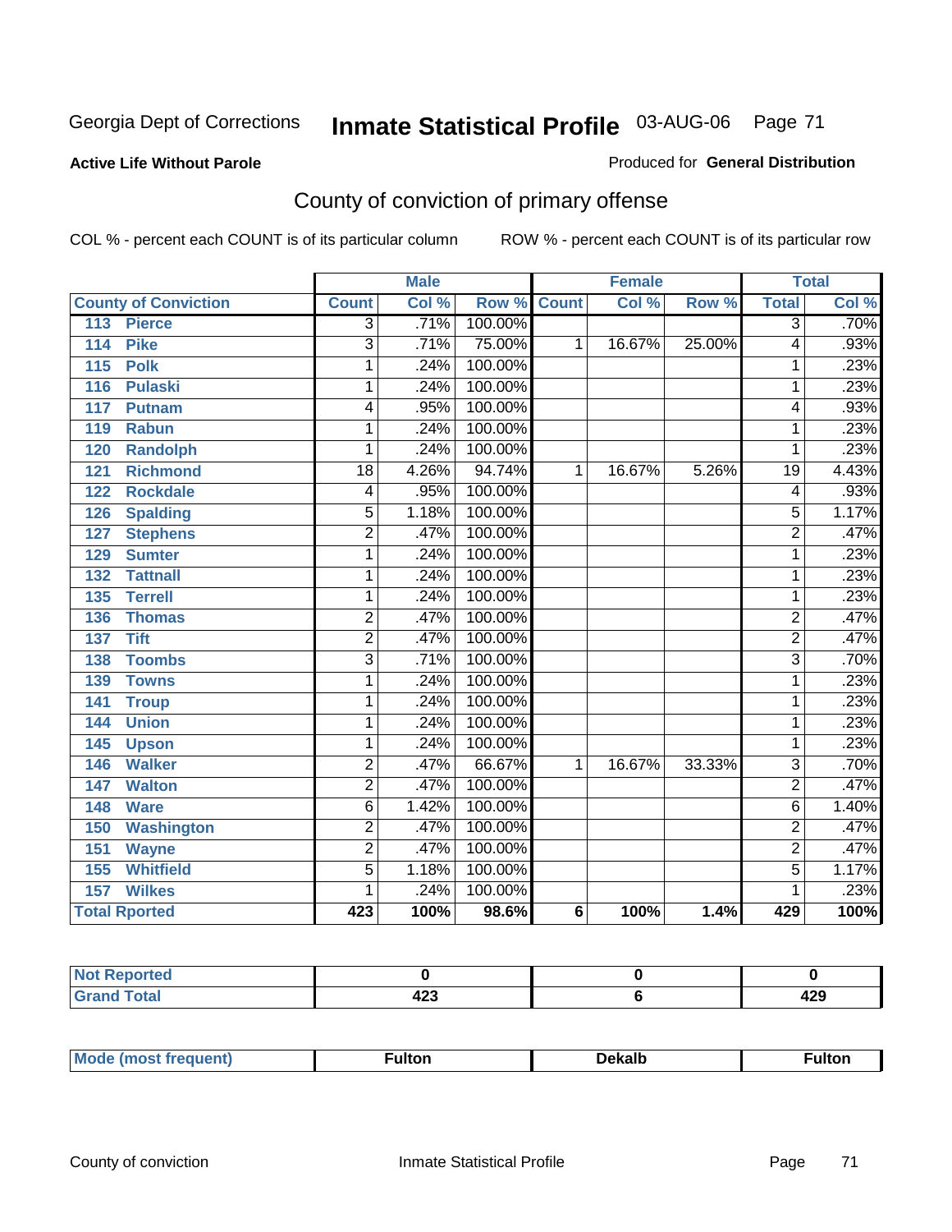Georgia Dept of Corrections **Inmate Statistical Profile** 03-AUG-06

**Active Life Without Parole**

Produced for **General Distribution**

## County of conviction of primary offense

COL % - percent each COUNT is of its particular column ROW % - percent each COUNT is of its particular row

| | Male | | | Female | | | Total | |
|---|---|---|---|---|---|---|---|---|
| **County of Conviction** | **Count** | **Col %** | **Row %** | **Count** | **Col %** | **Row %** | **Total** | **Col %** |
| 113 Pierce | 3 | .71% | 100.00% | | | | 3 | .70% |
| 114 Pike | 3 | .71% | 75.00% | 1 | 16.67% | 25.00% | 4 | .93% |
| 115 Polk | 1 | .24% | 100.00% | | | | 1 | .23% |
| 116 Pulaski | 1 | .24% | 100.00% | | | | 1 | .23% |
| 117 Putnam | 4 | .95% | 100.00% | | | | 4 | .93% |
| 119 Rabun | 1 | .24% | 100.00% | | | | 1 | .23% |
| 120 Randolph | 1 | .24% | 100.00% | | | | 1 | .23% |
| 121 Richmond | 18 | 4.26% | 94.74% | 1 | 16.67% | 5.26% | 19 | 4.43% |
| 122 Rockdale | 4 | .95% | 100.00% | | | | 4 | .93% |
| 126 Spalding | 5 | 1.18% | 100.00% | | | | 5 | 1.17% |
| 127 Stephens | 2 | .47% | 100.00% | | | | 2 | .47% |
| 129 Sumter | 1 | .24% | 100.00% | | | | 1 | .23% |
| 132 Tattnall | 1 | .24% | 100.00% | | | | 1 | .23% |
| 135 Terrell | 1 | .24% | 100.00% | | | | 1 | .23% |
| 136 Thomas | 2 | .47% | 100.00% | | | | 2 | .47% |
| 137 Tift | 2 | .47% | 100.00% | | | | 2 | .47% |
| 138 Toombs | 3 | .71% | 100.00% | | | | 3 | .70% |
| 139 Towns | 1 | .24% | 100.00% | | | | 1 | .23% |
| 141 Troup | 1 | .24% | 100.00% | | | | 1 | .23% |
| 144 Union | 1 | .24% | 100.00% | | | | 1 | .23% |
| 145 Upson | 1 | .24% | 100.00% | | | | 1 | .23% |
| 146 Walker | 2 | .47% | 66.67% | 1 | 16.67% | 33.33% | 3 | .70% |
| 147 Walton | 2 | .47% | 100.00% | | | | 2 | .47% |
| 148 Ware | 6 | 1.42% | 100.00% | | | | 6 | 1.40% |
| 150 Washington | 2 | .47% | 100.00% | | | | 2 | .47% |
| 151 Wayne | 2 | .47% | 100.00% | | | | 2 | .47% |
| 155 Whitfield | 5 | 1.18% | 100.00% | | | | 5 | 1.17% |
| 157 Wilkes | 1 | .24% | 100.00% | | | | 1 | .23% |
| **Total Rported** | **423** | **100%** | **98.6%** | **6** | **100%** | **1.4%** | **429** | **100%** |

| | Male | Female | Total |
|---|---|---|---|
| Not Reported | 0 | 0 | 0 |
| Grand Total | 423 | 6 | 429 |

| | Male | Female | Total |
|---|---|---|---|
| Mode (most frequent) | Fulton | Dekalb | Fulton |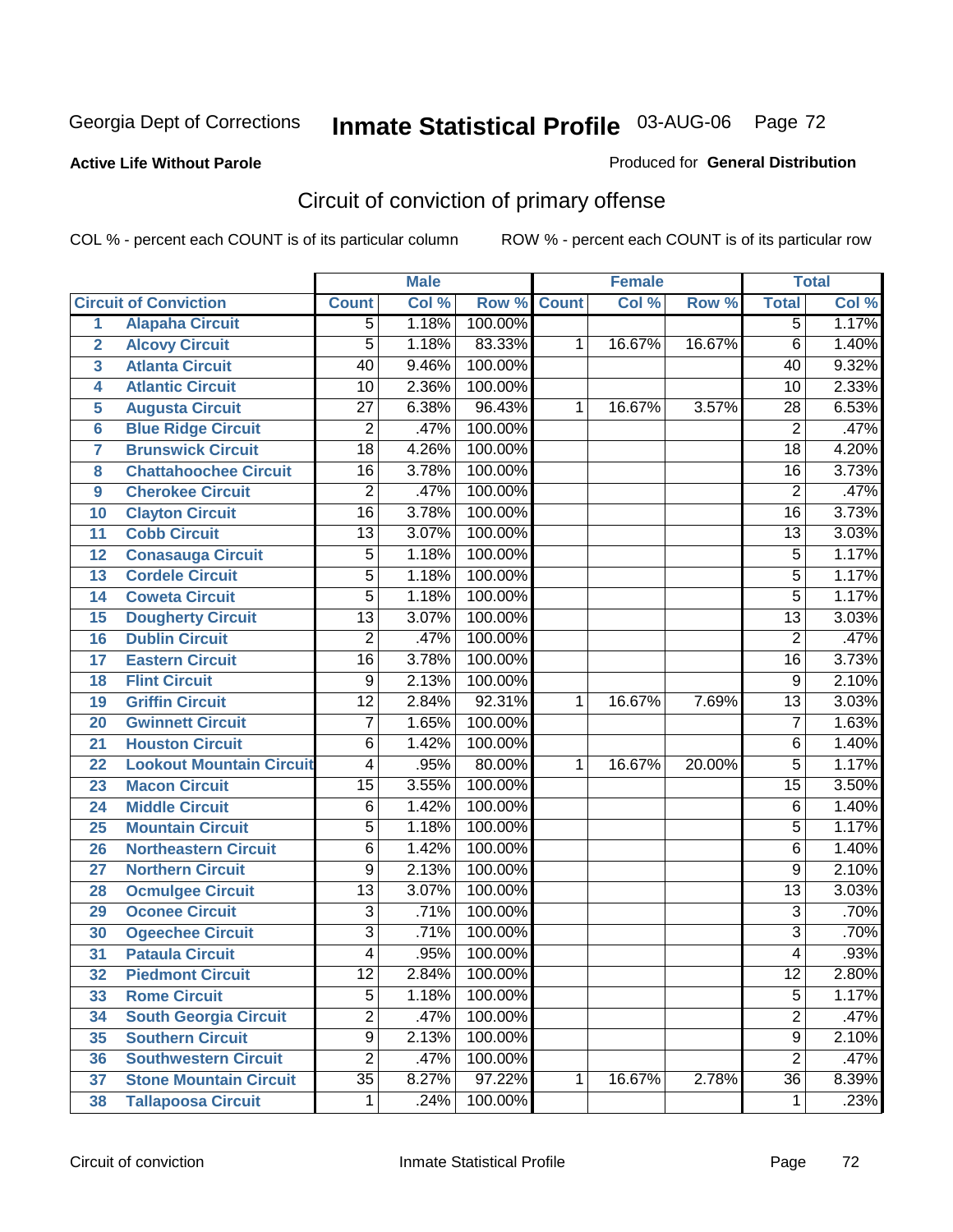Georgia Dept of Corrections **Inmate Statistical Profile** 03-AUG-06

**Active Life Without Parole**

Produced for **General Distribution**

## Circuit of conviction of primary offense

COL % - percent each COUNT is of its particular column ROW % - percent each COUNT is of its particular row

| | | Male | | | Female | | | Total | |
|---|---|---|---|---|---|---|---|---|---|
| | **Circuit of Conviction** | **Count** | **Col %** | **Row %** | **Count** | **Col %** | **Row %** | **Total** | **Col %** |
| 1 | Alapaha Circuit | 5 | 1.18% | 100.00% | | | | 5 | 1.17% |
| 2 | Alcovy Circuit | 5 | 1.18% | 83.33% | 1 | 16.67% | 16.67% | 6 | 1.40% |
| 3 | Atlanta Circuit | 40 | 9.46% | 100.00% | | | | 40 | 9.32% |
| 4 | Atlantic Circuit | 10 | 2.36% | 100.00% | | | | 10 | 2.33% |
| 5 | Augusta Circuit | 27 | 6.38% | 96.43% | 1 | 16.67% | 3.57% | 28 | 6.53% |
| 6 | Blue Ridge Circuit | 2 | .47% | 100.00% | | | | 2 | .47% |
| 7 | Brunswick Circuit | 18 | 4.26% | 100.00% | | | | 18 | 4.20% |
| 8 | Chattahoochee Circuit | 16 | 3.78% | 100.00% | | | | 16 | 3.73% |
| 9 | Cherokee Circuit | 2 | .47% | 100.00% | | | | 2 | .47% |
| 10 | Clayton Circuit | 16 | 3.78% | 100.00% | | | | 16 | 3.73% |
| 11 | Cobb Circuit | 13 | 3.07% | 100.00% | | | | 13 | 3.03% |
| 12 | Conasauga Circuit | 5 | 1.18% | 100.00% | | | | 5 | 1.17% |
| 13 | Cordele Circuit | 5 | 1.18% | 100.00% | | | | 5 | 1.17% |
| 14 | Coweta Circuit | 5 | 1.18% | 100.00% | | | | 5 | 1.17% |
| 15 | Dougherty Circuit | 13 | 3.07% | 100.00% | | | | 13 | 3.03% |
| 16 | Dublin Circuit | 2 | .47% | 100.00% | | | | 2 | .47% |
| 17 | Eastern Circuit | 16 | 3.78% | 100.00% | | | | 16 | 3.73% |
| 18 | Flint Circuit | 9 | 2.13% | 100.00% | | | | 9 | 2.10% |
| 19 | Griffin Circuit | 12 | 2.84% | 92.31% | 1 | 16.67% | 7.69% | 13 | 3.03% |
| 20 | Gwinnett Circuit | 7 | 1.65% | 100.00% | | | | 7 | 1.63% |
| 21 | Houston Circuit | 6 | 1.42% | 100.00% | | | | 6 | 1.40% |
| 22 | Lookout Mountain Circuit | 4 | .95% | 80.00% | 1 | 16.67% | 20.00% | 5 | 1.17% |
| 23 | Macon Circuit | 15 | 3.55% | 100.00% | | | | 15 | 3.50% |
| 24 | Middle Circuit | 6 | 1.42% | 100.00% | | | | 6 | 1.40% |
| 25 | Mountain Circuit | 5 | 1.18% | 100.00% | | | | 5 | 1.17% |
| 26 | Northeastern Circuit | 6 | 1.42% | 100.00% | | | | 6 | 1.40% |
| 27 | Northern Circuit | 9 | 2.13% | 100.00% | | | | 9 | 2.10% |
| 28 | Ocmulgee Circuit | 13 | 3.07% | 100.00% | | | | 13 | 3.03% |
| 29 | Oconee Circuit | 3 | .71% | 100.00% | | | | 3 | .70% |
| 30 | Ogeechee Circuit | 3 | .71% | 100.00% | | | | 3 | .70% |
| 31 | Pataula Circuit | 4 | .95% | 100.00% | | | | 4 | .93% |
| 32 | Piedmont Circuit | 12 | 2.84% | 100.00% | | | | 12 | 2.80% |
| 33 | Rome Circuit | 5 | 1.18% | 100.00% | | | | 5 | 1.17% |
| 34 | South Georgia Circuit | 2 | .47% | 100.00% | | | | 2 | .47% |
| 35 | Southern Circuit | 9 | 2.13% | 100.00% | | | | 9 | 2.10% |
| 36 | Southwestern Circuit | 2 | .47% | 100.00% | | | | 2 | .47% |
| 37 | Stone Mountain Circuit | 35 | 8.27% | 97.22% | 1 | 16.67% | 2.78% | 36 | 8.39% |
| 38 | Tallapoosa Circuit | 1 | .24% | 100.00% | | | | 1 | .23% |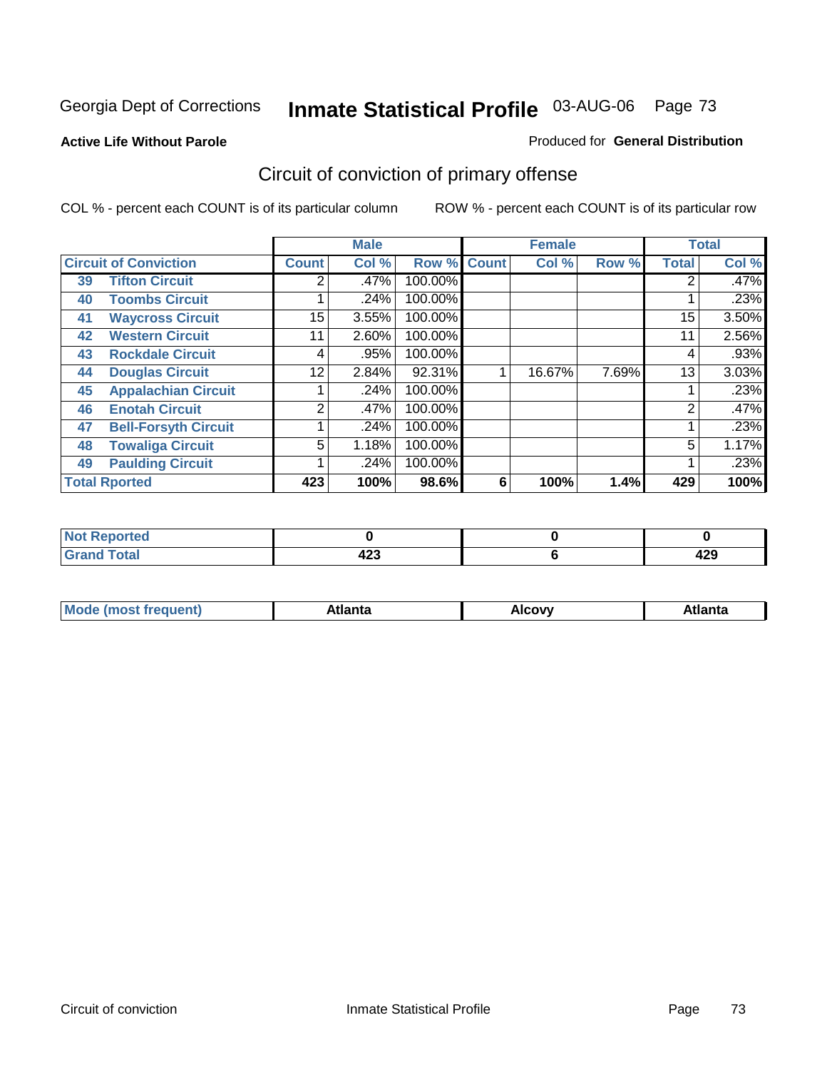Georgia Dept of Corrections **Inmate Statistical Profile** 03-AUG-06

**Active Life Without Parole**

Produced for **General Distribution**

## Circuit of conviction of primary offense

COL % - percent each COUNT is of its particular column

ROW % - percent each COUNT is of its particular row

| Circuit of Conviction | | Male | | | Female | | | Total | |
|---|---|---|---|---|---|---|---|---|---|
| | | Count | Col % | Row % | Count | Col % | Row % | Total | Col % |
| 39 | Tifton Circuit | 2 | .47% | 100.00% | | | | 2 | .47% |
| 40 | Toombs Circuit | 1 | .24% | 100.00% | | | | 1 | .23% |
| 41 | Waycross Circuit | 15 | 3.55% | 100.00% | | | | 15 | 3.50% |
| 42 | Western Circuit | 11 | 2.60% | 100.00% | | | | 11 | 2.56% |
| 43 | Rockdale Circuit | 4 | .95% | 100.00% | | | | 4 | .93% |
| 44 | Douglas Circuit | 12 | 2.84% | 92.31% | 1 | 16.67% | 7.69% | 13 | 3.03% |
| 45 | Appalachian Circuit | 1 | .24% | 100.00% | | | | 1 | .23% |
| 46 | Enotah Circuit | 2 | .47% | 100.00% | | | | 2 | .47% |
| 47 | Bell-Forsyth Circuit | 1 | .24% | 100.00% | | | | 1 | .23% |
| 48 | Towaliga Circuit | 5 | 1.18% | 100.00% | | | | 5 | 1.17% |
| 49 | Paulding Circuit | 1 | .24% | 100.00% | | | | 1 | .23% |
| **Total Rported** | | **423** | **100%** | **98.6%** | **6** | **100%** | **1.4%** | **429** | **100%** |

| | Male | Female | Total |
|---|---|---|---|
| Not Reported | **0** | **0** | **0** |
| Grand Total | **423** | **6** | **429** |

| | Male | Female | Total |
|---|---|---|---|
| Mode (most frequent) | **Atlanta** | **Alcovy** | **Atlanta** |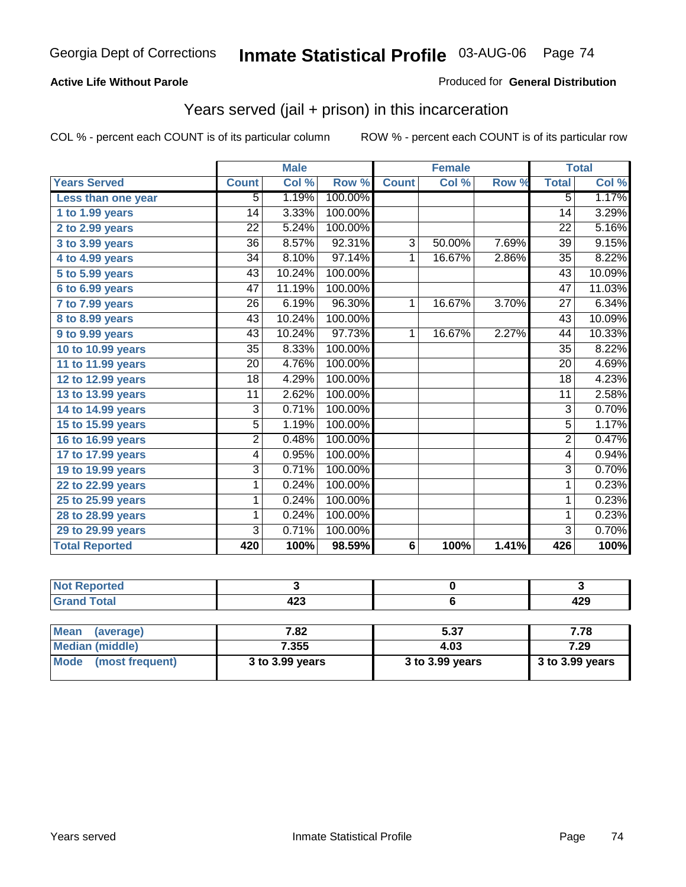Georgia Dept of Corrections **Inmate Statistical Profile** 03-AUG-06

**Active Life Without Parole**

Produced for **General Distribution**

## Years served (jail + prison) in this incarceration

COL % - percent each COUNT is of its particular column

ROW % - percent each COUNT is of its particular row

| | Male | | | Female | | | Total | |
|---|---|---|---|---|---|---|---|---|
| Years Served | Count | Col % | Row % | Count | Col % | Row % | Total | Col % |
| Less than one year | 5 | 1.19% | 100.00% | | | | 5 | 1.17% |
| 1 to 1.99 years | 14 | 3.33% | 100.00% | | | | 14 | 3.29% |
| 2 to 2.99 years | 22 | 5.24% | 100.00% | | | | 22 | 5.16% |
| 3 to 3.99 years | 36 | 8.57% | 92.31% | 3 | 50.00% | 7.69% | 39 | 9.15% |
| 4 to 4.99 years | 34 | 8.10% | 97.14% | 1 | 16.67% | 2.86% | 35 | 8.22% |
| 5 to 5.99 years | 43 | 10.24% | 100.00% | | | | 43 | 10.09% |
| 6 to 6.99 years | 47 | 11.19% | 100.00% | | | | 47 | 11.03% |
| 7 to 7.99 years | 26 | 6.19% | 96.30% | 1 | 16.67% | 3.70% | 27 | 6.34% |
| 8 to 8.99 years | 43 | 10.24% | 100.00% | | | | 43 | 10.09% |
| 9 to 9.99 years | 43 | 10.24% | 97.73% | 1 | 16.67% | 2.27% | 44 | 10.33% |
| 10 to 10.99 years | 35 | 8.33% | 100.00% | | | | 35 | 8.22% |
| 11 to 11.99 years | 20 | 4.76% | 100.00% | | | | 20 | 4.69% |
| 12 to 12.99 years | 18 | 4.29% | 100.00% | | | | 18 | 4.23% |
| 13 to 13.99 years | 11 | 2.62% | 100.00% | | | | 11 | 2.58% |
| 14 to 14.99 years | 3 | 0.71% | 100.00% | | | | 3 | 0.70% |
| 15 to 15.99 years | 5 | 1.19% | 100.00% | | | | 5 | 1.17% |
| 16 to 16.99 years | 2 | 0.48% | 100.00% | | | | 2 | 0.47% |
| 17 to 17.99 years | 4 | 0.95% | 100.00% | | | | 4 | 0.94% |
| 19 to 19.99 years | 3 | 0.71% | 100.00% | | | | 3 | 0.70% |
| 22 to 22.99 years | 1 | 0.24% | 100.00% | | | | 1 | 0.23% |
| 25 to 25.99 years | 1 | 0.24% | 100.00% | | | | 1 | 0.23% |
| 28 to 28.99 years | 1 | 0.24% | 100.00% | | | | 1 | 0.23% |
| 29 to 29.99 years | 3 | 0.71% | 100.00% | | | | 3 | 0.70% |
| **Total Reported** | **420** | **100%** | **98.59%** | **6** | **100%** | **1.41%** | **426** | **100%** |

| | Male | Female | Total |
|---|---|---|---|
| Not Reported | 3 | 0 | 3 |
| Grand Total | 423 | 6 | 429 |

| | Male | Female | Total |
|---|---|---|---|
| Mean (average) | 7.82 | 5.37 | 7.78 |
| Median (middle) | 7.355 | 4.03 | 7.29 |
| Mode (most frequent) | 3 to 3.99 years | 3 to 3.99 years | 3 to 3.99 years |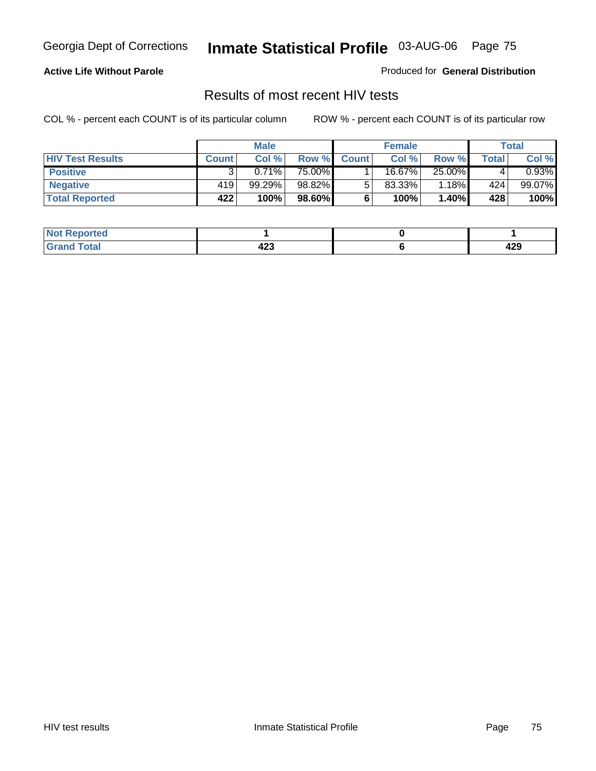Georgia Dept of Corrections **Inmate Statistical Profile** 03-AUG-06

**Active Life Without Parole**

Produced for **General Distribution**

## Results of most recent HIV tests

COL % - percent each COUNT is of its particular column

ROW % - percent each COUNT is of its particular row

| | Male | | | Female | | | Total | |
|---|---|---|---|---|---|---|---|---|
| **HIV Test Results** | **Count** | **Col %** | **Row %** | **Count** | **Col %** | **Row %** | **Total** | **Col %** |
| **Positive** | 3 | 0.71% | 75.00% | 1 | 16.67% | 25.00% | 4 | 0.93% |
| **Negative** | 419 | 99.29% | 98.82% | 5 | 83.33% | 1.18% | 424 | 99.07% |
| **Total Reported** | **422** | **100%** | **98.60%** | **6** | **100%** | **1.40%** | **428** | **100%** |

| | Male | Female | Total |
|---|---|---|---|
| **Not Reported** | **1** | **0** | **1** |
| **Grand Total** | **423** | **6** | **429** |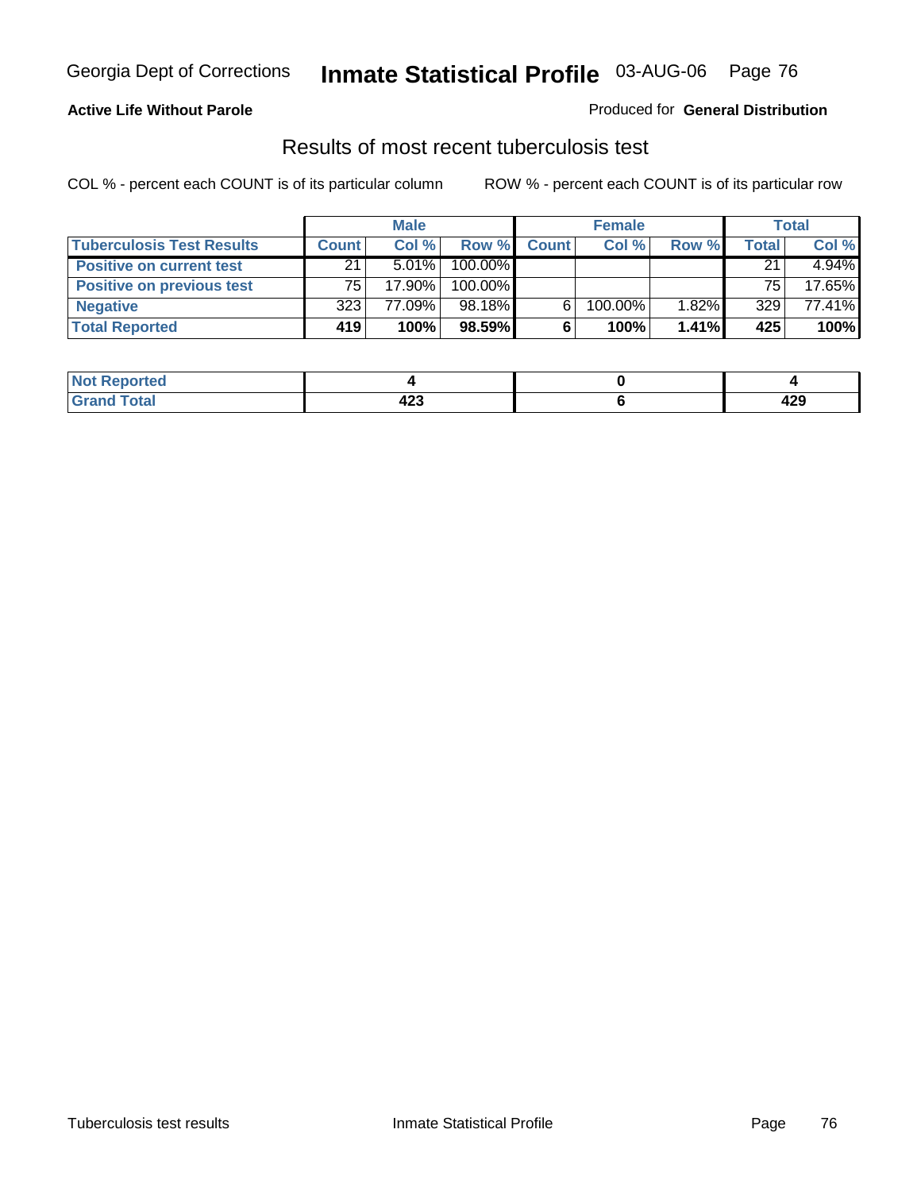**Active Life Without Parole**

Produced for **General Distribution**

## Results of most recent tuberculosis test

COL % - percent each COUNT is of its particular column

ROW % - percent each COUNT is of its particular row

| | Male | | | Female | | | Total | |
|---|---|---|---|---|---|---|---|---|
| **Tuberculosis Test Results** | **Count** | **Col %** | **Row %** | **Count** | **Col %** | **Row %** | **Total** | **Col %** |
| **Positive on current test** | 21 | 5.01% | 100.00% | | | | 21 | 4.94% |
| **Positive on previous test** | 75 | 17.90% | 100.00% | | | | 75 | 17.65% |
| **Negative** | 323 | 77.09% | 98.18% | 6 | 100.00% | 1.82% | 329 | 77.41% |
| **Total Reported** | **419** | **100%** | **98.59%** | **6** | **100%** | **1.41%** | **425** | **100%** |

| | Male | Female | Total |
|---|---|---|---|
| **Not Reported** | **4** | **0** | **4** |
| **Grand Total** | **423** | **6** | **429** |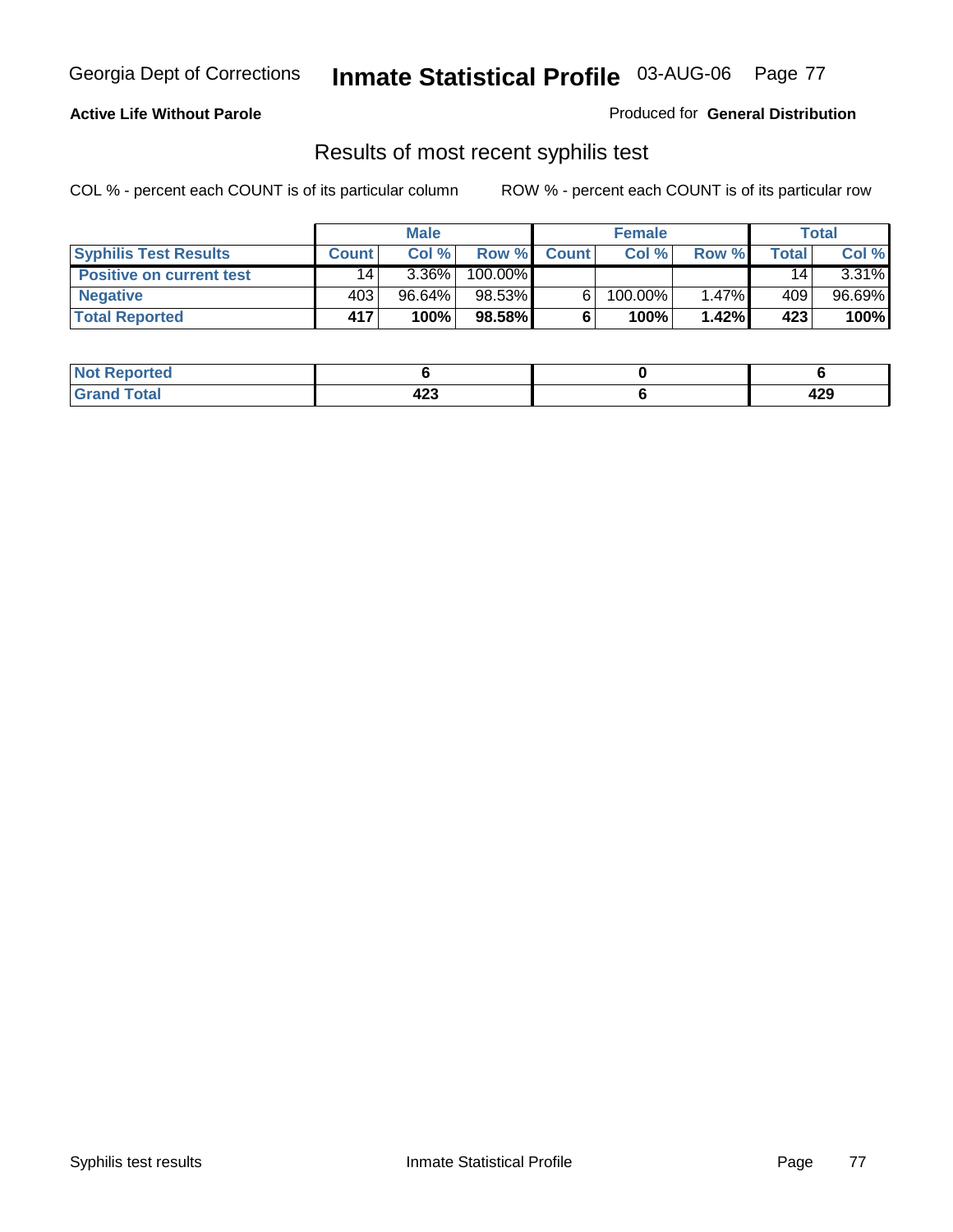Georgia Dept of Corrections **Inmate Statistical Profile** 03-AUG-06

**Active Life Without Parole**

Produced for **General Distribution**

## Results of most recent syphilis test

COL % - percent each COUNT is of its particular column ROW % - percent each COUNT is of its particular row

| | Male | | | Female | | | Total | |
|---|---|---|---|---|---|---|---|---|
| **Syphilis Test Results** | **Count** | **Col %** | **Row %** | **Count** | **Col %** | **Row %** | **Total** | **Col %** |
| **Positive on current test** | 14 | 3.36% | 100.00% | | | | 14 | 3.31% |
| **Negative** | 403 | 96.64% | 98.53% | 6 | 100.00% | 1.47% | 409 | 96.69% |
| **Total Reported** | **417** | **100%** | **98.58%** | **6** | **100%** | **1.42%** | **423** | **100%** |

| | Male | Female | Total |
|---|---|---|---|
| **Not Reported** | **6** | **0** | **6** |
| **Grand Total** | **423** | **6** | **429** |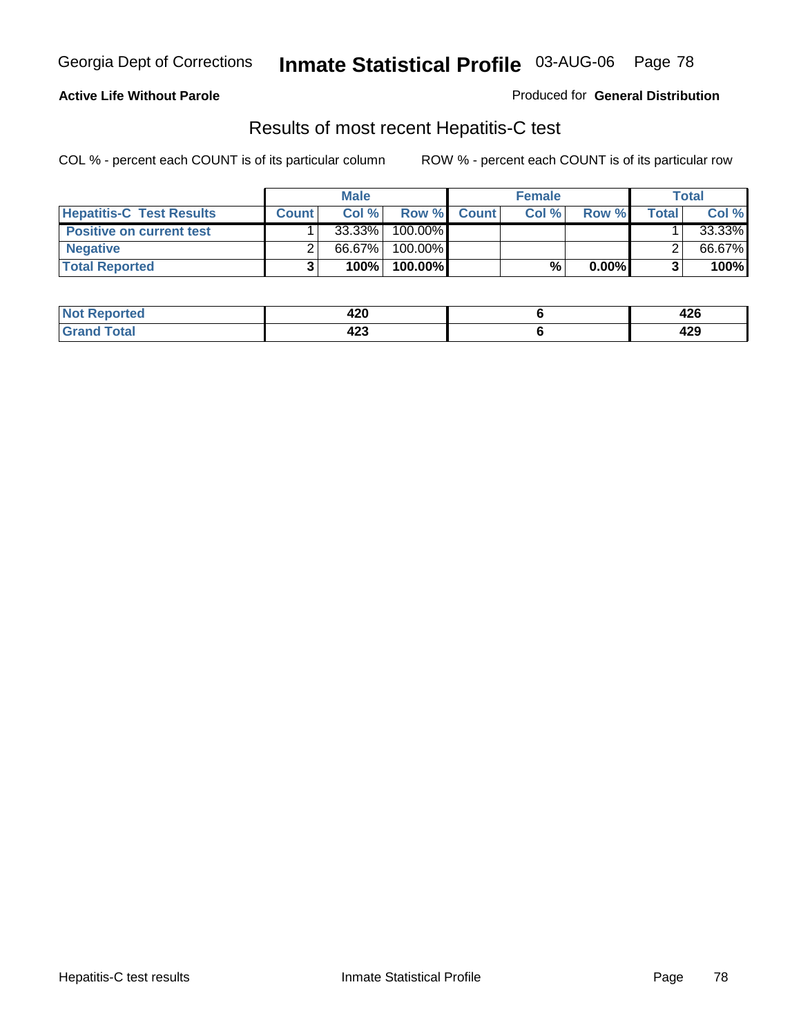Georgia Dept of Corrections **Inmate Statistical Profile** 03-AUG-06 Page 78

**Active Life Without Parole**

Produced for **General Distribution**

## Results of most recent Hepatitis-C test

COL % - percent each COUNT is of its particular column ROW % - percent each COUNT is of its particular row

| | Male | | | Female | | | Total | |
|---|---|---|---|---|---|---|---|---|
| **Hepatitis-C Test Results** | **Count** | **Col %** | **Row %** | **Count** | **Col %** | **Row %** | **Total** | **Col %** |
| **Positive on current test** | 1 | 33.33% | 100.00% | | | | 1 | 33.33% |
| **Negative** | 2 | 66.67% | 100.00% | | | | 2 | 66.67% |
| **Total Reported** | **3** | **100%** | **100.00%** | | **%** | **0.00%** | **3** | **100%** |

| | Male | Female | Total |
|---|---|---|---|
| **Not Reported** | **420** | **6** | **426** |
| **Grand Total** | **423** | **6** | **429** |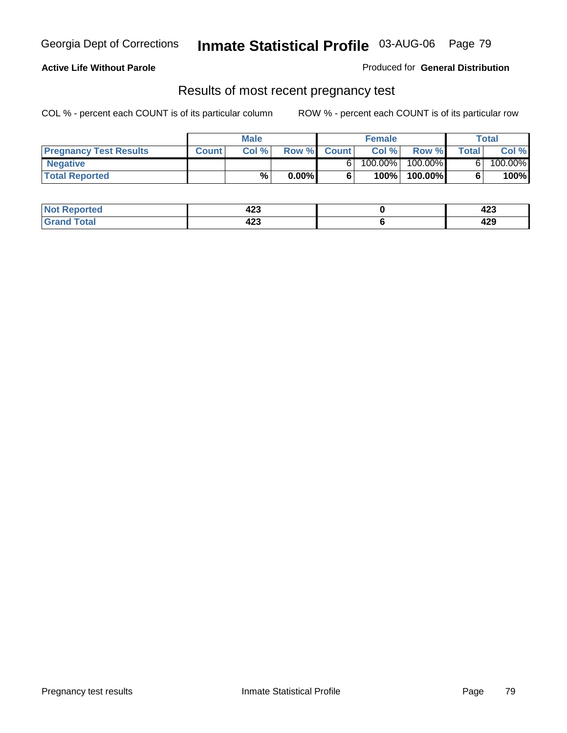Georgia Dept of Corrections **Inmate Statistical Profile** 03-AUG-06

**Active Life Without Parole**

Produced for **General Distribution**

## Results of most recent pregnancy test

COL % - percent each COUNT is of its particular column

ROW % - percent each COUNT is of its particular row

| | Male | | | Female | | | Total | |
|---|---|---|---|---|---|---|---|---|
| **Pregnancy Test Results** | **Count** | **Col %** | **Row %** | **Count** | **Col %** | **Row %** | **Total** | **Col %** |
| **Negative** | | | | 6 | 100.00% | 100.00% | 6 | 100.00% |
| **Total Reported** | | **%** | **0.00%** | **6** | **100%** | **100.00%** | **6** | **100%** |

| | Male | Female | Total |
|---|---|---|---|
| **Not Reported** | **423** | **0** | **423** |
| **Grand Total** | **423** | **6** | **429** |

Pregnancy test results

Inmate Statistical Profile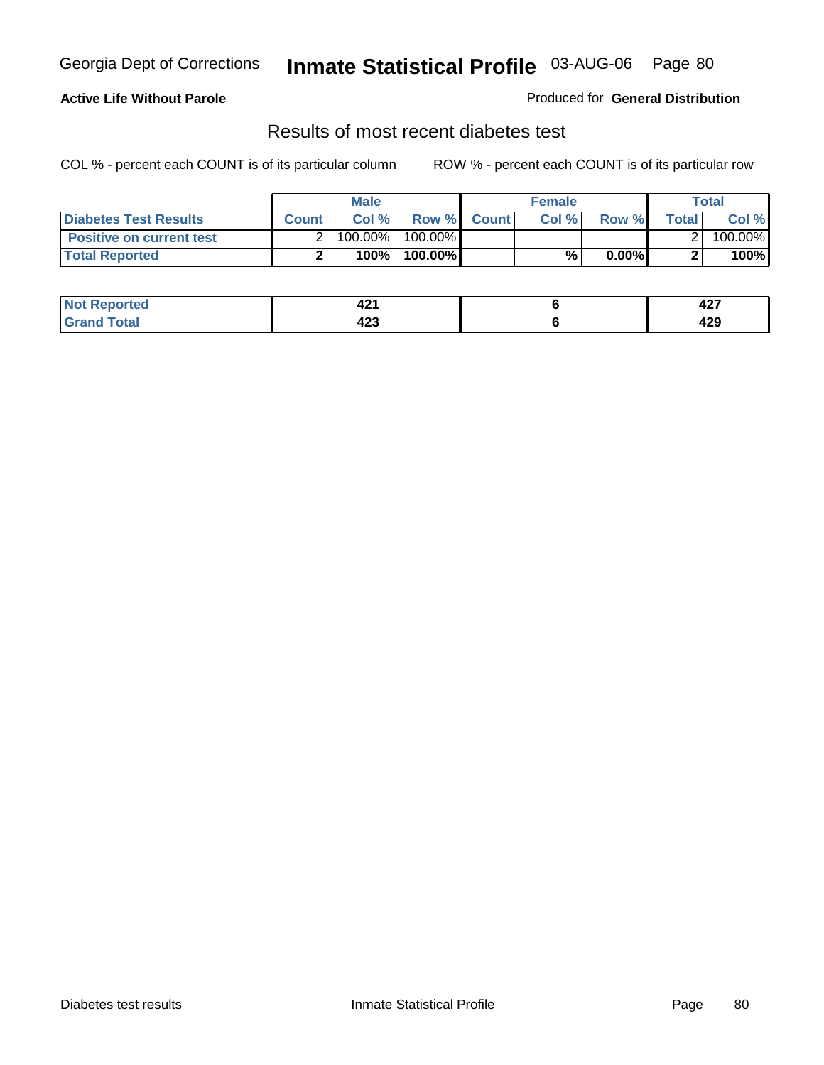**Active Life Without Parole**

Produced for **General Distribution**

## Results of most recent diabetes test

COL % - percent each COUNT is of its particular column

ROW % - percent each COUNT is of its particular row

| | Male | | | Female | | | Total | |
|---|---|---|---|---|---|---|---|---|
| **Diabetes Test Results** | **Count** | **Col %** | **Row %** | **Count** | **Col %** | **Row %** | **Total** | **Col %** |
| **Positive on current test** | 2 | 100.00% | 100.00% | | | | 2 | 100.00% |
| **Total Reported** | **2** | **100%** | **100.00%** | | **%** | **0.00%** | **2** | **100%** |

| | Male | Female | Total |
|---|---|---|---|
| **Not Reported** | **421** | **6** | **427** |
| **Grand Total** | **423** | **6** | **429** |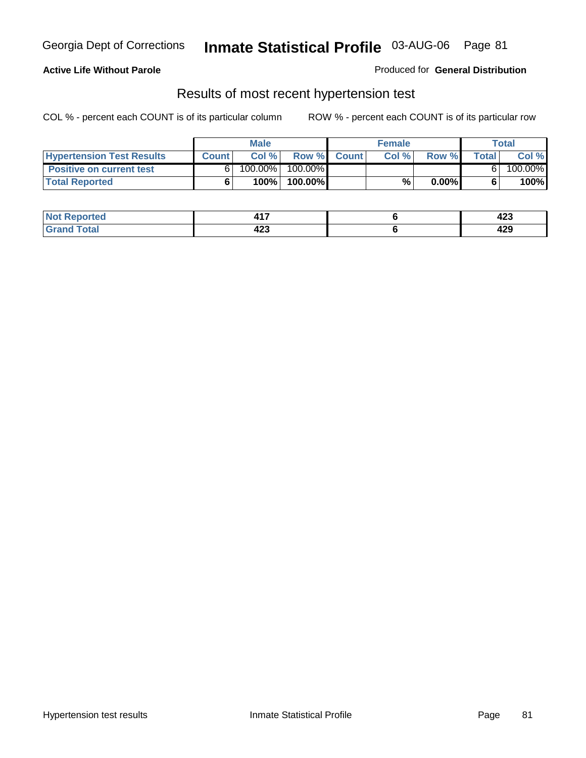Georgia Dept of Corrections **Inmate Statistical Profile** 03-AUG-06

**Active Life Without Parole**

Produced for **General Distribution**

## Results of most recent hypertension test

COL % - percent each COUNT is of its particular column    ROW % - percent each COUNT is of its particular row

| | Male | | | Female | | | Total | |
|---|---|---|---|---|---|---|---|---|
| **Hypertension Test Results** | **Count** | **Col %** | **Row %** | **Count** | **Col %** | **Row %** | **Total** | **Col %** |
| **Positive on current test** | 6 | 100.00% | 100.00% | | | | 6 | 100.00% |
| **Total Reported** | **6** | **100%** | **100.00%** | | **%** | **0.00%** | **6** | **100%** |

| | Male | Female | Total |
|---|---|---|---|
| **Not Reported** | **417** | **6** | **423** |
| **Grand Total** | **423** | **6** | **429** |

Hypertension test results    Inmate Statistical Profile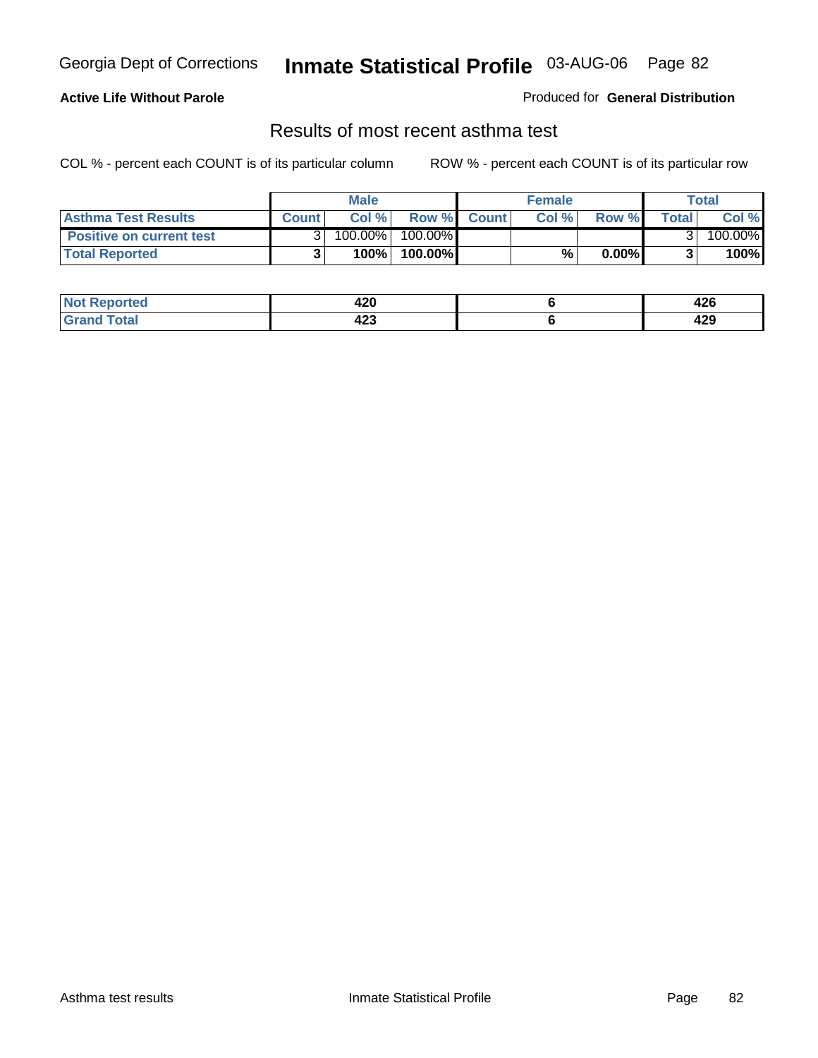Georgia Dept of Corrections **Inmate Statistical Profile** 03-AUG-06

**Active Life Without Parole**

Produced for **General Distribution**

## Results of most recent asthma test

COL % - percent each COUNT is of its particular column ROW % - percent each COUNT is of its particular row

| | Male | | | Female | | | Total | |
|---|---|---|---|---|---|---|---|---|
| **Asthma Test Results** | **Count** | **Col %** | **Row %** | **Count** | **Col %** | **Row %** | **Total** | **Col %** |
| **Positive on current test** | 3 | 100.00% | 100.00% | | | | 3 | 100.00% |
| **Total Reported** | **3** | **100%** | **100.00%** | | **%** | **0.00%** | **3** | **100%** |

| | Male | Female | Total |
|---|---|---|---|
| **Not Reported** | **420** | **6** | **426** |
| **Grand Total** | **423** | **6** | **429** |

Asthma test results Inmate Statistical Profile